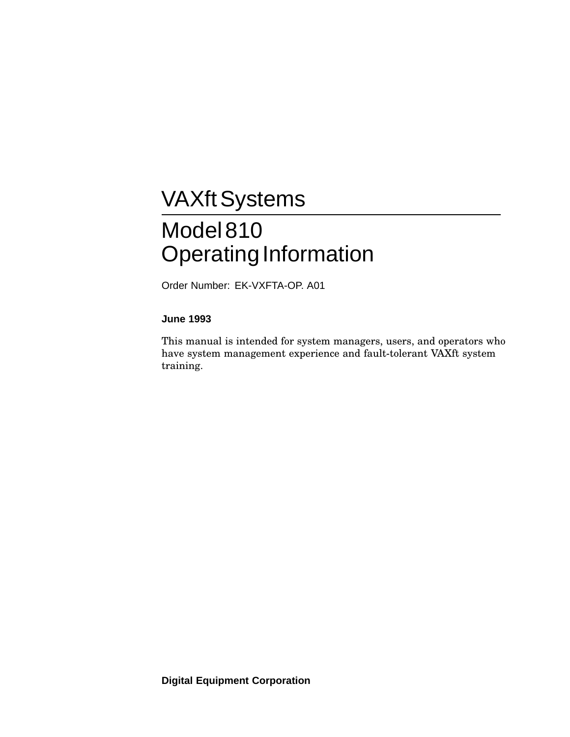# VAXft Systems

## Model 810 Operating Information

Order Number: EK-VXFTA-OP. A01

**June 1993**

This manual is intended for system managers, users, and operators who have system management experience and fault-tolerant VAXft system training.

**Digital Equipment Corporation**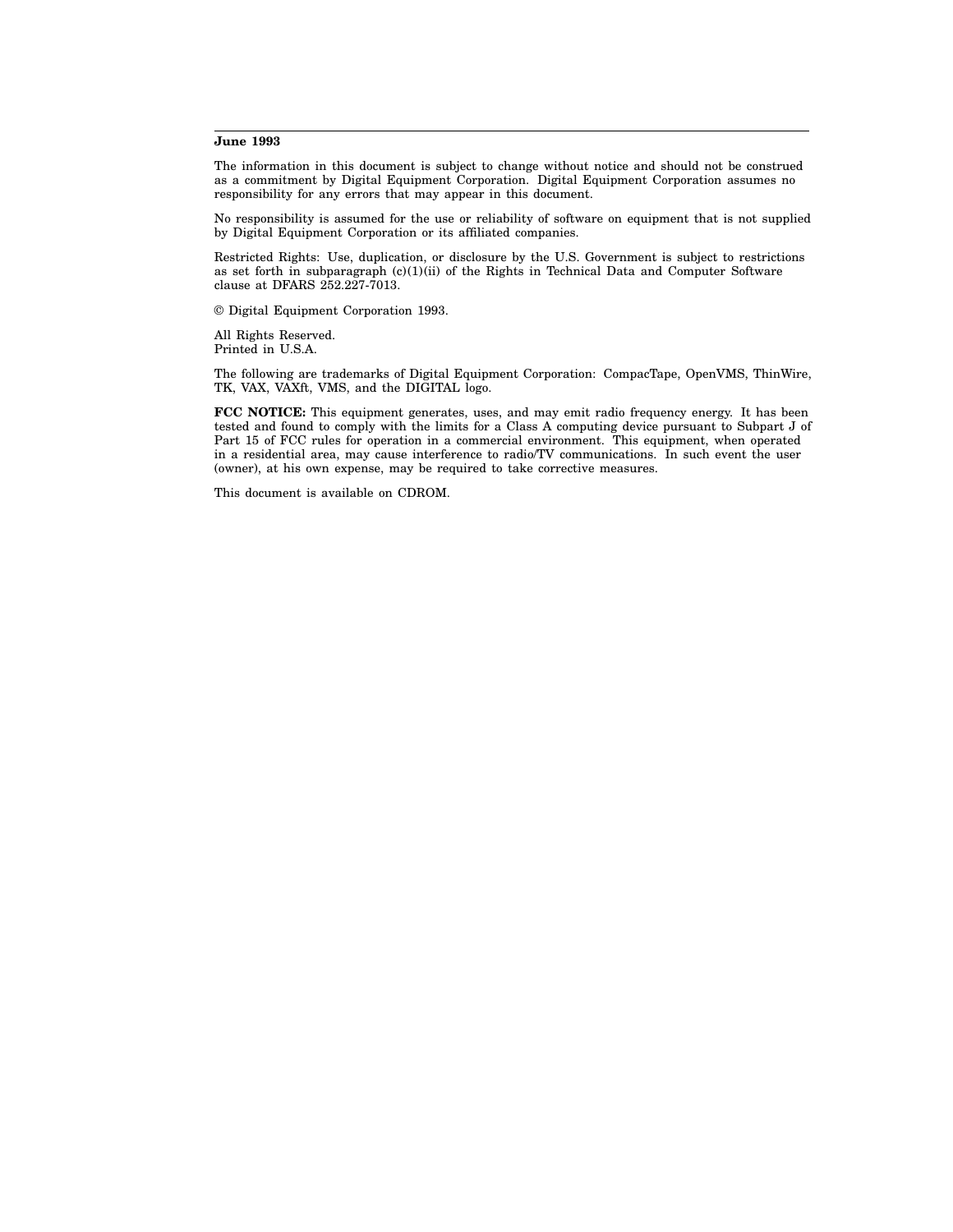**June 1993**

The information in this document is subject to change without notice and should not be construed as a commitment by Digital Equipment Corporation. Digital Equipment Corporation assumes no responsibility for any errors that may appear in this document.

No responsibility is assumed for the use or reliability of software on equipment that is not supplied by Digital Equipment Corporation or its affiliated companies.

Restricted Rights: Use, duplication, or disclosure by the U.S. Government is subject to restrictions as set forth in subparagraph (c)(1)(ii) of the Rights in Technical Data and Computer Software clause at DFARS 252.227-7013.

© Digital Equipment Corporation 1993.

All Rights Reserved.
Printed in U.S.A.

The following are trademarks of Digital Equipment Corporation: CompacTape, OpenVMS, ThinWire, TK, VAX, VAXft, VMS, and the DIGITAL logo.

**FCC NOTICE:** This equipment generates, uses, and may emit radio frequency energy. It has been tested and found to comply with the limits for a Class A computing device pursuant to Subpart J of Part 15 of FCC rules for operation in a commercial environment. This equipment, when operated in a residential area, may cause interference to radio/TV communications. In such event the user (owner), at his own expense, may be required to take corrective measures.

This document is available on CDROM.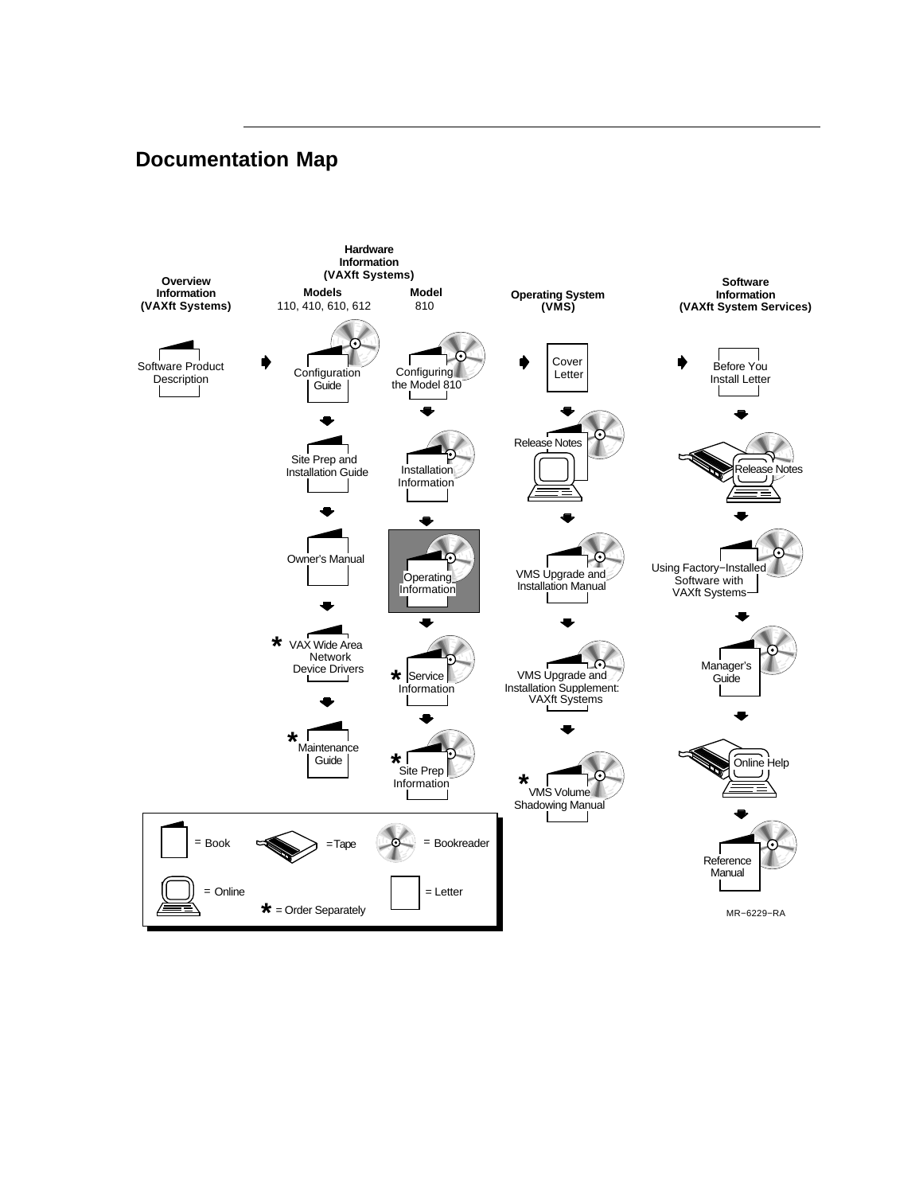# Documentation Map

**Overview Information (VAXft Systems)**

- Software Product Description

**Hardware Information (VAXft Systems)**

**Models** 110, 410, 610, 612

- Configuration Guide
- Site Prep and Installation Guide
- Owner's Manual
- * VAX Wide Area Network Device Drivers
- * Maintenance Guide

**Model** 810

- Configuring the Model 810
- Installation Information
- Operating Information
- * Service Information
- * Site Prep Information

**Operating System (VMS)**

- Cover Letter
- Release Notes
- VMS Upgrade and Installation Manual
- VMS Upgrade and Installation Supplement: VAXft Systems
- * VMS Volume Shadowing Manual

**Software Information (VAXft System Services)**

- Before You Install Letter
- Release Notes
- Using Factory−Installed Software with VAXft Systems
- Manager's Guide
- Online Help
- Reference Manual

= Book  = Tape  = Bookreader

= Online  * = Order Separately  = Letter

MR−6229−RA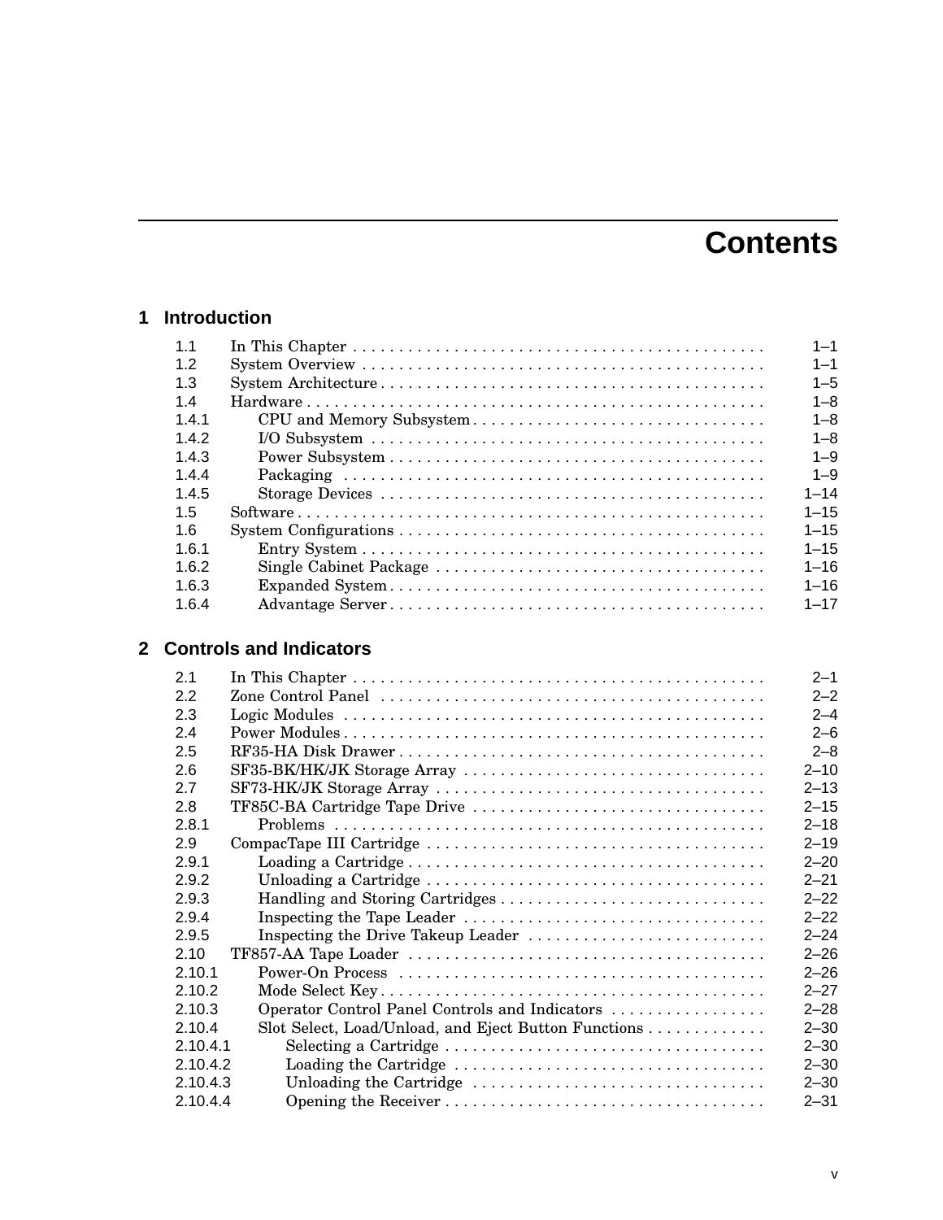# Contents

## 1 Introduction

| | | |
|---|---|---|
| 1.1 | In This Chapter | 1–1 |
| 1.2 | System Overview | 1–1 |
| 1.3 | System Architecture | 1–5 |
| 1.4 | Hardware | 1–8 |
| 1.4.1 | CPU and Memory Subsystem | 1–8 |
| 1.4.2 | I/O Subsystem | 1–8 |
| 1.4.3 | Power Subsystem | 1–9 |
| 1.4.4 | Packaging | 1–9 |
| 1.4.5 | Storage Devices | 1–14 |
| 1.5 | Software | 1–15 |
| 1.6 | System Configurations | 1–15 |
| 1.6.1 | Entry System | 1–15 |
| 1.6.2 | Single Cabinet Package | 1–16 |
| 1.6.3 | Expanded System | 1–16 |
| 1.6.4 | Advantage Server | 1–17 |

## 2 Controls and Indicators

| | | |
|---|---|---|
| 2.1 | In This Chapter | 2–1 |
| 2.2 | Zone Control Panel | 2–2 |
| 2.3 | Logic Modules | 2–4 |
| 2.4 | Power Modules | 2–6 |
| 2.5 | RF35-HA Disk Drawer | 2–8 |
| 2.6 | SF35-BK/HK/JK Storage Array | 2–10 |
| 2.7 | SF73-HK/JK Storage Array | 2–13 |
| 2.8 | TF85C-BA Cartridge Tape Drive | 2–15 |
| 2.8.1 | Problems | 2–18 |
| 2.9 | CompacTape III Cartridge | 2–19 |
| 2.9.1 | Loading a Cartridge | 2–20 |
| 2.9.2 | Unloading a Cartridge | 2–21 |
| 2.9.3 | Handling and Storing Cartridges | 2–22 |
| 2.9.4 | Inspecting the Tape Leader | 2–22 |
| 2.9.5 | Inspecting the Drive Takeup Leader | 2–24 |
| 2.10 | TF857-AA Tape Loader | 2–26 |
| 2.10.1 | Power-On Process | 2–26 |
| 2.10.2 | Mode Select Key | 2–27 |
| 2.10.3 | Operator Control Panel Controls and Indicators | 2–28 |
| 2.10.4 | Slot Select, Load/Unload, and Eject Button Functions | 2–30 |
| 2.10.4.1 | Selecting a Cartridge | 2–30 |
| 2.10.4.2 | Loading the Cartridge | 2–30 |
| 2.10.4.3 | Unloading the Cartridge | 2–30 |
| 2.10.4.4 | Opening the Receiver | 2–31 |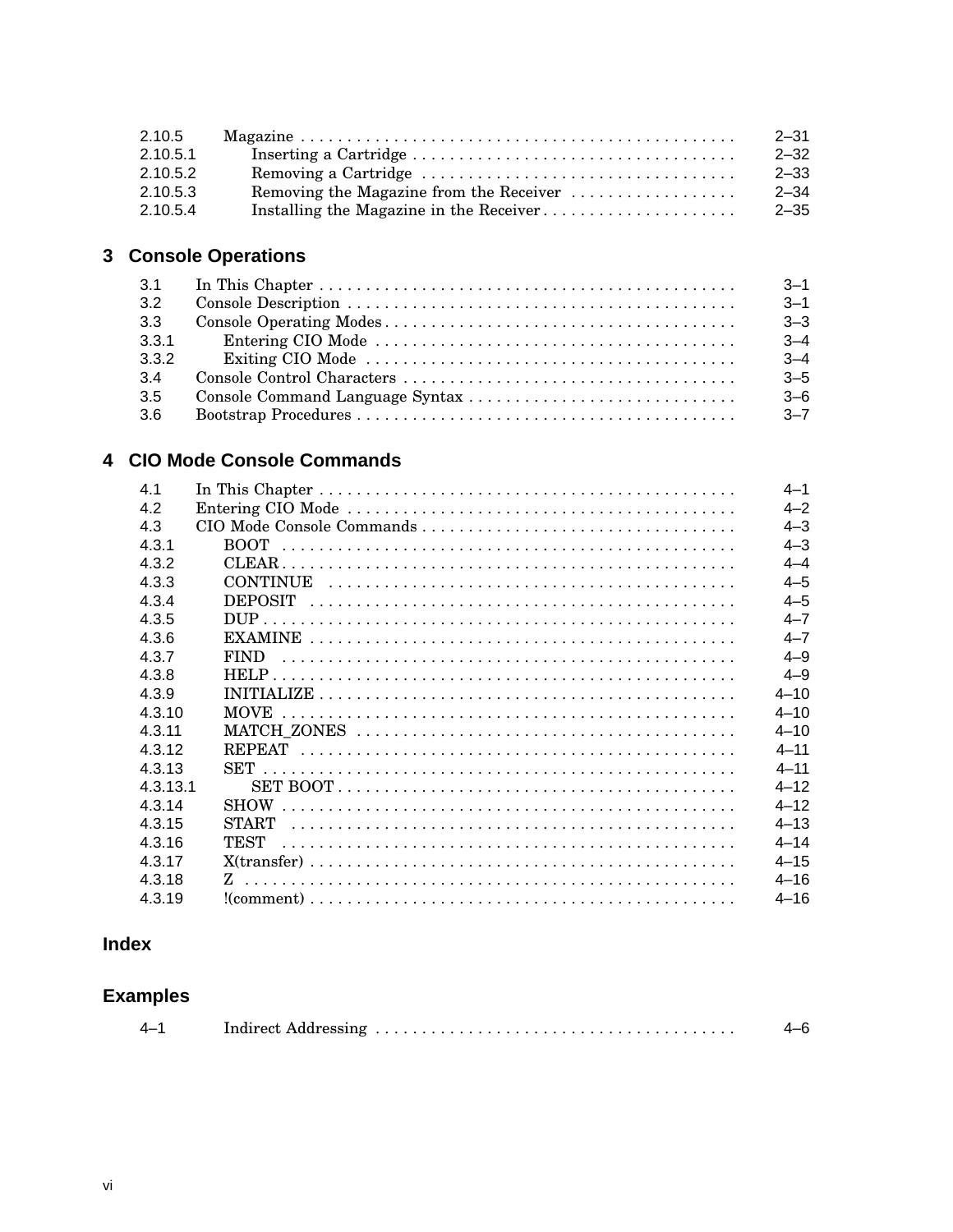| | | |
|---|---|---|
| 2.10.5 | Magazine | 2–31 |
| 2.10.5.1 | Inserting a Cartridge | 2–32 |
| 2.10.5.2 | Removing a Cartridge | 2–33 |
| 2.10.5.3 | Removing the Magazine from the Receiver | 2–34 |
| 2.10.5.4 | Installing the Magazine in the Receiver | 2–35 |

## 3 Console Operations

| | | |
|---|---|---|
| 3.1 | In This Chapter | 3–1 |
| 3.2 | Console Description | 3–1 |
| 3.3 | Console Operating Modes | 3–3 |
| 3.3.1 | Entering CIO Mode | 3–4 |
| 3.3.2 | Exiting CIO Mode | 3–4 |
| 3.4 | Console Control Characters | 3–5 |
| 3.5 | Console Command Language Syntax | 3–6 |
| 3.6 | Bootstrap Procedures | 3–7 |

## 4 CIO Mode Console Commands

| | | |
|---|---|---|
| 4.1 | In This Chapter | 4–1 |
| 4.2 | Entering CIO Mode | 4–2 |
| 4.3 | CIO Mode Console Commands | 4–3 |
| 4.3.1 | BOOT | 4–3 |
| 4.3.2 | CLEAR | 4–4 |
| 4.3.3 | CONTINUE | 4–5 |
| 4.3.4 | DEPOSIT | 4–5 |
| 4.3.5 | DUP | 4–7 |
| 4.3.6 | EXAMINE | 4–7 |
| 4.3.7 | FIND | 4–9 |
| 4.3.8 | HELP | 4–9 |
| 4.3.9 | INITIALIZE | 4–10 |
| 4.3.10 | MOVE | 4–10 |
| 4.3.11 | MATCH_ZONES | 4–10 |
| 4.3.12 | REPEAT | 4–11 |
| 4.3.13 | SET | 4–11 |
| 4.3.13.1 | SET BOOT | 4–12 |
| 4.3.14 | SHOW | 4–12 |
| 4.3.15 | START | 4–13 |
| 4.3.16 | TEST | 4–14 |
| 4.3.17 | X(transfer) | 4–15 |
| 4.3.18 | Z | 4–16 |
| 4.3.19 | !(comment) | 4–16 |

## Index

## Examples

| | | |
|---|---|---|
| 4–1 | Indirect Addressing | 4–6 |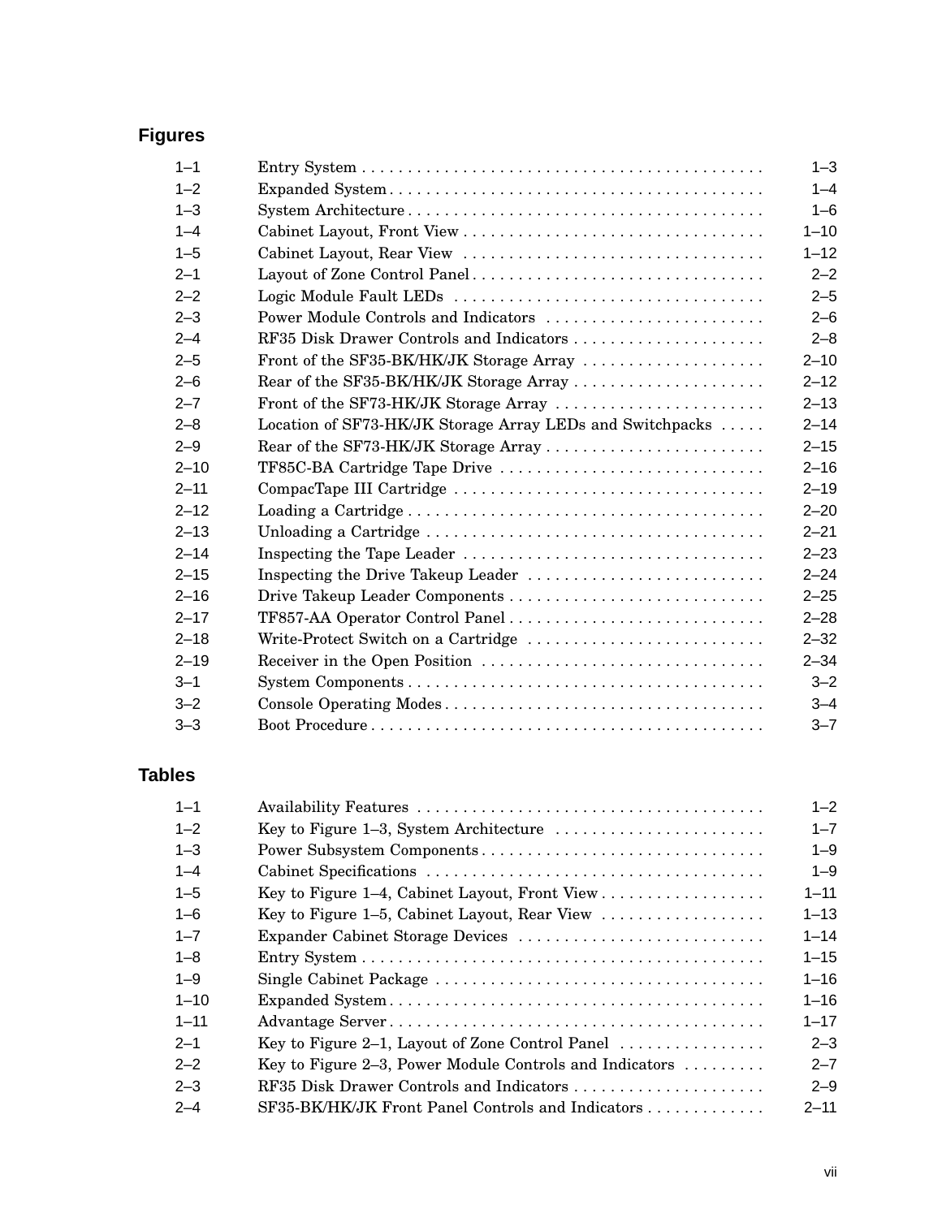## Figures

| | | |
|---|---|---|
| 1–1 | Entry System | 1–3 |
| 1–2 | Expanded System | 1–4 |
| 1–3 | System Architecture | 1–6 |
| 1–4 | Cabinet Layout, Front View | 1–10 |
| 1–5 | Cabinet Layout, Rear View | 1–12 |
| 2–1 | Layout of Zone Control Panel | 2–2 |
| 2–2 | Logic Module Fault LEDs | 2–5 |
| 2–3 | Power Module Controls and Indicators | 2–6 |
| 2–4 | RF35 Disk Drawer Controls and Indicators | 2–8 |
| 2–5 | Front of the SF35-BK/HK/JK Storage Array | 2–10 |
| 2–6 | Rear of the SF35-BK/HK/JK Storage Array | 2–12 |
| 2–7 | Front of the SF73-HK/JK Storage Array | 2–13 |
| 2–8 | Location of SF73-HK/JK Storage Array LEDs and Switchpacks | 2–14 |
| 2–9 | Rear of the SF73-HK/JK Storage Array | 2–15 |
| 2–10 | TF85C-BA Cartridge Tape Drive | 2–16 |
| 2–11 | CompacTape III Cartridge | 2–19 |
| 2–12 | Loading a Cartridge | 2–20 |
| 2–13 | Unloading a Cartridge | 2–21 |
| 2–14 | Inspecting the Tape Leader | 2–23 |
| 2–15 | Inspecting the Drive Takeup Leader | 2–24 |
| 2–16 | Drive Takeup Leader Components | 2–25 |
| 2–17 | TF857-AA Operator Control Panel | 2–28 |
| 2–18 | Write-Protect Switch on a Cartridge | 2–32 |
| 2–19 | Receiver in the Open Position | 2–34 |
| 3–1 | System Components | 3–2 |
| 3–2 | Console Operating Modes | 3–4 |
| 3–3 | Boot Procedure | 3–7 |

## Tables

| | | |
|---|---|---|
| 1–1 | Availability Features | 1–2 |
| 1–2 | Key to Figure 1–3, System Architecture | 1–7 |
| 1–3 | Power Subsystem Components | 1–9 |
| 1–4 | Cabinet Specifications | 1–9 |
| 1–5 | Key to Figure 1–4, Cabinet Layout, Front View | 1–11 |
| 1–6 | Key to Figure 1–5, Cabinet Layout, Rear View | 1–13 |
| 1–7 | Expander Cabinet Storage Devices | 1–14 |
| 1–8 | Entry System | 1–15 |
| 1–9 | Single Cabinet Package | 1–16 |
| 1–10 | Expanded System | 1–16 |
| 1–11 | Advantage Server | 1–17 |
| 2–1 | Key to Figure 2–1, Layout of Zone Control Panel | 2–3 |
| 2–2 | Key to Figure 2–3, Power Module Controls and Indicators | 2–7 |
| 2–3 | RF35 Disk Drawer Controls and Indicators | 2–9 |
| 2–4 | SF35-BK/HK/JK Front Panel Controls and Indicators | 2–11 |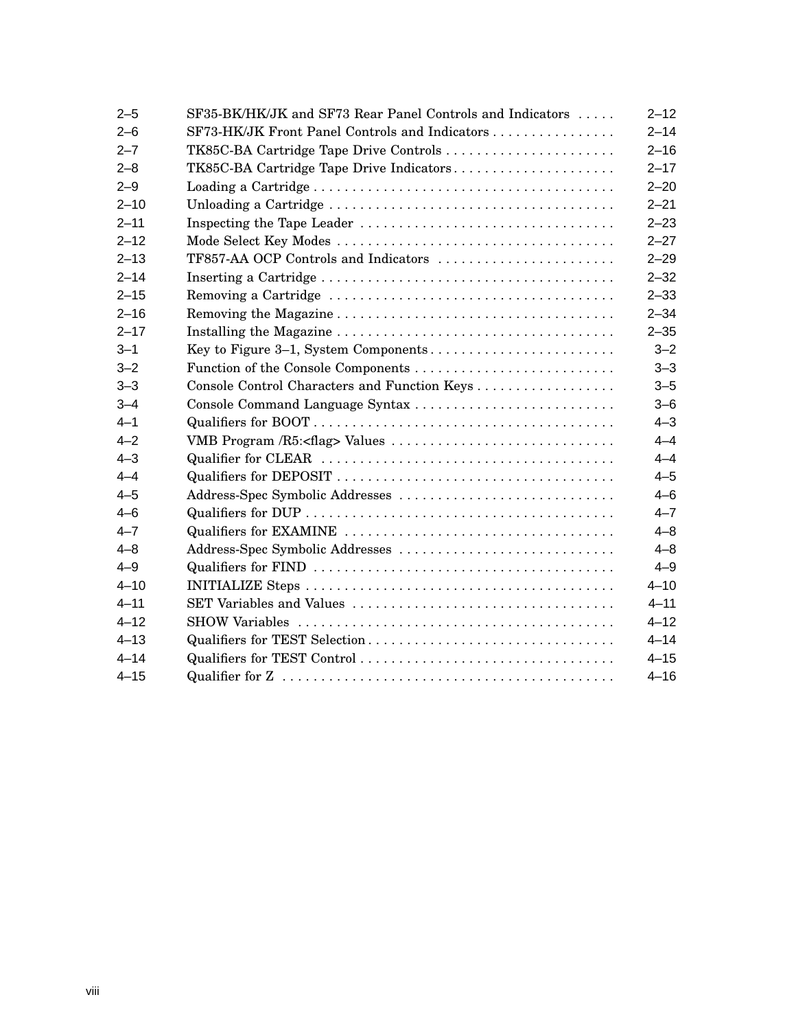| | | |
|---|---|---|
| 2–5 | SF35-BK/HK/JK and SF73 Rear Panel Controls and Indicators | 2–12 |
| 2–6 | SF73-HK/JK Front Panel Controls and Indicators | 2–14 |
| 2–7 | TK85C-BA Cartridge Tape Drive Controls | 2–16 |
| 2–8 | TK85C-BA Cartridge Tape Drive Indicators | 2–17 |
| 2–9 | Loading a Cartridge | 2–20 |
| 2–10 | Unloading a Cartridge | 2–21 |
| 2–11 | Inspecting the Tape Leader | 2–23 |
| 2–12 | Mode Select Key Modes | 2–27 |
| 2–13 | TF857-AA OCP Controls and Indicators | 2–29 |
| 2–14 | Inserting a Cartridge | 2–32 |
| 2–15 | Removing a Cartridge | 2–33 |
| 2–16 | Removing the Magazine | 2–34 |
| 2–17 | Installing the Magazine | 2–35 |
| 3–1 | Key to Figure 3–1, System Components | 3–2 |
| 3–2 | Function of the Console Components | 3–3 |
| 3–3 | Console Control Characters and Function Keys | 3–5 |
| 3–4 | Console Command Language Syntax | 3–6 |
| 4–1 | Qualifiers for BOOT | 4–3 |
| 4–2 | VMB Program /R5:<flag> Values | 4–4 |
| 4–3 | Qualifier for CLEAR | 4–4 |
| 4–4 | Qualifiers for DEPOSIT | 4–5 |
| 4–5 | Address-Spec Symbolic Addresses | 4–6 |
| 4–6 | Qualifiers for DUP | 4–7 |
| 4–7 | Qualifiers for EXAMINE | 4–8 |
| 4–8 | Address-Spec Symbolic Addresses | 4–8 |
| 4–9 | Qualifiers for FIND | 4–9 |
| 4–10 | INITIALIZE Steps | 4–10 |
| 4–11 | SET Variables and Values | 4–11 |
| 4–12 | SHOW Variables | 4–12 |
| 4–13 | Qualifiers for TEST Selection | 4–14 |
| 4–14 | Qualifiers for TEST Control | 4–15 |
| 4–15 | Qualifier for Z | 4–16 |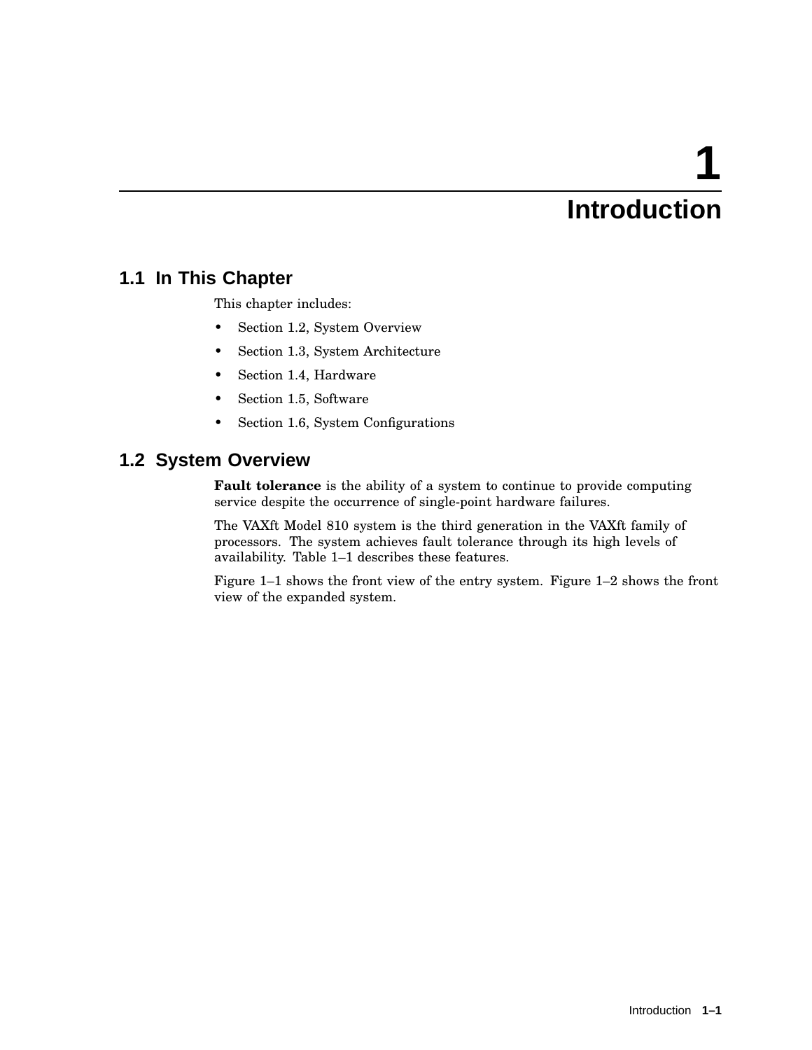# 1 Introduction

## 1.1 In This Chapter

This chapter includes:

- Section 1.2, System Overview
- Section 1.3, System Architecture
- Section 1.4, Hardware
- Section 1.5, Software
- Section 1.6, System Configurations

## 1.2 System Overview

**Fault tolerance** is the ability of a system to continue to provide computing service despite the occurrence of single-point hardware failures.

The VAXft Model 810 system is the third generation in the VAXft family of processors. The system achieves fault tolerance through its high levels of availability. Table 1–1 describes these features.

Figure 1–1 shows the front view of the entry system. Figure 1–2 shows the front view of the expanded system.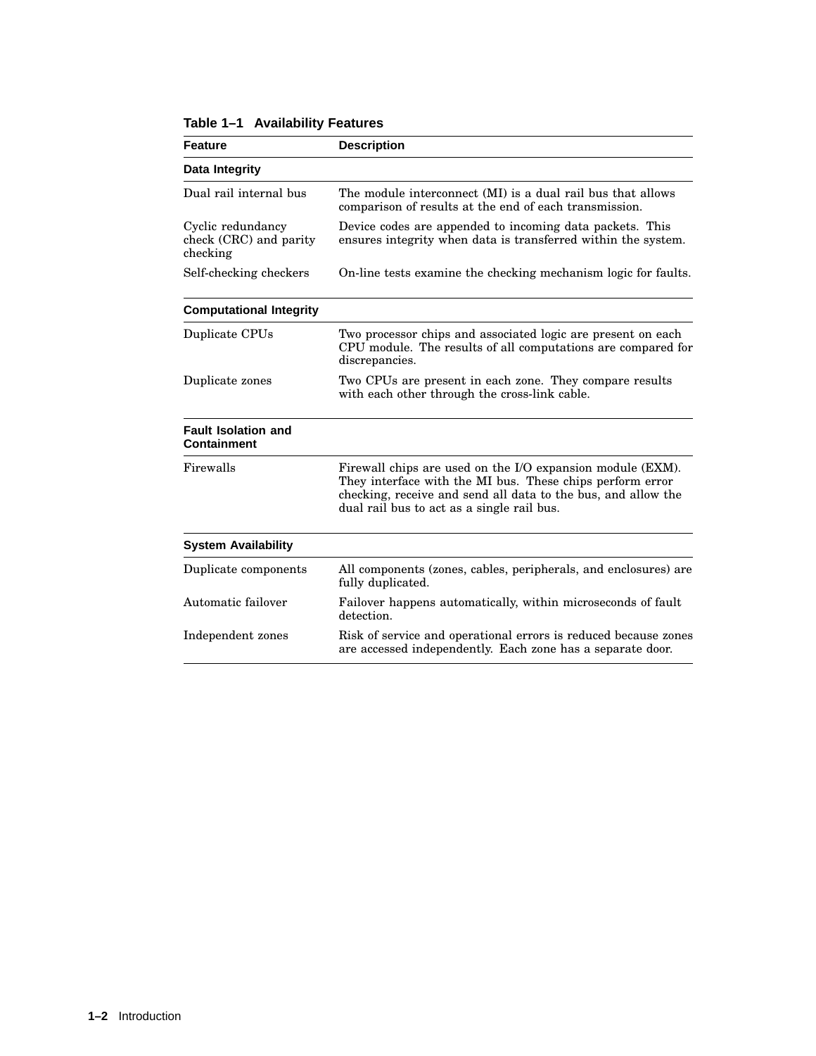**Table 1–1 Availability Features**

| Feature | Description |
|---|---|
| **Data Integrity** | |
| Dual rail internal bus | The module interconnect (MI) is a dual rail bus that allows comparison of results at the end of each transmission. |
| Cyclic redundancy check (CRC) and parity checking | Device codes are appended to incoming data packets. This ensures integrity when data is transferred within the system. |
| Self-checking checkers | On-line tests examine the checking mechanism logic for faults. |
| **Computational Integrity** | |
| Duplicate CPUs | Two processor chips and associated logic are present on each CPU module. The results of all computations are compared for discrepancies. |
| Duplicate zones | Two CPUs are present in each zone. They compare results with each other through the cross-link cable. |
| **Fault Isolation and Containment** | |
| Firewalls | Firewall chips are used on the I/O expansion module (EXM). They interface with the MI bus. These chips perform error checking, receive and send all data to the bus, and allow the dual rail bus to act as a single rail bus. |
| **System Availability** | |
| Duplicate components | All components (zones, cables, peripherals, and enclosures) are fully duplicated. |
| Automatic failover | Failover happens automatically, within microseconds of fault detection. |
| Independent zones | Risk of service and operational errors is reduced because zones are accessed independently. Each zone has a separate door. |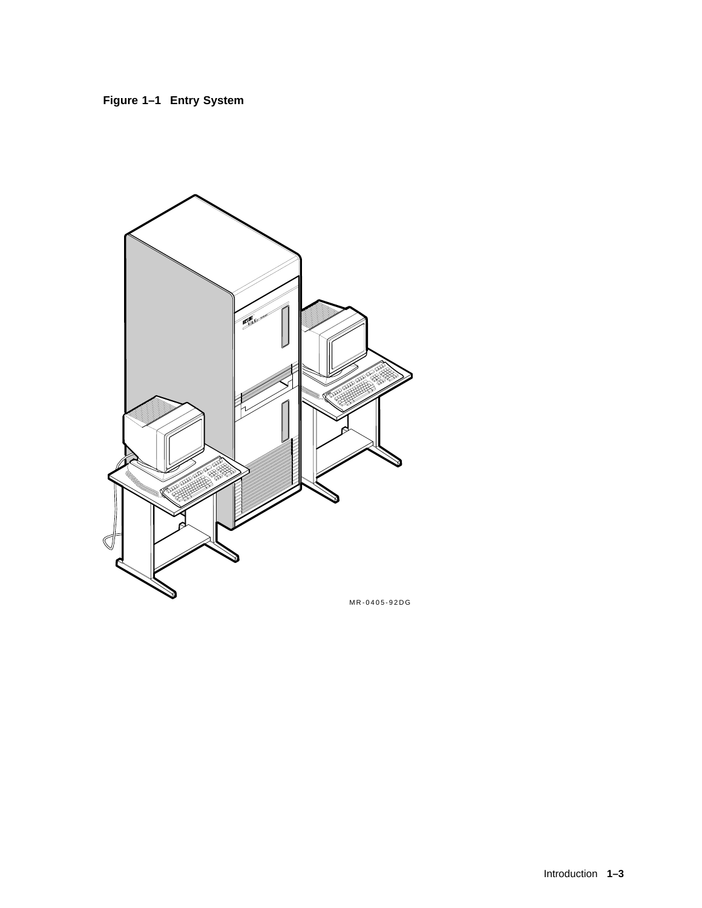**Figure 1–1 Entry System**

MR-0405-92DG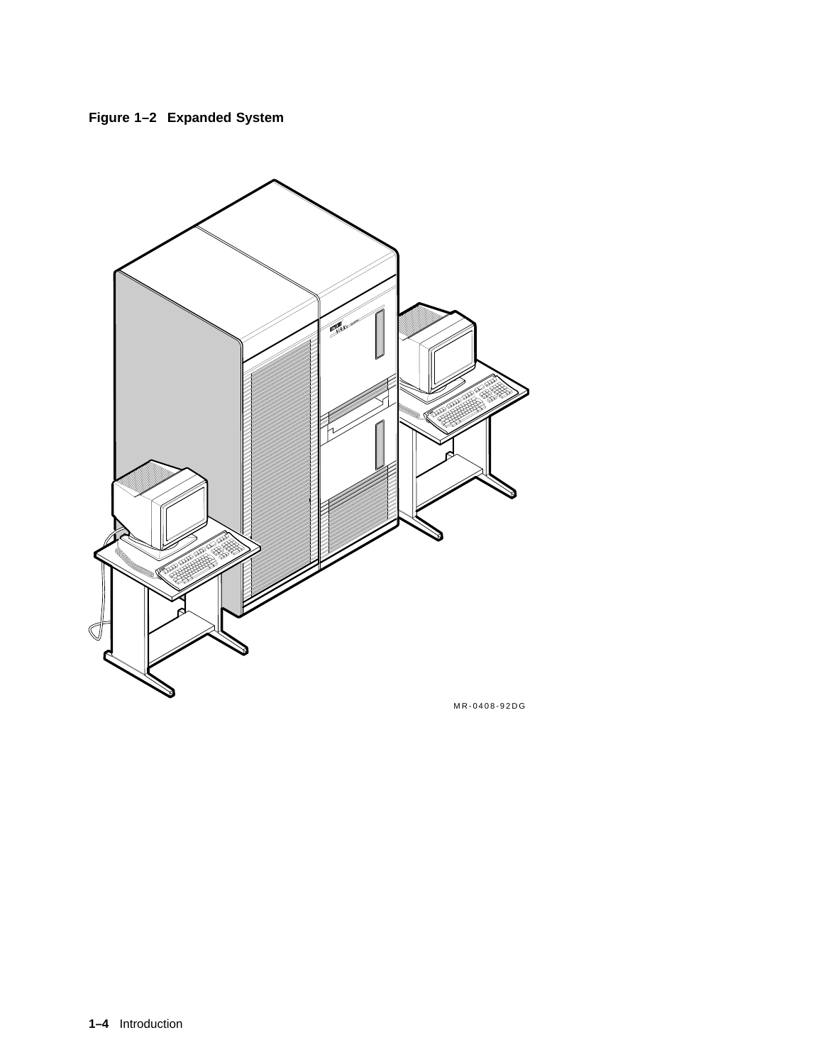**Figure 1–2 Expanded System**

MR-0408-92DG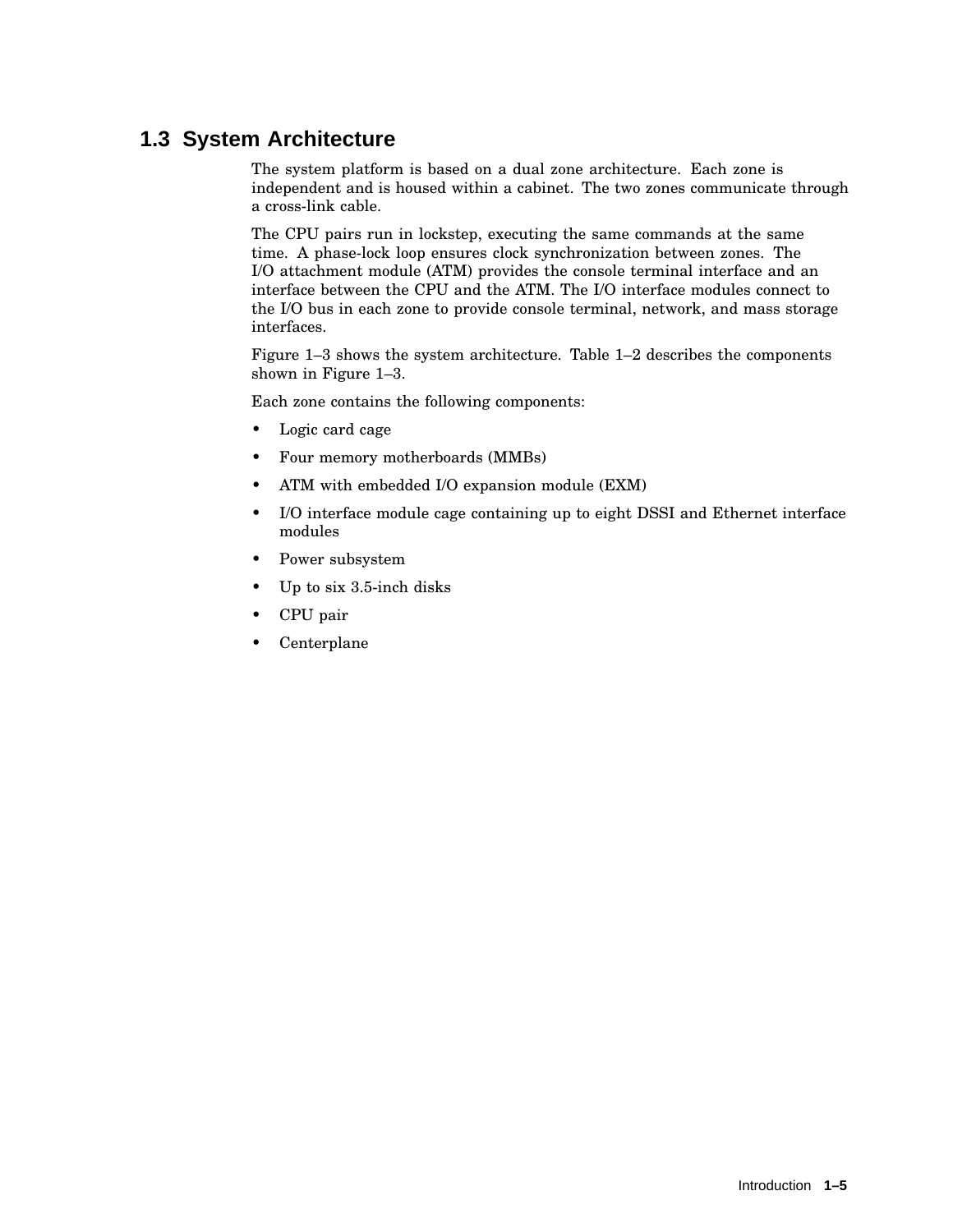## 1.3 System Architecture

The system platform is based on a dual zone architecture. Each zone is independent and is housed within a cabinet. The two zones communicate through a cross-link cable.

The CPU pairs run in lockstep, executing the same commands at the same time. A phase-lock loop ensures clock synchronization between zones. The I/O attachment module (ATM) provides the console terminal interface and an interface between the CPU and the ATM. The I/O interface modules connect to the I/O bus in each zone to provide console terminal, network, and mass storage interfaces.

Figure 1–3 shows the system architecture. Table 1–2 describes the components shown in Figure 1–3.

Each zone contains the following components:

- Logic card cage
- Four memory motherboards (MMBs)
- ATM with embedded I/O expansion module (EXM)
- I/O interface module cage containing up to eight DSSI and Ethernet interface modules
- Power subsystem
- Up to six 3.5-inch disks
- CPU pair
- Centerplane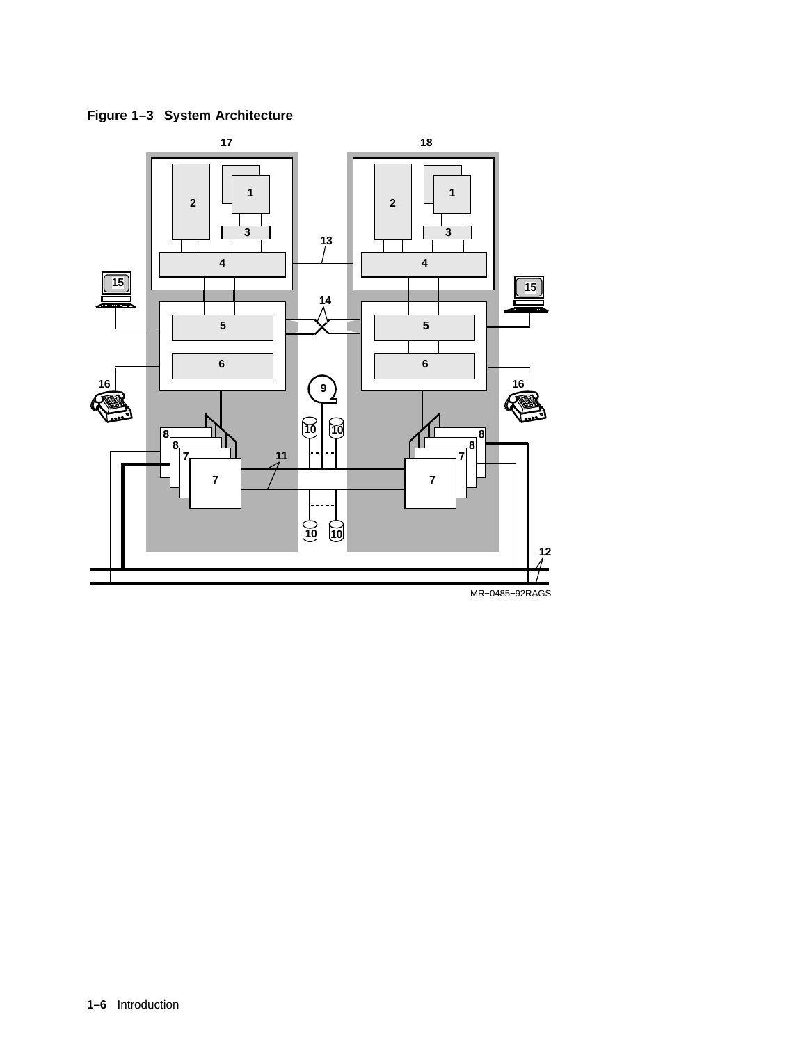**Figure 1–3 System Architecture**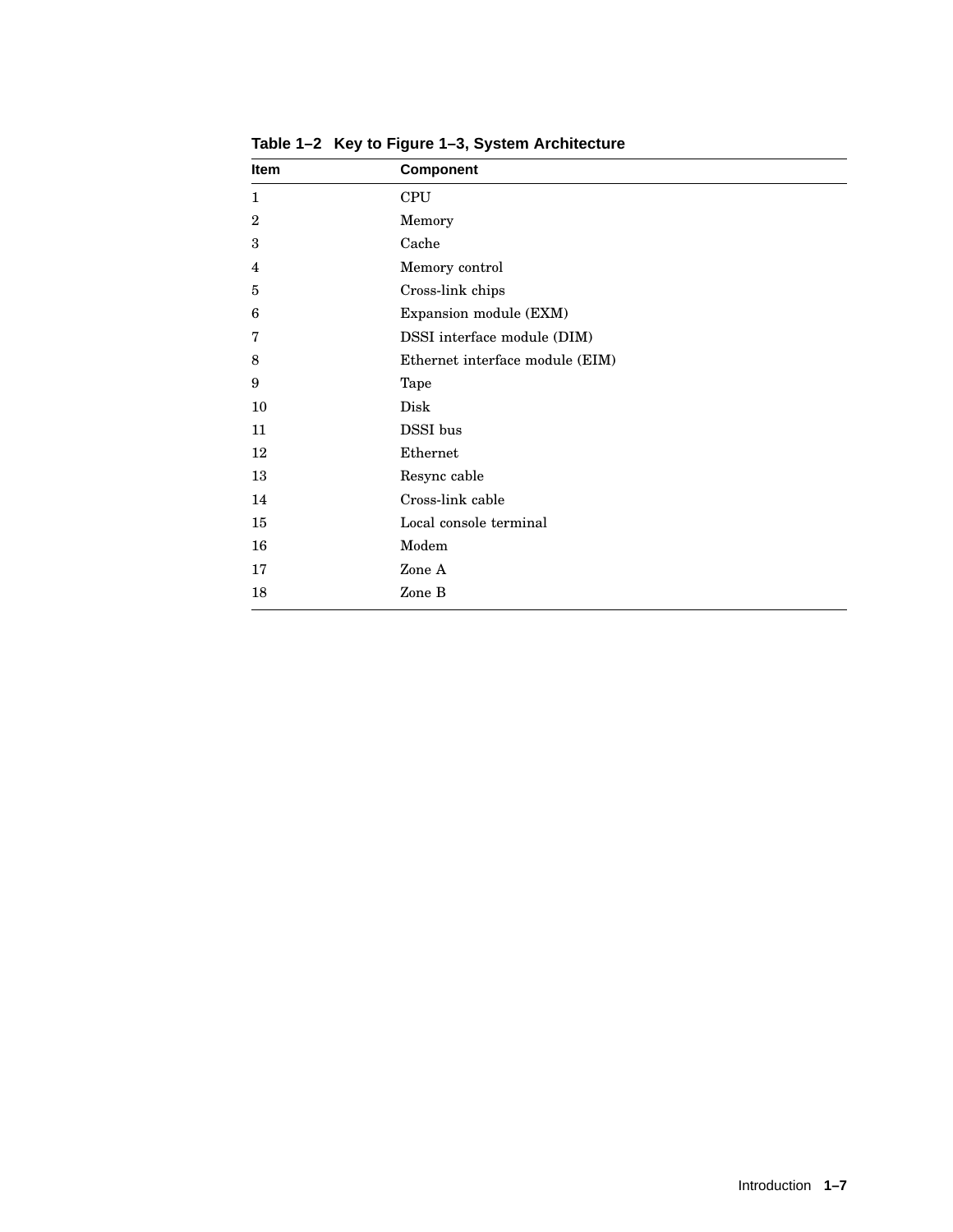**Table 1–2 Key to Figure 1–3, System Architecture**

| Item | Component |
|---|---|
| 1 | CPU |
| 2 | Memory |
| 3 | Cache |
| 4 | Memory control |
| 5 | Cross-link chips |
| 6 | Expansion module (EXM) |
| 7 | DSSI interface module (DIM) |
| 8 | Ethernet interface module (EIM) |
| 9 | Tape |
| 10 | Disk |
| 11 | DSSI bus |
| 12 | Ethernet |
| 13 | Resync cable |
| 14 | Cross-link cable |
| 15 | Local console terminal |
| 16 | Modem |
| 17 | Zone A |
| 18 | Zone B |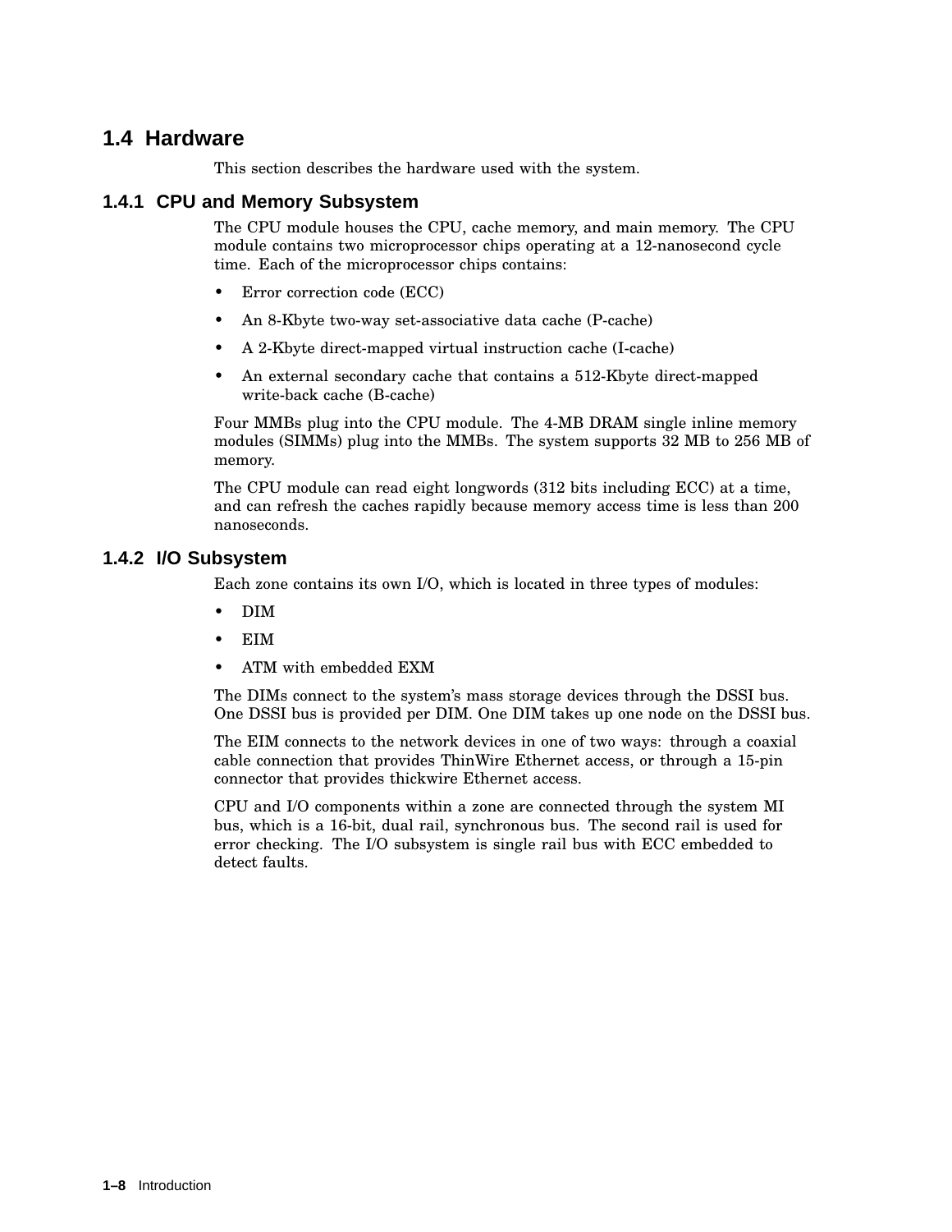## 1.4 Hardware

This section describes the hardware used with the system.

### 1.4.1 CPU and Memory Subsystem

The CPU module houses the CPU, cache memory, and main memory. The CPU module contains two microprocessor chips operating at a 12-nanosecond cycle time. Each of the microprocessor chips contains:

- Error correction code (ECC)
- An 8-Kbyte two-way set-associative data cache (P-cache)
- A 2-Kbyte direct-mapped virtual instruction cache (I-cache)
- An external secondary cache that contains a 512-Kbyte direct-mapped write-back cache (B-cache)

Four MMBs plug into the CPU module. The 4-MB DRAM single inline memory modules (SIMMs) plug into the MMBs. The system supports 32 MB to 256 MB of memory.

The CPU module can read eight longwords (312 bits including ECC) at a time, and can refresh the caches rapidly because memory access time is less than 200 nanoseconds.

### 1.4.2 I/O Subsystem

Each zone contains its own I/O, which is located in three types of modules:

- DIM
- EIM
- ATM with embedded EXM

The DIMs connect to the system's mass storage devices through the DSSI bus. One DSSI bus is provided per DIM. One DIM takes up one node on the DSSI bus.

The EIM connects to the network devices in one of two ways: through a coaxial cable connection that provides ThinWire Ethernet access, or through a 15-pin connector that provides thickwire Ethernet access.

CPU and I/O components within a zone are connected through the system MI bus, which is a 16-bit, dual rail, synchronous bus. The second rail is used for error checking. The I/O subsystem is single rail bus with ECC embedded to detect faults.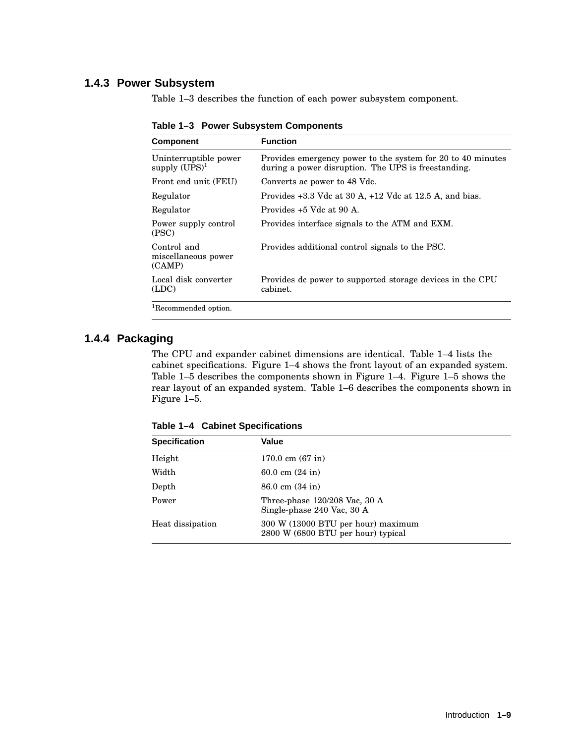### 1.4.3 Power Subsystem

Table 1–3 describes the function of each power subsystem component.

**Table 1–3 Power Subsystem Components**

| Component | Function |
|---|---|
| Uninterruptible power supply (UPS)[1] | Provides emergency power to the system for 20 to 40 minutes during a power disruption. The UPS is freestanding. |
| Front end unit (FEU) | Converts ac power to 48 Vdc. |
| Regulator | Provides +3.3 Vdc at 30 A, +12 Vdc at 12.5 A, and bias. |
| Regulator | Provides +5 Vdc at 90 A. |
| Power supply control (PSC) | Provides interface signals to the ATM and EXM. |
| Control and miscellaneous power (CAMP) | Provides additional control signals to the PSC. |
| Local disk converter (LDC) | Provides dc power to supported storage devices in the CPU cabinet. |

[1]Recommended option.

### 1.4.4 Packaging

The CPU and expander cabinet dimensions are identical. Table 1–4 lists the cabinet specifications. Figure 1–4 shows the front layout of an expanded system. Table 1–5 describes the components shown in Figure 1–4. Figure 1–5 shows the rear layout of an expanded system. Table 1–6 describes the components shown in Figure 1–5.

**Table 1–4 Cabinet Specifications**

| Specification | Value |
|---|---|
| Height | 170.0 cm (67 in) |
| Width | 60.0 cm (24 in) |
| Depth | 86.0 cm (34 in) |
| Power | Three-phase 120/208 Vac, 30 A<br>Single-phase 240 Vac, 30 A |
| Heat dissipation | 300 W (13000 BTU per hour) maximum<br>2800 W (6800 BTU per hour) typical |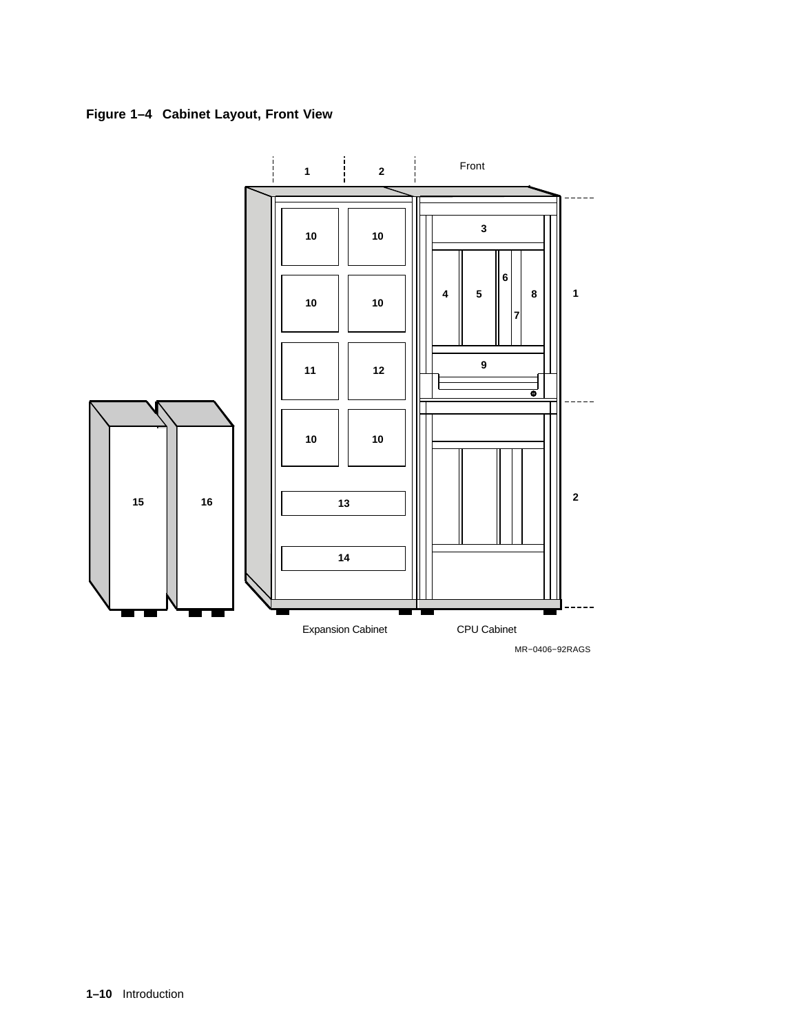**Figure 1–4 Cabinet Layout, Front View**

MR–0406–92RAGS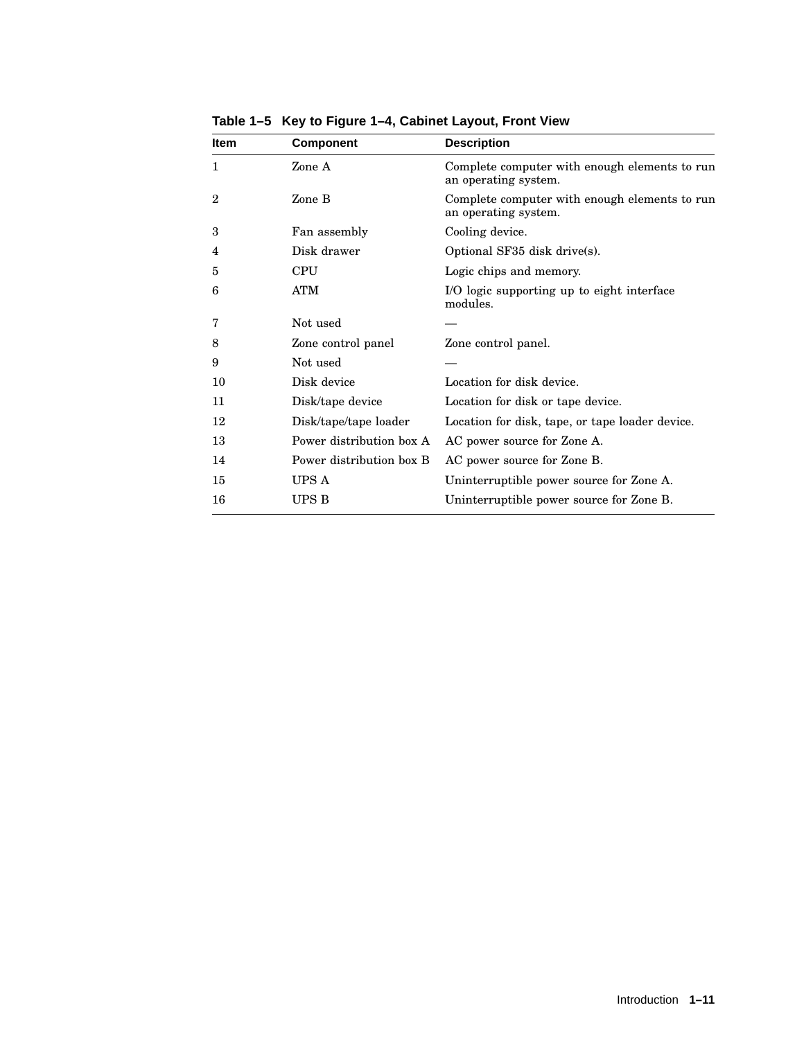**Table 1–5 Key to Figure 1–4, Cabinet Layout, Front View**

| Item | Component | Description |
|---|---|---|
| 1 | Zone A | Complete computer with enough elements to run an operating system. |
| 2 | Zone B | Complete computer with enough elements to run an operating system. |
| 3 | Fan assembly | Cooling device. |
| 4 | Disk drawer | Optional SF35 disk drive(s). |
| 5 | CPU | Logic chips and memory. |
| 6 | ATM | I/O logic supporting up to eight interface modules. |
| 7 | Not used | — |
| 8 | Zone control panel | Zone control panel. |
| 9 | Not used | — |
| 10 | Disk device | Location for disk device. |
| 11 | Disk/tape device | Location for disk or tape device. |
| 12 | Disk/tape/tape loader | Location for disk, tape, or tape loader device. |
| 13 | Power distribution box A | AC power source for Zone A. |
| 14 | Power distribution box B | AC power source for Zone B. |
| 15 | UPS A | Uninterruptible power source for Zone A. |
| 16 | UPS B | Uninterruptible power source for Zone B. |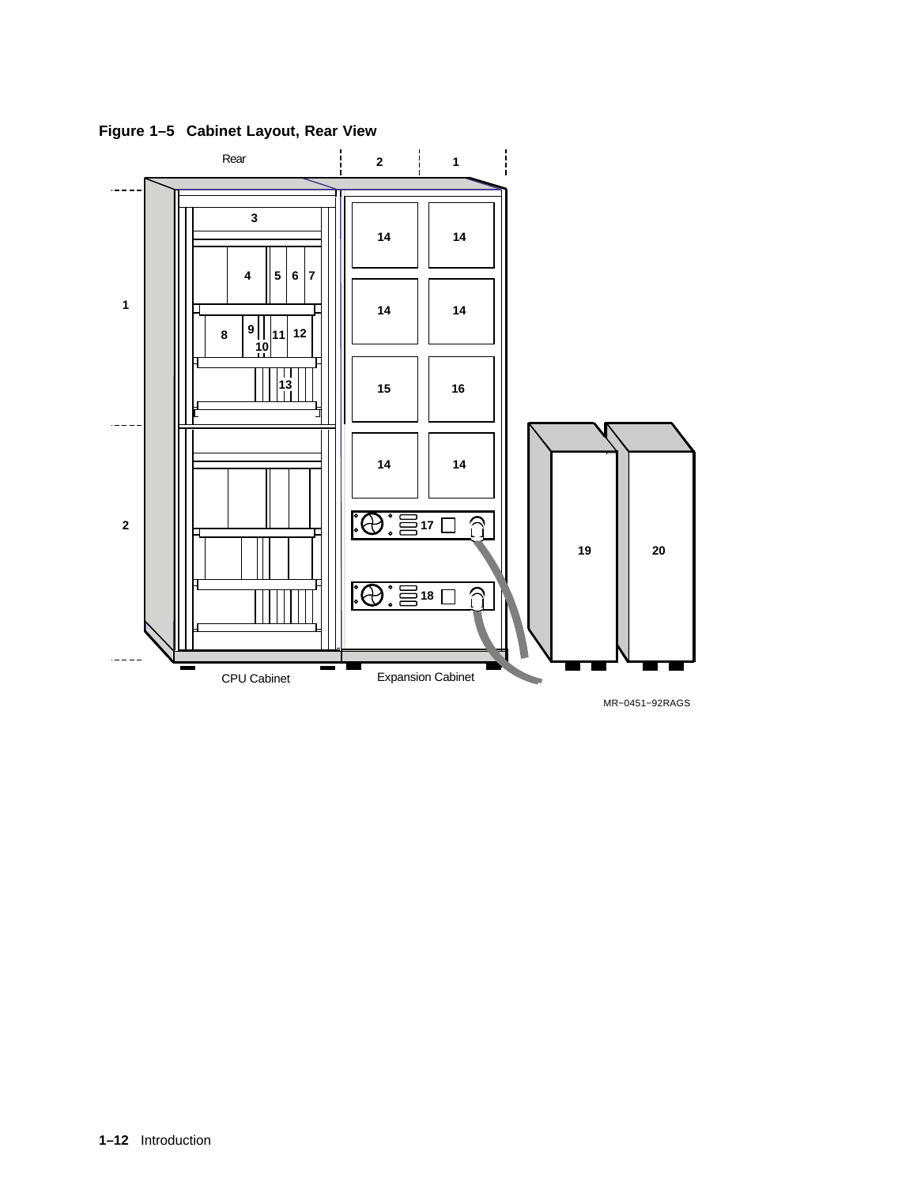**Figure 1–5 Cabinet Layout, Rear View**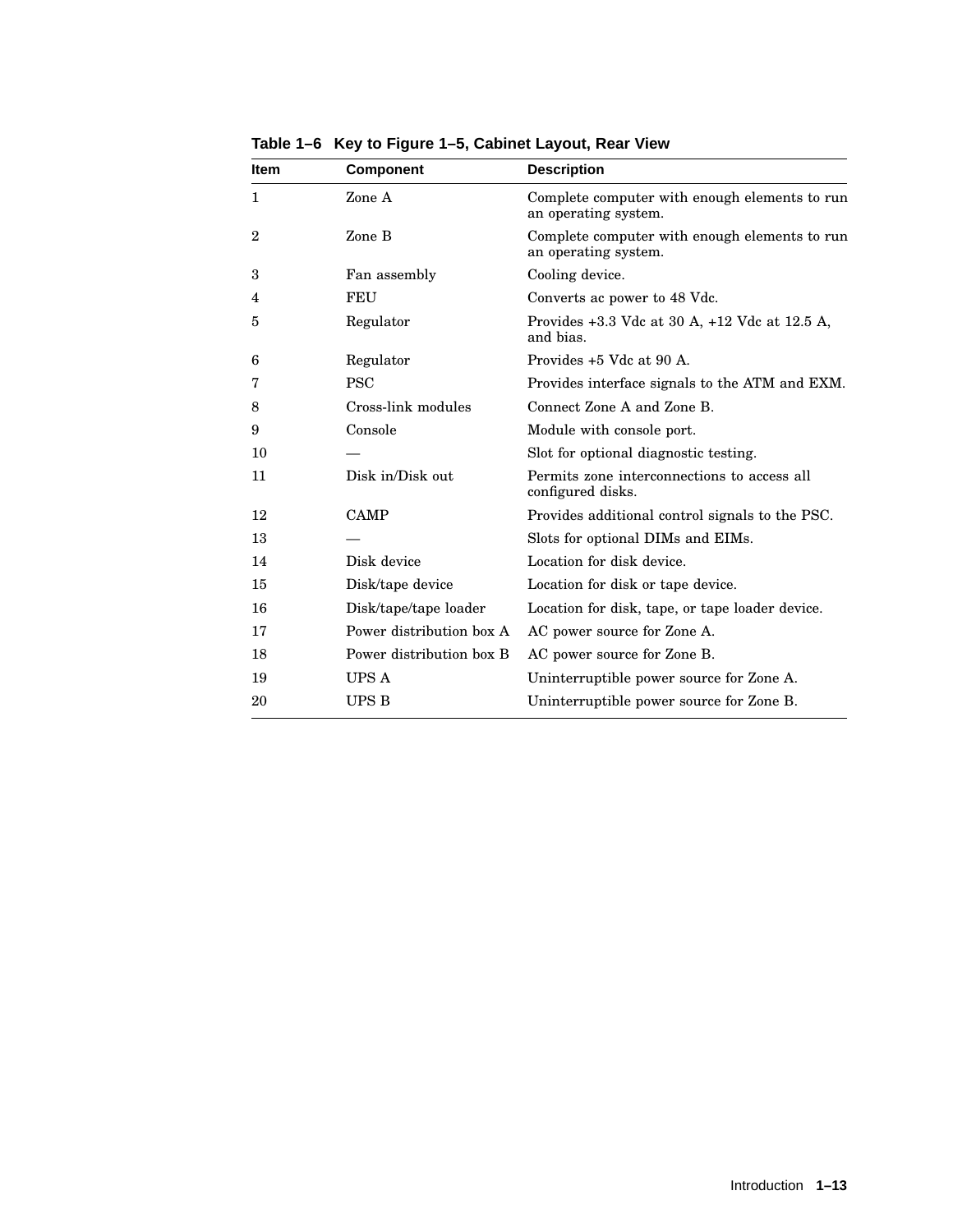**Table 1–6 Key to Figure 1–5, Cabinet Layout, Rear View**

| Item | Component | Description |
|---|---|---|
| 1 | Zone A | Complete computer with enough elements to run an operating system. |
| 2 | Zone B | Complete computer with enough elements to run an operating system. |
| 3 | Fan assembly | Cooling device. |
| 4 | FEU | Converts ac power to 48 Vdc. |
| 5 | Regulator | Provides +3.3 Vdc at 30 A, +12 Vdc at 12.5 A, and bias. |
| 6 | Regulator | Provides +5 Vdc at 90 A. |
| 7 | PSC | Provides interface signals to the ATM and EXM. |
| 8 | Cross-link modules | Connect Zone A and Zone B. |
| 9 | Console | Module with console port. |
| 10 | — | Slot for optional diagnostic testing. |
| 11 | Disk in/Disk out | Permits zone interconnections to access all configured disks. |
| 12 | CAMP | Provides additional control signals to the PSC. |
| 13 | — | Slots for optional DIMs and EIMs. |
| 14 | Disk device | Location for disk device. |
| 15 | Disk/tape device | Location for disk or tape device. |
| 16 | Disk/tape/tape loader | Location for disk, tape, or tape loader device. |
| 17 | Power distribution box A | AC power source for Zone A. |
| 18 | Power distribution box B | AC power source for Zone B. |
| 19 | UPS A | Uninterruptible power source for Zone A. |
| 20 | UPS B | Uninterruptible power source for Zone B. |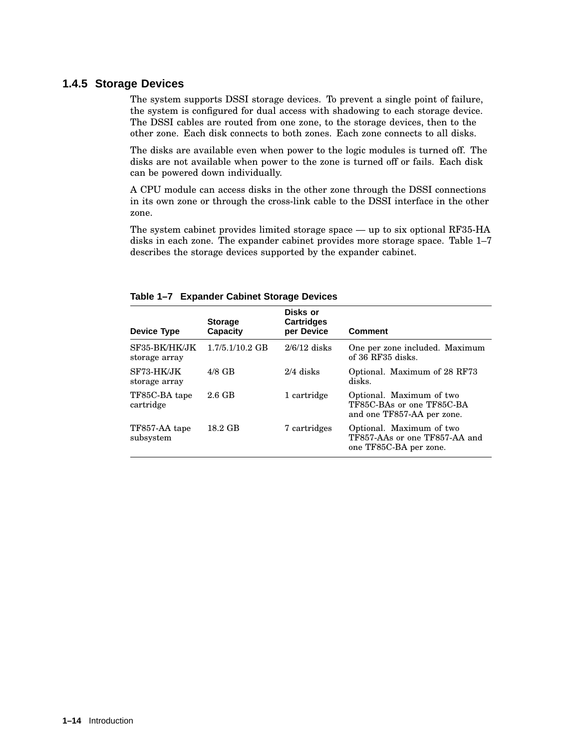### 1.4.5 Storage Devices

The system supports DSSI storage devices. To prevent a single point of failure, the system is configured for dual access with shadowing to each storage device. The DSSI cables are routed from one zone, to the storage devices, then to the other zone. Each disk connects to both zones. Each zone connects to all disks.

The disks are available even when power to the logic modules is turned off. The disks are not available when power to the zone is turned off or fails. Each disk can be powered down individually.

A CPU module can access disks in the other zone through the DSSI connections in its own zone or through the cross-link cable to the DSSI interface in the other zone.

The system cabinet provides limited storage space — up to six optional RF35-HA disks in each zone. The expander cabinet provides more storage space. Table 1–7 describes the storage devices supported by the expander cabinet.

**Table 1–7 Expander Cabinet Storage Devices**

| Device Type | Storage Capacity | Disks or Cartridges per Device | Comment |
|---|---|---|---|
| SF35-BK/HK/JK storage array | 1.7/5.1/10.2 GB | 2/6/12 disks | One per zone included. Maximum of 36 RF35 disks. |
| SF73-HK/JK storage array | 4/8 GB | 2/4 disks | Optional. Maximum of 28 RF73 disks. |
| TF85C-BA tape cartridge | 2.6 GB | 1 cartridge | Optional. Maximum of two TF85C-BAs or one TF85C-BA and one TF857-AA per zone. |
| TF857-AA tape subsystem | 18.2 GB | 7 cartridges | Optional. Maximum of two TF857-AAs or one TF857-AA and one TF85C-BA per zone. |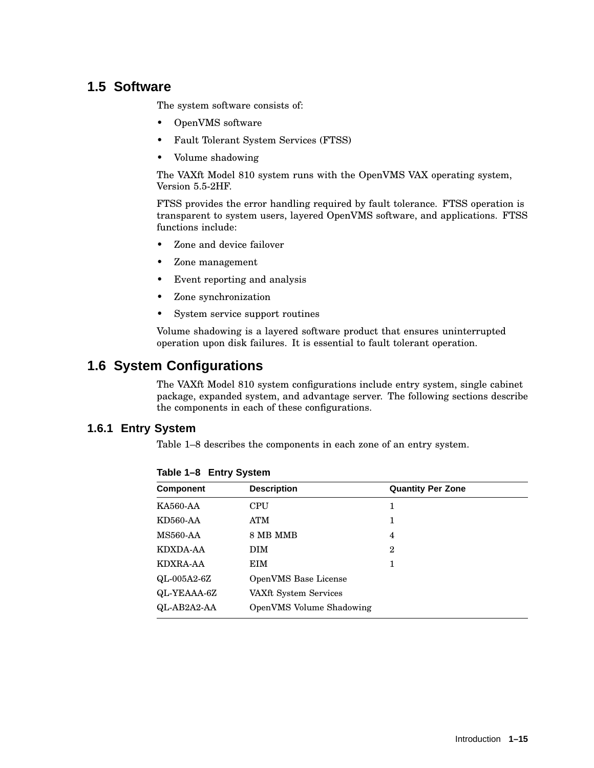## 1.5 Software

The system software consists of:

- OpenVMS software
- Fault Tolerant System Services (FTSS)
- Volume shadowing

The VAXft Model 810 system runs with the OpenVMS VAX operating system, Version 5.5-2HF.

FTSS provides the error handling required by fault tolerance. FTSS operation is transparent to system users, layered OpenVMS software, and applications. FTSS functions include:

- Zone and device failover
- Zone management
- Event reporting and analysis
- Zone synchronization
- System service support routines

Volume shadowing is a layered software product that ensures uninterrupted operation upon disk failures. It is essential to fault tolerant operation.

## 1.6 System Configurations

The VAXft Model 810 system configurations include entry system, single cabinet package, expanded system, and advantage server. The following sections describe the components in each of these configurations.

### 1.6.1 Entry System

Table 1–8 describes the components in each zone of an entry system.

**Table 1–8 Entry System**

| Component | Description | Quantity Per Zone |
|---|---|---|
| KA560-AA | CPU | 1 |
| KD560-AA | ATM | 1 |
| MS560-AA | 8 MB MMB | 4 |
| KDXDA-AA | DIM | 2 |
| KDXRA-AA | EIM | 1 |
| QL-005A2-6Z | OpenVMS Base License | |
| QL-YEAAA-6Z | VAXft System Services | |
| QL-AB2A2-AA | OpenVMS Volume Shadowing | |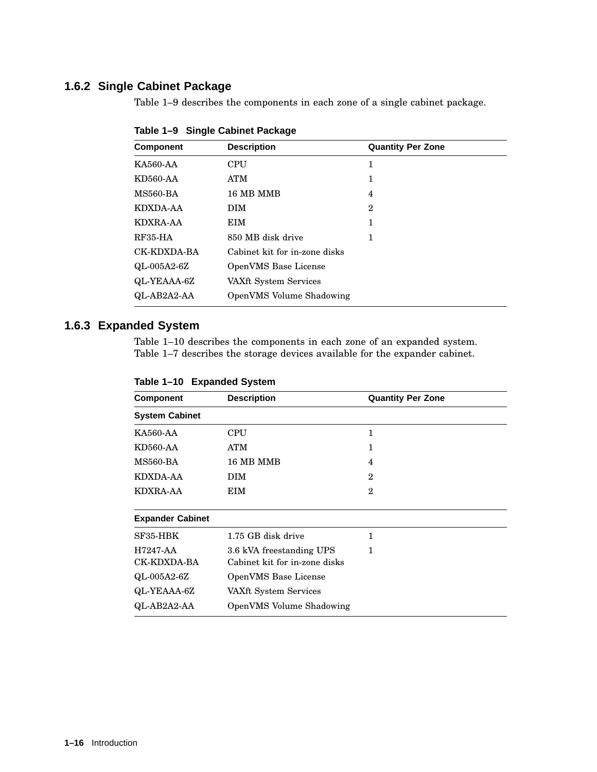### 1.6.2 Single Cabinet Package

Table 1–9 describes the components in each zone of a single cabinet package.

**Table 1–9 Single Cabinet Package**

| Component | Description | Quantity Per Zone |
|---|---|---|
| KA560-AA | CPU | 1 |
| KD560-AA | ATM | 1 |
| MS560-BA | 16 MB MMB | 4 |
| KDXDA-AA | DIM | 2 |
| KDXRA-AA | EIM | 1 |
| RF35-HA | 850 MB disk drive | 1 |
| CK-KDXDA-BA | Cabinet kit for in-zone disks | |
| QL-005A2-6Z | OpenVMS Base License | |
| QL-YEAAA-6Z | VAXft System Services | |
| QL-AB2A2-AA | OpenVMS Volume Shadowing | |

### 1.6.3 Expanded System

Table 1–10 describes the components in each zone of an expanded system. Table 1–7 describes the storage devices available for the expander cabinet.

**Table 1–10 Expanded System**

| Component | Description | Quantity Per Zone |
|---|---|---|
| **System Cabinet** | | |
| KA560-AA | CPU | 1 |
| KD560-AA | ATM | 1 |
| MS560-BA | 16 MB MMB | 4 |
| KDXDA-AA | DIM | 2 |
| KDXRA-AA | EIM | 2 |
| **Expander Cabinet** | | |
| SF35-HBK | 1.75 GB disk drive | 1 |
| H7247-AA | 3.6 kVA freestanding UPS | 1 |
| CK-KDXDA-BA | Cabinet kit for in-zone disks | |
| QL-005A2-6Z | OpenVMS Base License | |
| QL-YEAAA-6Z | VAXft System Services | |
| QL-AB2A2-AA | OpenVMS Volume Shadowing | |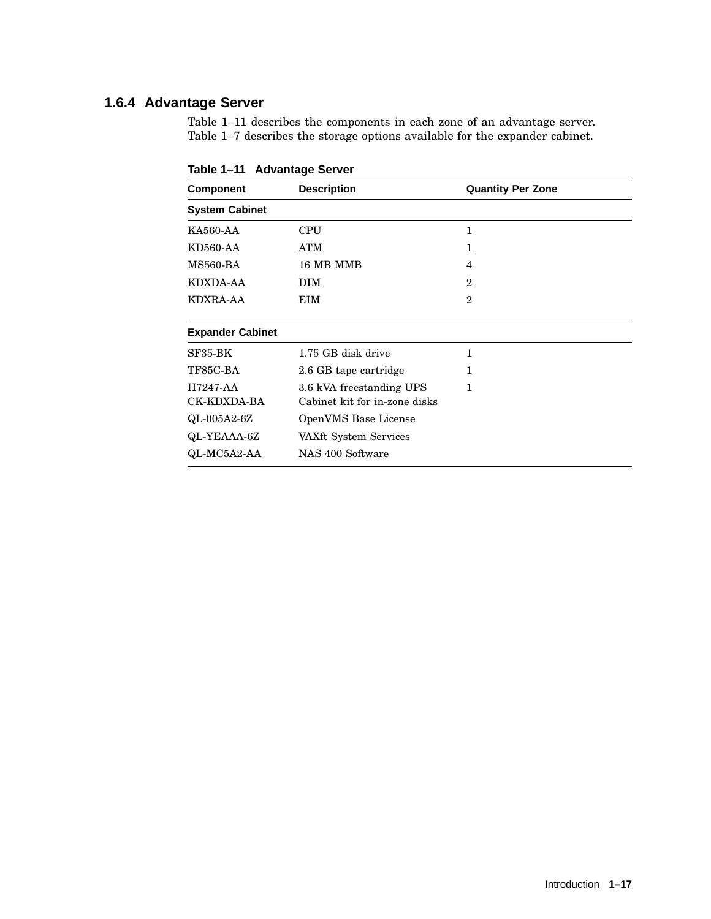### 1.6.4 Advantage Server

Table 1–11 describes the components in each zone of an advantage server. Table 1–7 describes the storage options available for the expander cabinet.

**Table 1–11 Advantage Server**

| Component | Description | Quantity Per Zone |
|---|---|---|
| **System Cabinet** | | |
| KA560-AA | CPU | 1 |
| KD560-AA | ATM | 1 |
| MS560-BA | 16 MB MMB | 4 |
| KDXDA-AA | DIM | 2 |
| KDXRA-AA | EIM | 2 |
| **Expander Cabinet** | | |
| SF35-BK | 1.75 GB disk drive | 1 |
| TF85C-BA | 2.6 GB tape cartridge | 1 |
| H7247-AA | 3.6 kVA freestanding UPS | 1 |
| CK-KDXDA-BA | Cabinet kit for in-zone disks | |
| QL-005A2-6Z | OpenVMS Base License | |
| QL-YEAAA-6Z | VAXft System Services | |
| QL-MC5A2-AA | NAS 400 Software | |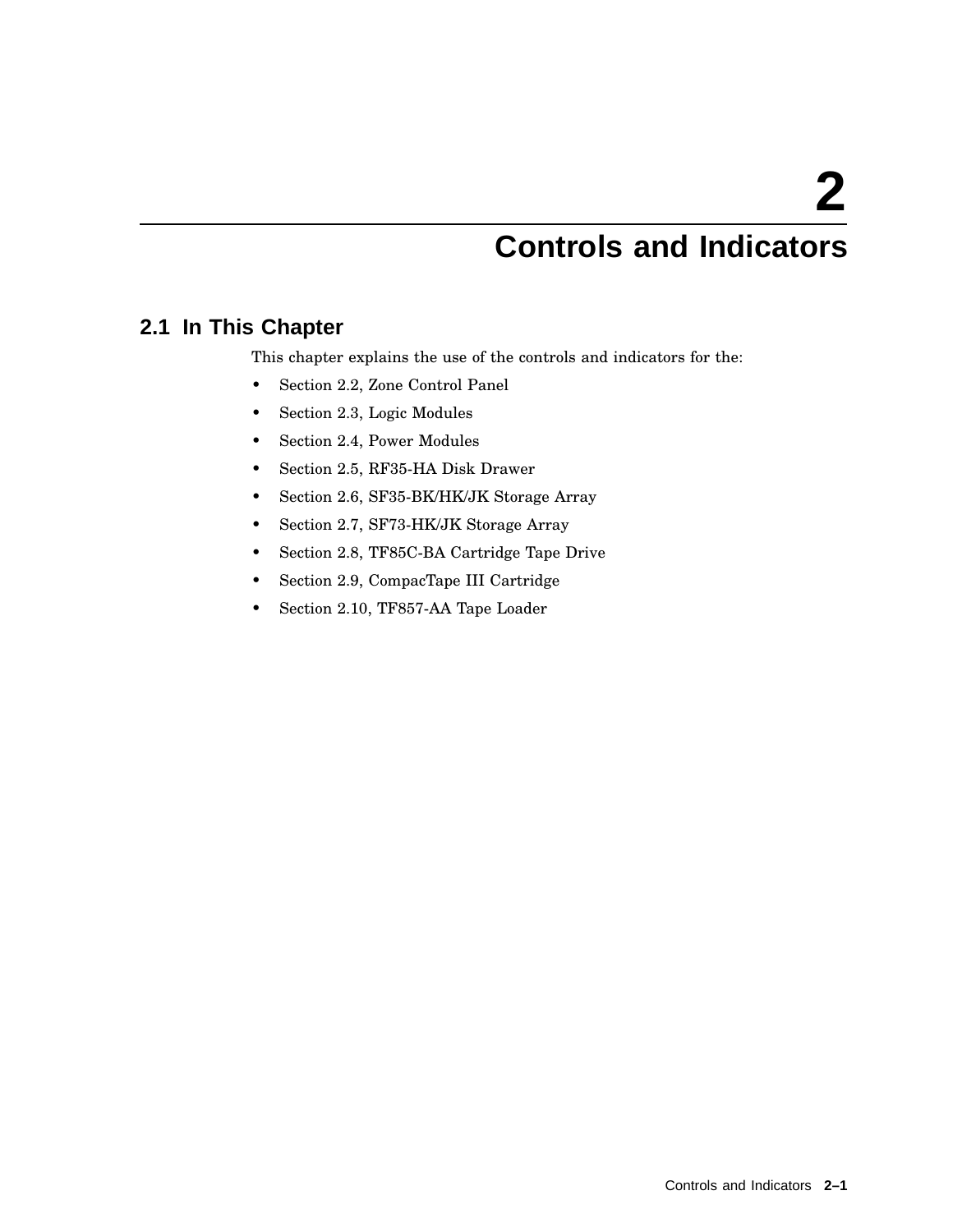# 2 Controls and Indicators

## 2.1 In This Chapter

This chapter explains the use of the controls and indicators for the:

- Section 2.2, Zone Control Panel
- Section 2.3, Logic Modules
- Section 2.4, Power Modules
- Section 2.5, RF35-HA Disk Drawer
- Section 2.6, SF35-BK/HK/JK Storage Array
- Section 2.7, SF73-HK/JK Storage Array
- Section 2.8, TF85C-BA Cartridge Tape Drive
- Section 2.9, CompacTape III Cartridge
- Section 2.10, TF857-AA Tape Loader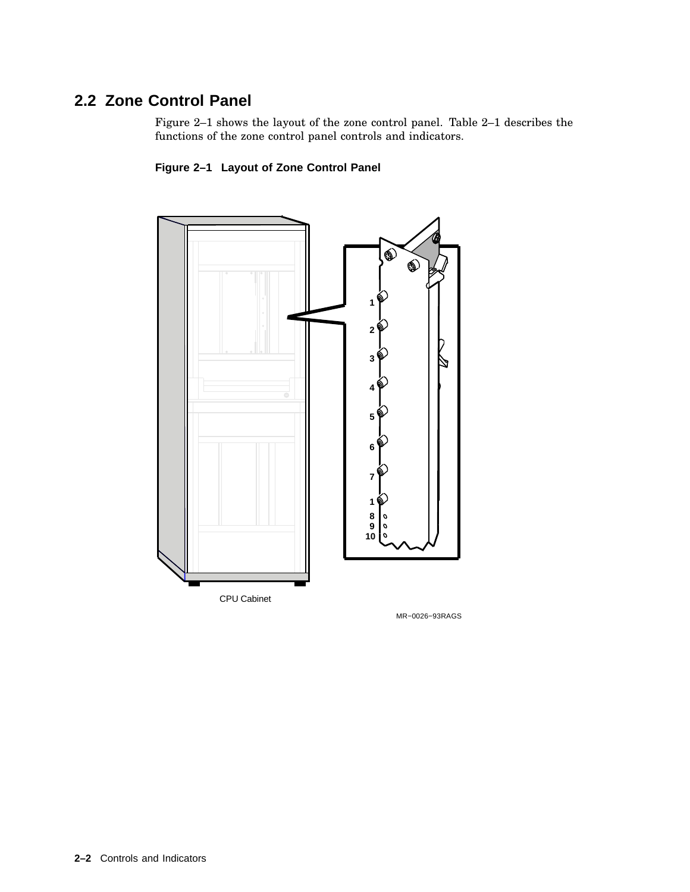## 2.2 Zone Control Panel

Figure 2–1 shows the layout of the zone control panel. Table 2–1 describes the functions of the zone control panel controls and indicators.

**Figure 2–1 Layout of Zone Control Panel**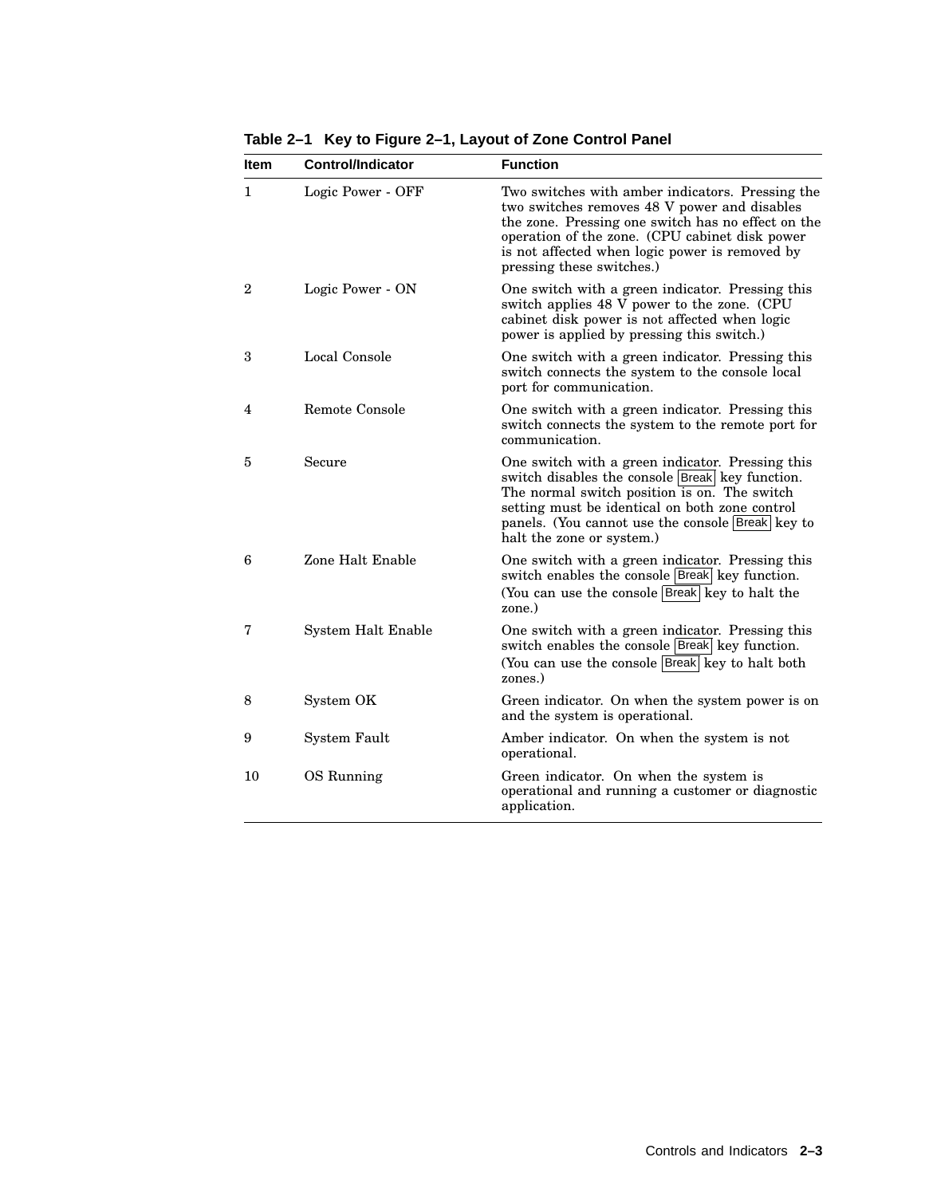**Table 2–1 Key to Figure 2–1, Layout of Zone Control Panel**

| Item | Control/Indicator | Function |
|---|---|---|
| 1 | Logic Power - OFF | Two switches with amber indicators. Pressing the two switches removes 48 V power and disables the zone. Pressing one switch has no effect on the operation of the zone. (CPU cabinet disk power is not affected when logic power is removed by pressing these switches.) |
| 2 | Logic Power - ON | One switch with a green indicator. Pressing this switch applies 48 V power to the zone. (CPU cabinet disk power is not affected when logic power is applied by pressing this switch.) |
| 3 | Local Console | One switch with a green indicator. Pressing this switch connects the system to the console local port for communication. |
| 4 | Remote Console | One switch with a green indicator. Pressing this switch connects the system to the remote port for communication. |
| 5 | Secure | One switch with a green indicator. Pressing this switch disables the console Break key function. The normal switch position is on. The switch setting must be identical on both zone control panels. (You cannot use the console Break key to halt the zone or system.) |
| 6 | Zone Halt Enable | One switch with a green indicator. Pressing this switch enables the console Break key function. (You can use the console Break key to halt the zone.) |
| 7 | System Halt Enable | One switch with a green indicator. Pressing this switch enables the console Break key function. (You can use the console Break key to halt both zones.) |
| 8 | System OK | Green indicator. On when the system power is on and the system is operational. |
| 9 | System Fault | Amber indicator. On when the system is not operational. |
| 10 | OS Running | Green indicator. On when the system is operational and running a customer or diagnostic application. |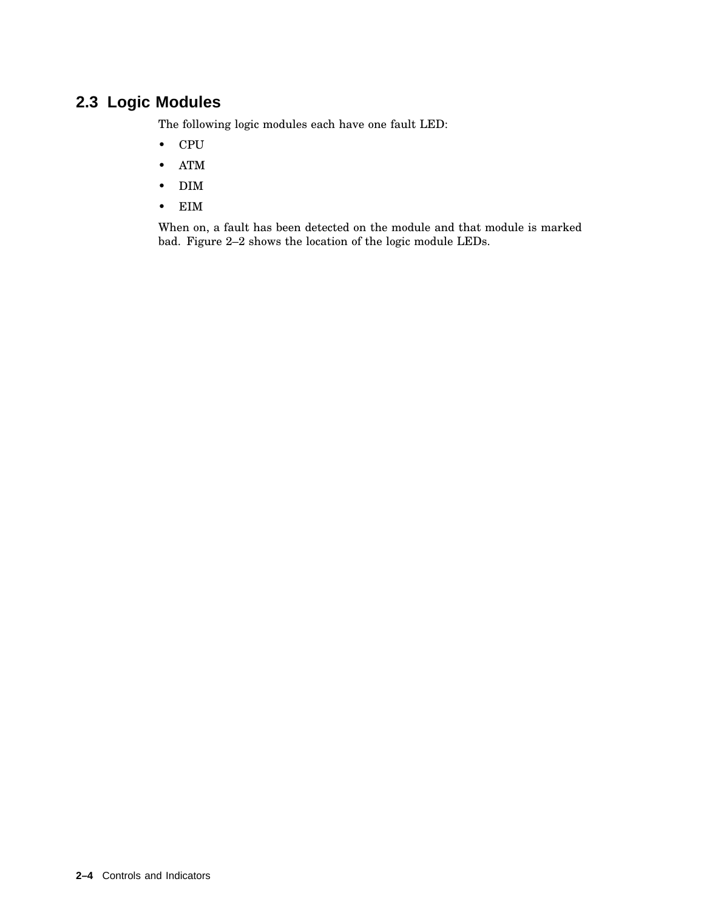## 2.3 Logic Modules

The following logic modules each have one fault LED:

- CPU
- ATM
- DIM
- EIM

When on, a fault has been detected on the module and that module is marked bad. Figure 2–2 shows the location of the logic module LEDs.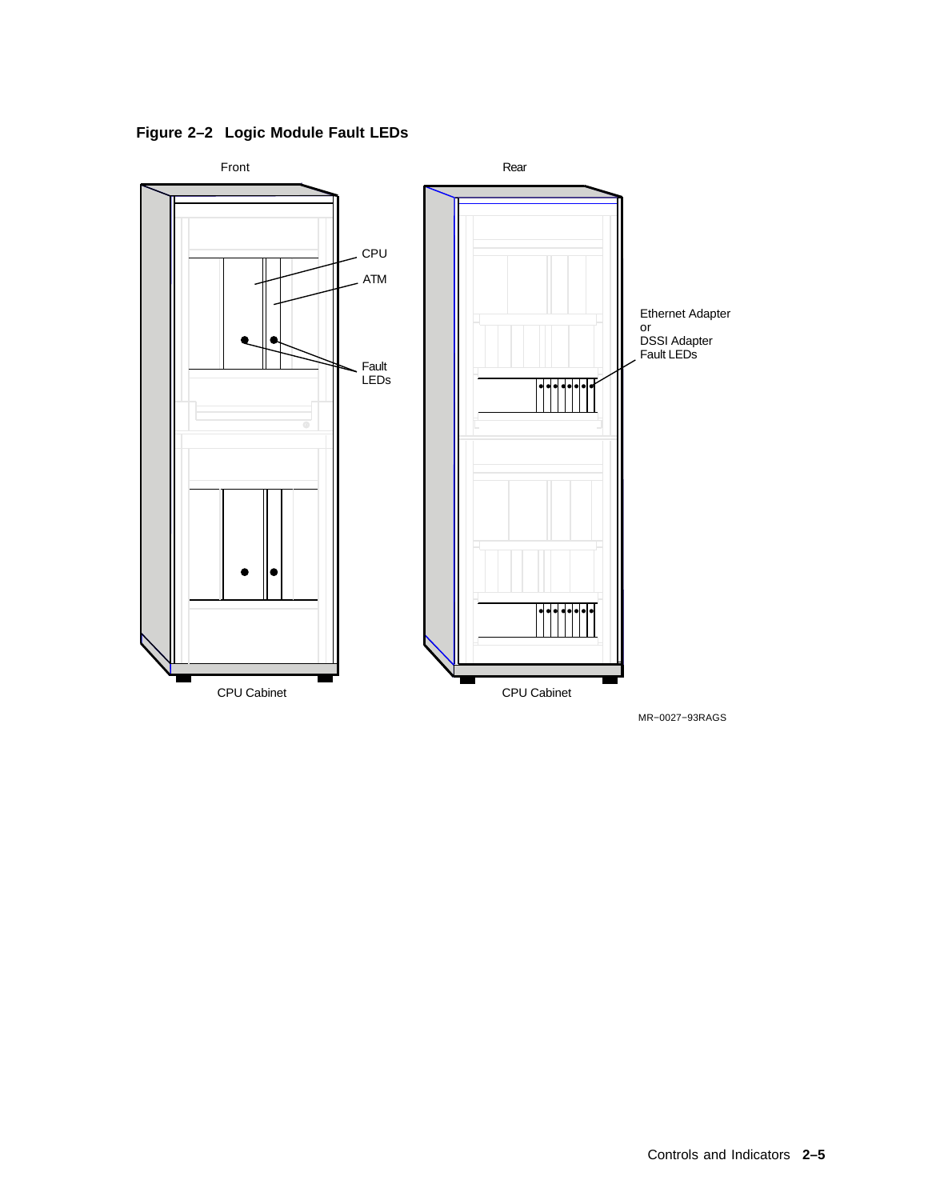**Figure 2–2 Logic Module Fault LEDs**

Front

Rear

CPU

ATM

Fault LEDs

Ethernet Adapter or DSSI Adapter Fault LEDs

CPU Cabinet

CPU Cabinet

MR−0027−93RAGS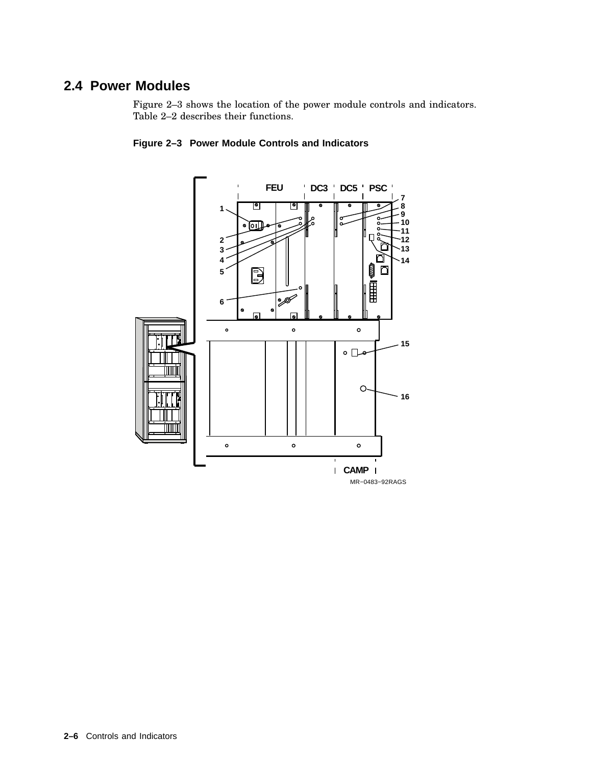## 2.4 Power Modules

Figure 2–3 shows the location of the power module controls and indicators. Table 2–2 describes their functions.

**Figure 2–3 Power Module Controls and Indicators**

MR−0483−92RAGS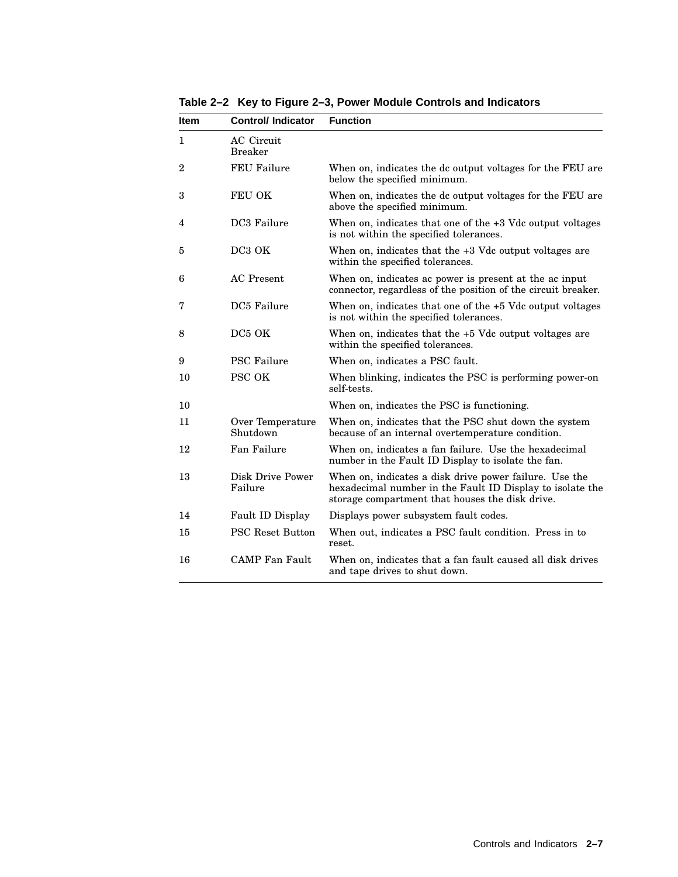**Table 2–2 Key to Figure 2–3, Power Module Controls and Indicators**

| Item | Control/ Indicator | Function |
|---|---|---|
| 1 | AC Circuit Breaker | |
| 2 | FEU Failure | When on, indicates the dc output voltages for the FEU are below the specified minimum. |
| 3 | FEU OK | When on, indicates the dc output voltages for the FEU are above the specified minimum. |
| 4 | DC3 Failure | When on, indicates that one of the +3 Vdc output voltages is not within the specified tolerances. |
| 5 | DC3 OK | When on, indicates that the +3 Vdc output voltages are within the specified tolerances. |
| 6 | AC Present | When on, indicates ac power is present at the ac input connector, regardless of the position of the circuit breaker. |
| 7 | DC5 Failure | When on, indicates that one of the +5 Vdc output voltages is not within the specified tolerances. |
| 8 | DC5 OK | When on, indicates that the +5 Vdc output voltages are within the specified tolerances. |
| 9 | PSC Failure | When on, indicates a PSC fault. |
| 10 | PSC OK | When blinking, indicates the PSC is performing power-on self-tests. |
| 10 | | When on, indicates the PSC is functioning. |
| 11 | Over Temperature Shutdown | When on, indicates that the PSC shut down the system because of an internal overtemperature condition. |
| 12 | Fan Failure | When on, indicates a fan failure. Use the hexadecimal number in the Fault ID Display to isolate the fan. |
| 13 | Disk Drive Power Failure | When on, indicates a disk drive power failure. Use the hexadecimal number in the Fault ID Display to isolate the storage compartment that houses the disk drive. |
| 14 | Fault ID Display | Displays power subsystem fault codes. |
| 15 | PSC Reset Button | When out, indicates a PSC fault condition. Press in to reset. |
| 16 | CAMP Fan Fault | When on, indicates that a fan fault caused all disk drives and tape drives to shut down. |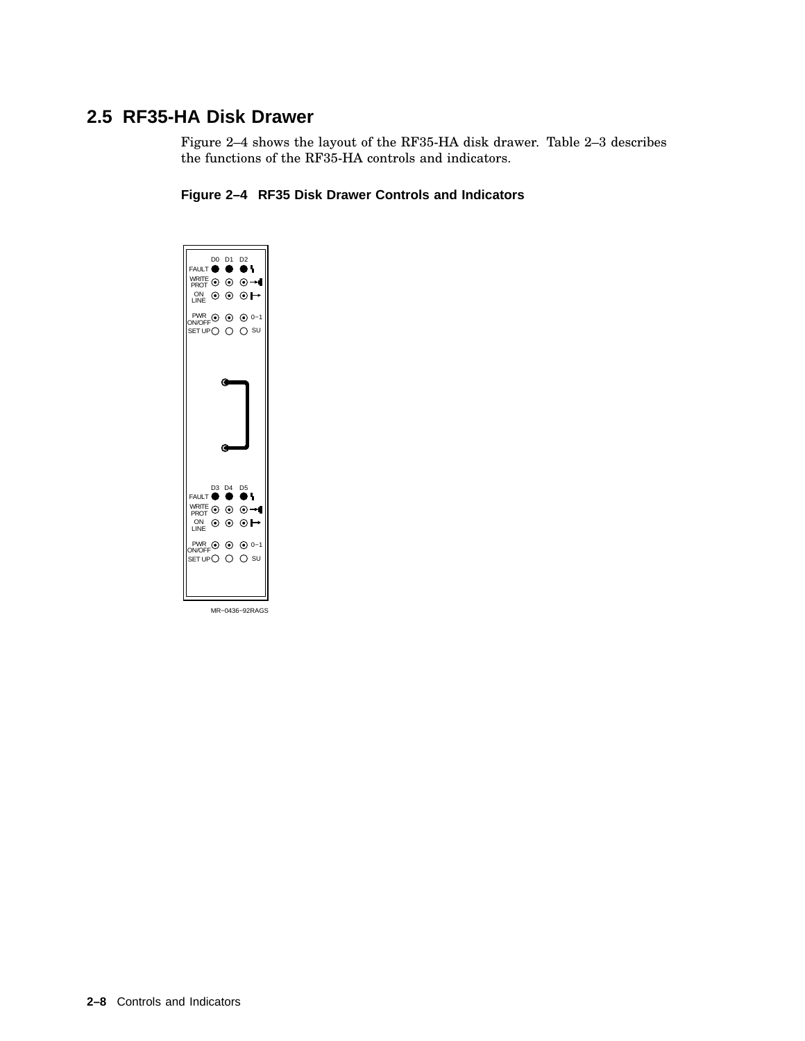## 2.5 RF35-HA Disk Drawer

Figure 2–4 shows the layout of the RF35-HA disk drawer. Table 2–3 describes the functions of the RF35-HA controls and indicators.

**Figure 2–4 RF35 Disk Drawer Controls and Indicators**

D0 D1 D2
FAULT
WRITE PROT
ON LINE
PWR ON/OFF 0–1
SET UP SU

D3 D4 D5
FAULT
WRITE PROT
ON LINE
PWR ON/OFF 0–1
SET UP SU

MR–0436–92RAGS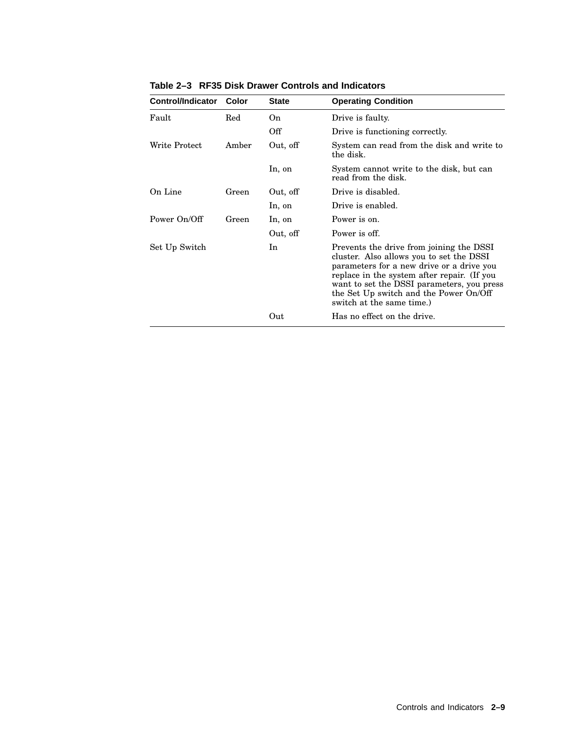**Table 2–3 RF35 Disk Drawer Controls and Indicators**

| Control/Indicator | Color | State | Operating Condition |
|---|---|---|---|
| Fault | Red | On | Drive is faulty. |
| | | Off | Drive is functioning correctly. |
| Write Protect | Amber | Out, off | System can read from the disk and write to the disk. |
| | | In, on | System cannot write to the disk, but can read from the disk. |
| On Line | Green | Out, off | Drive is disabled. |
| | | In, on | Drive is enabled. |
| Power On/Off | Green | In, on | Power is on. |
| | | Out, off | Power is off. |
| Set Up Switch | | In | Prevents the drive from joining the DSSI cluster. Also allows you to set the DSSI parameters for a new drive or a drive you replace in the system after repair. (If you want to set the DSSI parameters, you press the Set Up switch and the Power On/Off switch at the same time.) |
| | | Out | Has no effect on the drive. |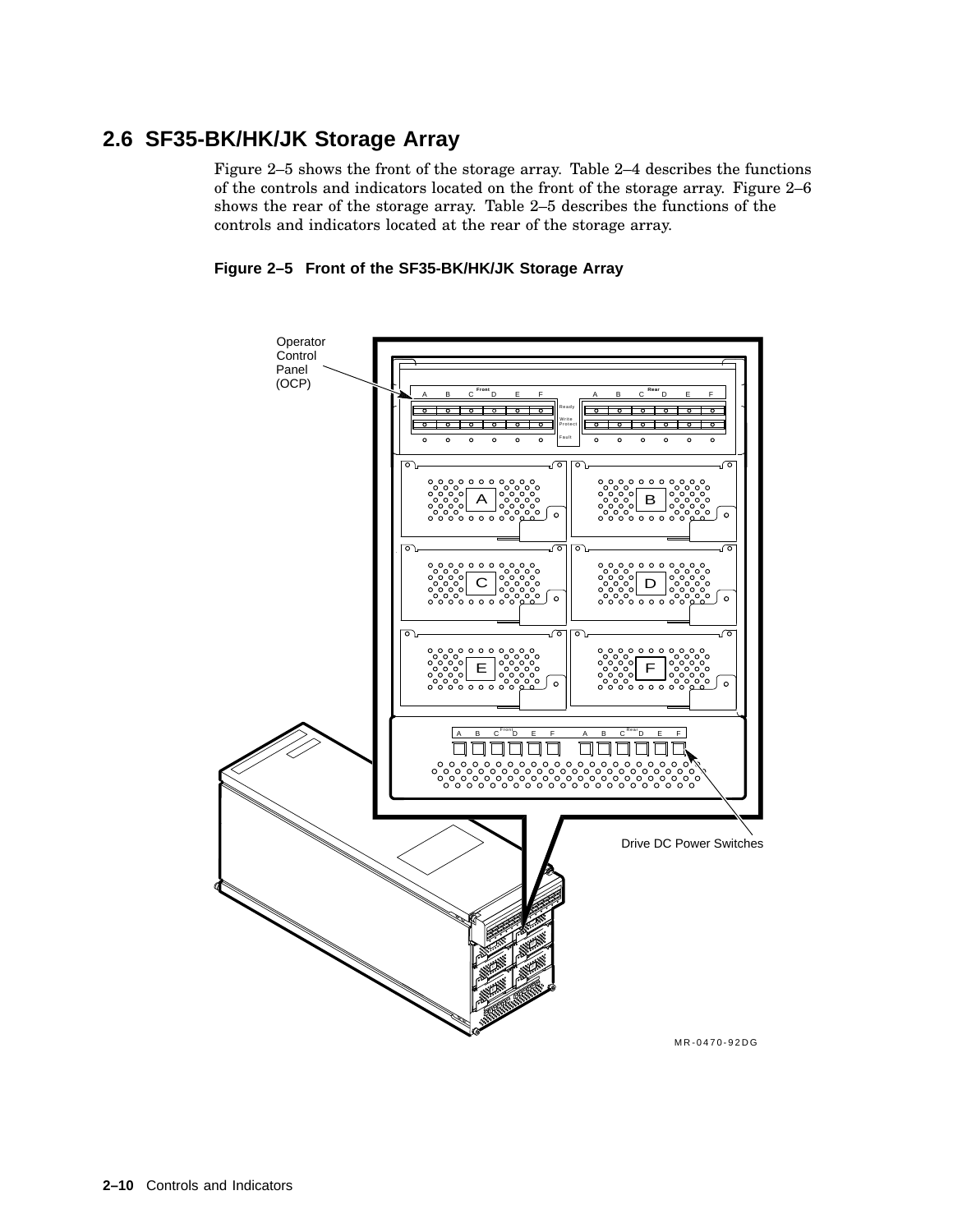## 2.6 SF35-BK/HK/JK Storage Array

Figure 2–5 shows the front of the storage array. Table 2–4 describes the functions of the controls and indicators located on the front of the storage array. Figure 2–6 shows the rear of the storage array. Table 2–5 describes the functions of the controls and indicators located at the rear of the storage array.

**Figure 2–5 Front of the SF35-BK/HK/JK Storage Array**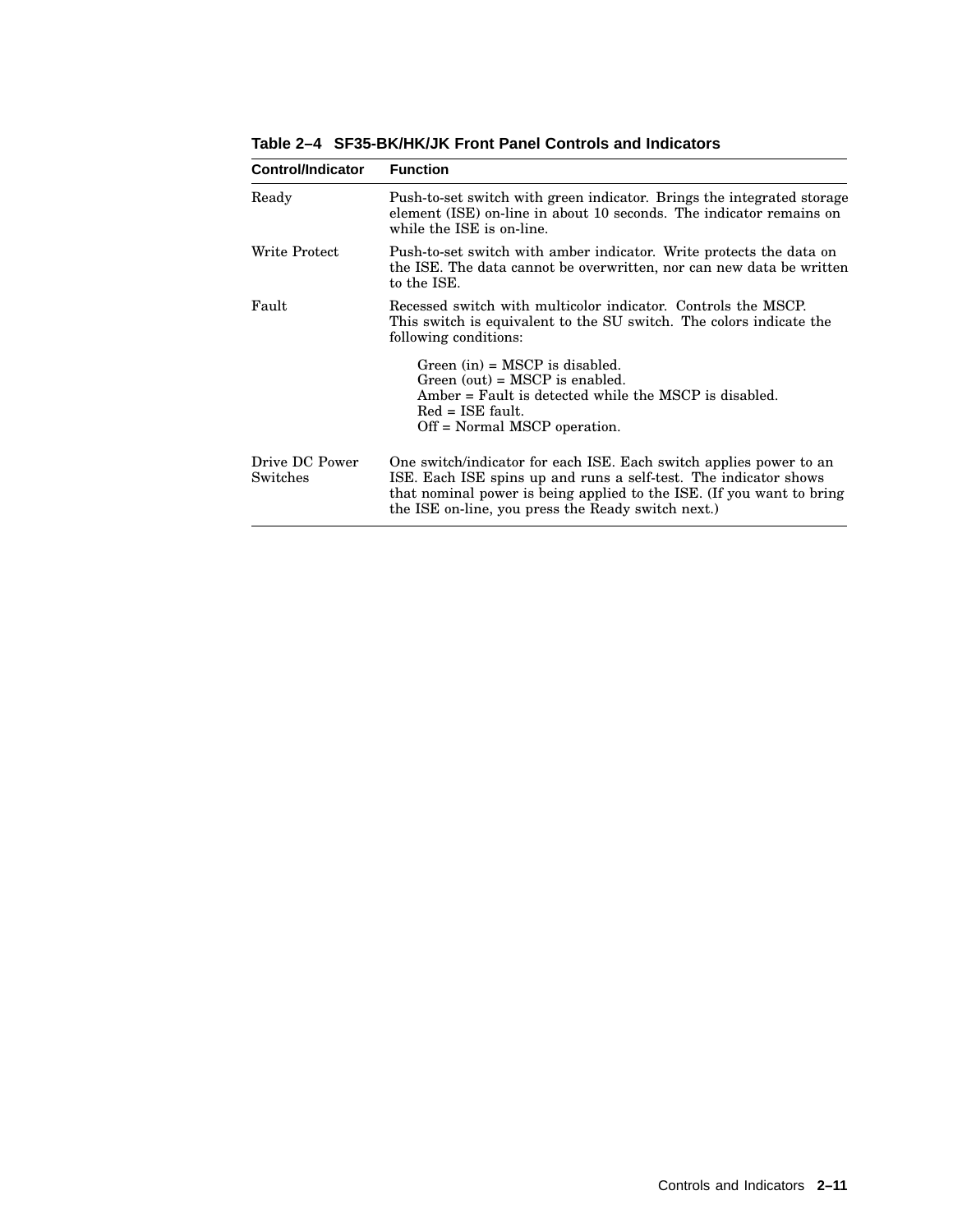**Table 2–4 SF35-BK/HK/JK Front Panel Controls and Indicators**

| Control/Indicator | Function |
|---|---|
| Ready | Push-to-set switch with green indicator. Brings the integrated storage element (ISE) on-line in about 10 seconds. The indicator remains on while the ISE is on-line. |
| Write Protect | Push-to-set switch with amber indicator. Write protects the data on the ISE. The data cannot be overwritten, nor can new data be written to the ISE. |
| Fault | Recessed switch with multicolor indicator. Controls the MSCP. This switch is equivalent to the SU switch. The colors indicate the following conditions:<br><br>Green (in) = MSCP is disabled.<br>Green (out) = MSCP is enabled.<br>Amber = Fault is detected while the MSCP is disabled.<br>Red = ISE fault.<br>Off = Normal MSCP operation. |
| Drive DC Power Switches | One switch/indicator for each ISE. Each switch applies power to an ISE. Each ISE spins up and runs a self-test. The indicator shows that nominal power is being applied to the ISE. (If you want to bring the ISE on-line, you press the Ready switch next.) |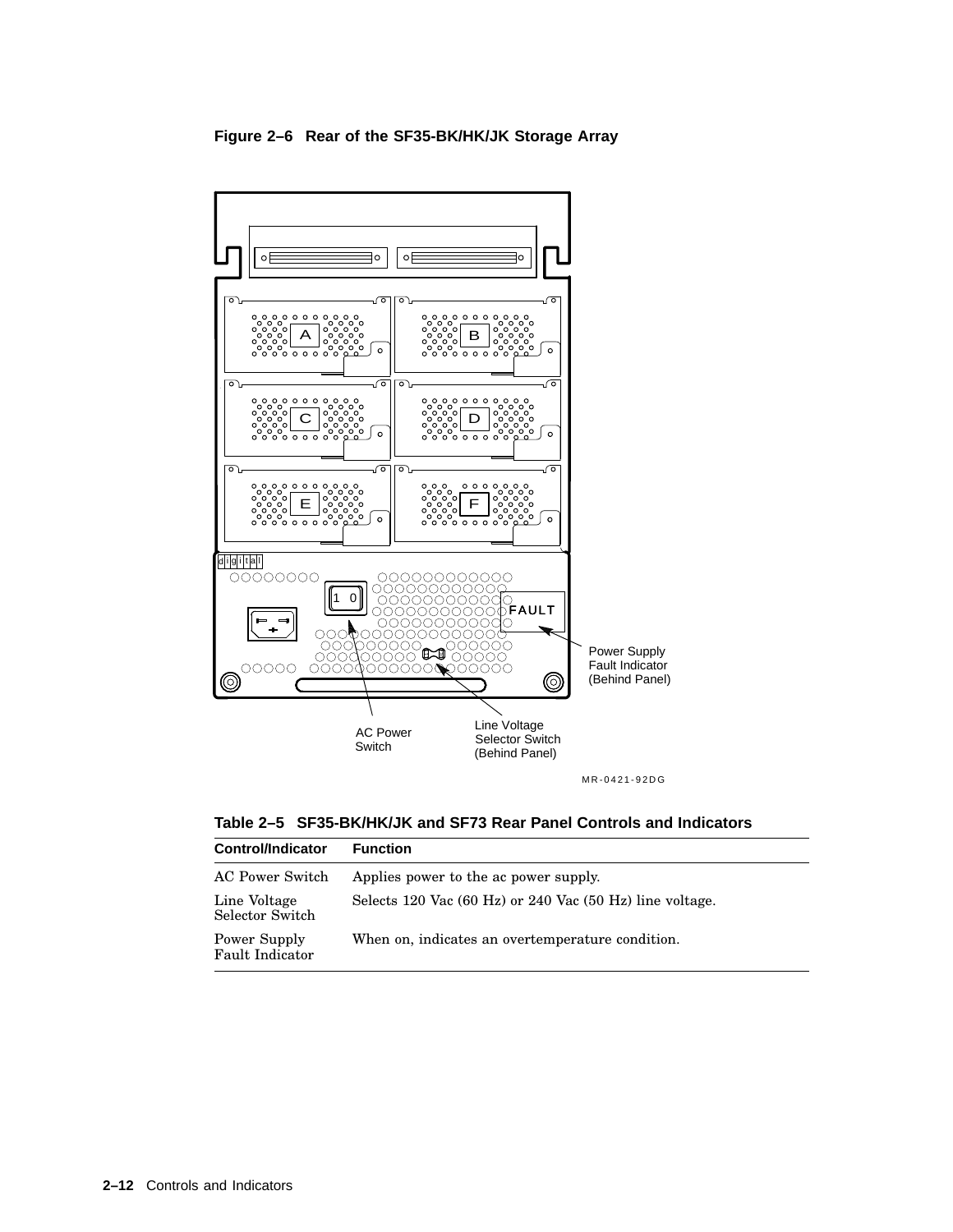**Figure 2–6 Rear of the SF35-BK/HK/JK Storage Array**

**Table 2–5 SF35-BK/HK/JK and SF73 Rear Panel Controls and Indicators**

| Control/Indicator | Function |
|---|---|
| AC Power Switch | Applies power to the ac power supply. |
| Line Voltage Selector Switch | Selects 120 Vac (60 Hz) or 240 Vac (50 Hz) line voltage. |
| Power Supply Fault Indicator | When on, indicates an overtemperature condition. |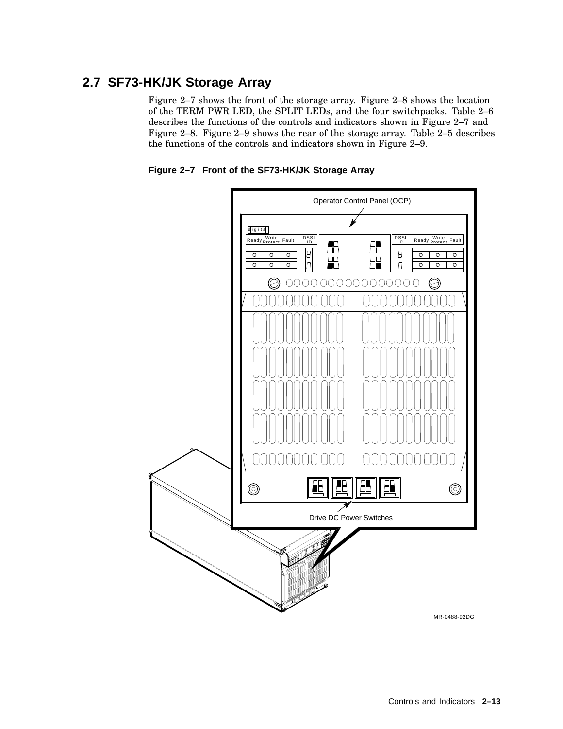## 2.7 SF73-HK/JK Storage Array

Figure 2–7 shows the front of the storage array. Figure 2–8 shows the location of the TERM PWR LED, the SPLIT LEDs, and the four switchpacks. Table 2–6 describes the functions of the controls and indicators shown in Figure 2–7 and Figure 2–8. Figure 2–9 shows the rear of the storage array. Table 2–5 describes the functions of the controls and indicators shown in Figure 2–9.

**Figure 2–7 Front of the SF73-HK/JK Storage Array**

Operator Control Panel (OCP)

Ready Write Protect Fault DSSI ID

DSSI ID Ready Write Protect Fault

Drive DC Power Switches

MR-0488-92DG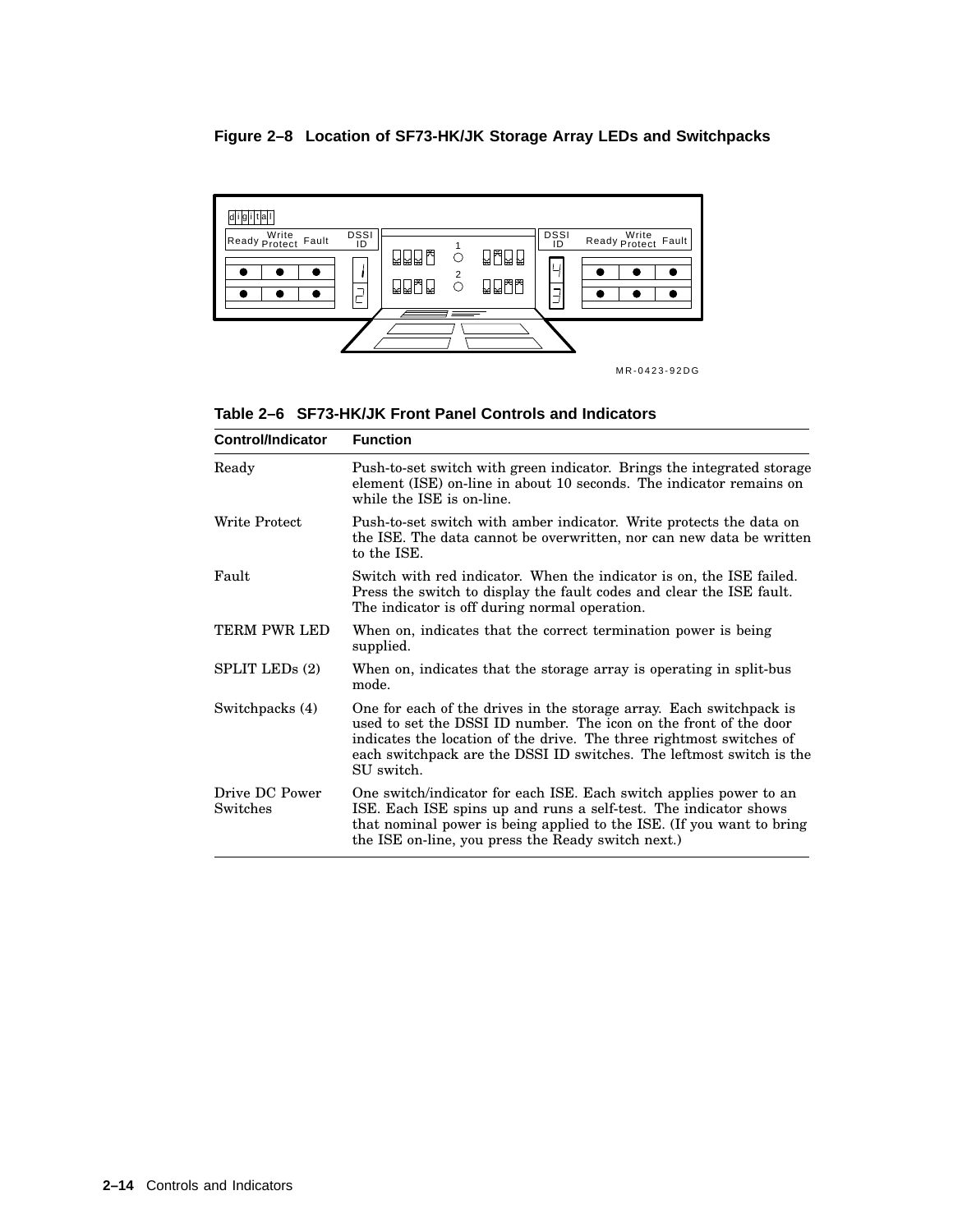**Figure 2–8 Location of SF73-HK/JK Storage Array LEDs and Switchpacks**

MR-0423-92DG

**Table 2–6 SF73-HK/JK Front Panel Controls and Indicators**

| Control/Indicator | Function |
|---|---|
| Ready | Push-to-set switch with green indicator. Brings the integrated storage element (ISE) on-line in about 10 seconds. The indicator remains on while the ISE is on-line. |
| Write Protect | Push-to-set switch with amber indicator. Write protects the data on the ISE. The data cannot be overwritten, nor can new data be written to the ISE. |
| Fault | Switch with red indicator. When the indicator is on, the ISE failed. Press the switch to display the fault codes and clear the ISE fault. The indicator is off during normal operation. |
| TERM PWR LED | When on, indicates that the correct termination power is being supplied. |
| SPLIT LEDs (2) | When on, indicates that the storage array is operating in split-bus mode. |
| Switchpacks (4) | One for each of the drives in the storage array. Each switchpack is used to set the DSSI ID number. The icon on the front of the door indicates the location of the drive. The three rightmost switches of each switchpack are the DSSI ID switches. The leftmost switch is the SU switch. |
| Drive DC Power Switches | One switch/indicator for each ISE. Each switch applies power to an ISE. Each ISE spins up and runs a self-test. The indicator shows that nominal power is being applied to the ISE. (If you want to bring the ISE on-line, you press the Ready switch next.) |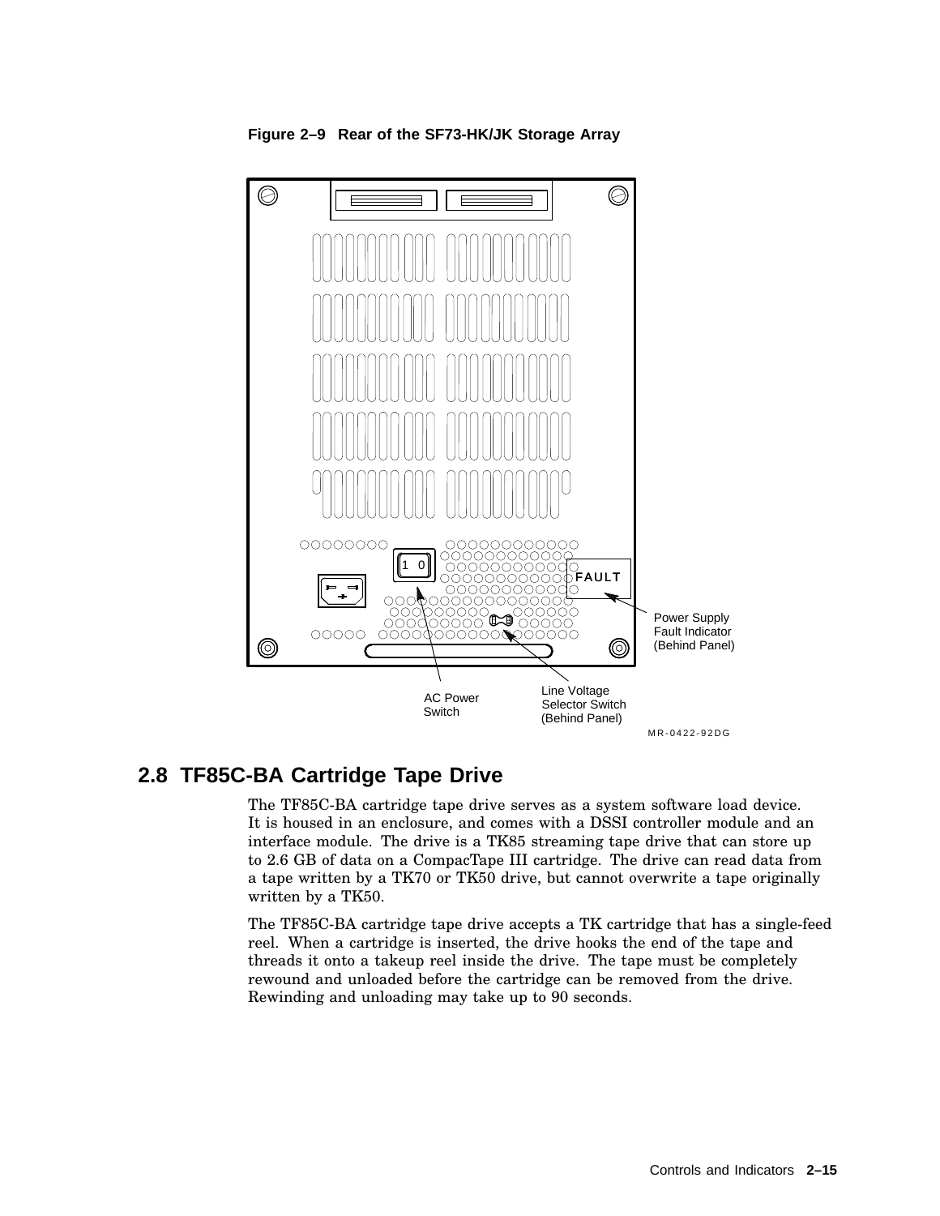**Figure 2–9 Rear of the SF73-HK/JK Storage Array**

## 2.8 TF85C-BA Cartridge Tape Drive

The TF85C-BA cartridge tape drive serves as a system software load device. It is housed in an enclosure, and comes with a DSSI controller module and an interface module. The drive is a TK85 streaming tape drive that can store up to 2.6 GB of data on a CompacTape III cartridge. The drive can read data from a tape written by a TK70 or TK50 drive, but cannot overwrite a tape originally written by a TK50.

The TF85C-BA cartridge tape drive accepts a TK cartridge that has a single-feed reel. When a cartridge is inserted, the drive hooks the end of the tape and threads it onto a takeup reel inside the drive. The tape must be completely rewound and unloaded before the cartridge can be removed from the drive. Rewinding and unloading may take up to 90 seconds.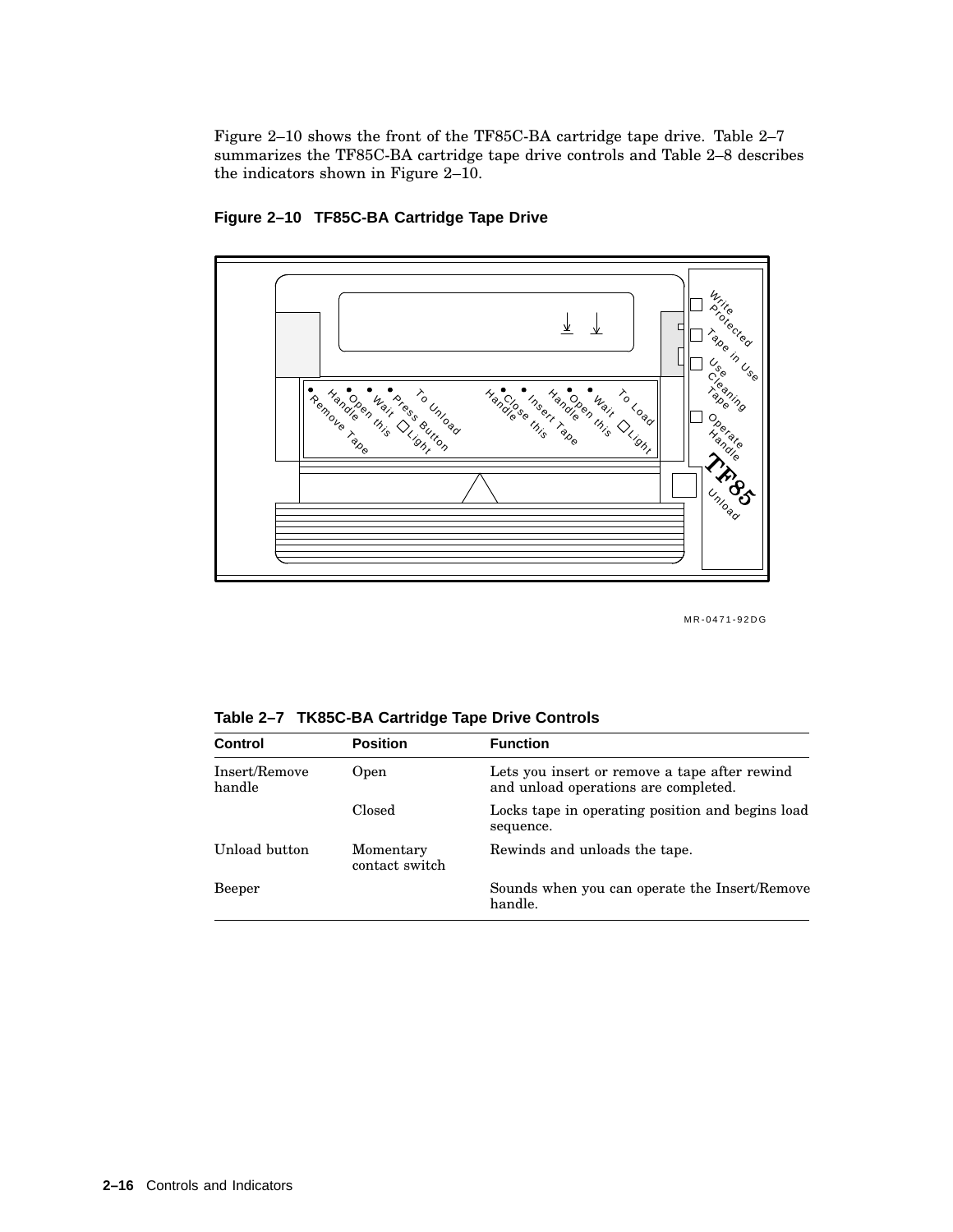Figure 2–10 shows the front of the TF85C-BA cartridge tape drive. Table 2–7 summarizes the TF85C-BA cartridge tape drive controls and Table 2–8 describes the indicators shown in Figure 2–10.

**Figure 2–10 TF85C-BA Cartridge Tape Drive**

MR-0471-92DG

**Table 2–7 TK85C-BA Cartridge Tape Drive Controls**

| Control | Position | Function |
|---|---|---|
| Insert/Remove handle | Open | Lets you insert or remove a tape after rewind and unload operations are completed. |
| | Closed | Locks tape in operating position and begins load sequence. |
| Unload button | Momentary contact switch | Rewinds and unloads the tape. |
| Beeper | | Sounds when you can operate the Insert/Remove handle. |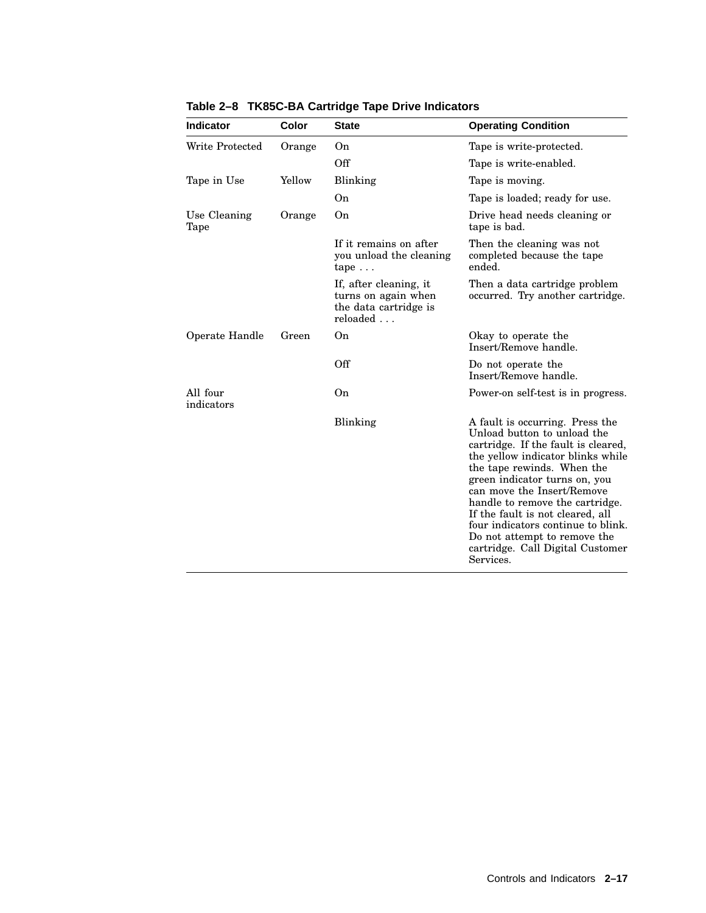**Table 2–8 TK85C-BA Cartridge Tape Drive Indicators**

| Indicator | Color | State | Operating Condition |
|---|---|---|---|
| Write Protected | Orange | On | Tape is write-protected. |
| | | Off | Tape is write-enabled. |
| Tape in Use | Yellow | Blinking | Tape is moving. |
| | | On | Tape is loaded; ready for use. |
| Use Cleaning Tape | Orange | On | Drive head needs cleaning or tape is bad. |
| | | If it remains on after you unload the cleaning tape . . . | Then the cleaning was not completed because the tape ended. |
| | | If, after cleaning, it turns on again when the data cartridge is reloaded . . . | Then a data cartridge problem occurred. Try another cartridge. |
| Operate Handle | Green | On | Okay to operate the Insert/Remove handle. |
| | | Off | Do not operate the Insert/Remove handle. |
| All four indicators | | On | Power-on self-test is in progress. |
| | | Blinking | A fault is occurring. Press the Unload button to unload the cartridge. If the fault is cleared, the yellow indicator blinks while the tape rewinds. When the green indicator turns on, you can move the Insert/Remove handle to remove the cartridge. If the fault is not cleared, all four indicators continue to blink. Do not attempt to remove the cartridge. Call Digital Customer Services. |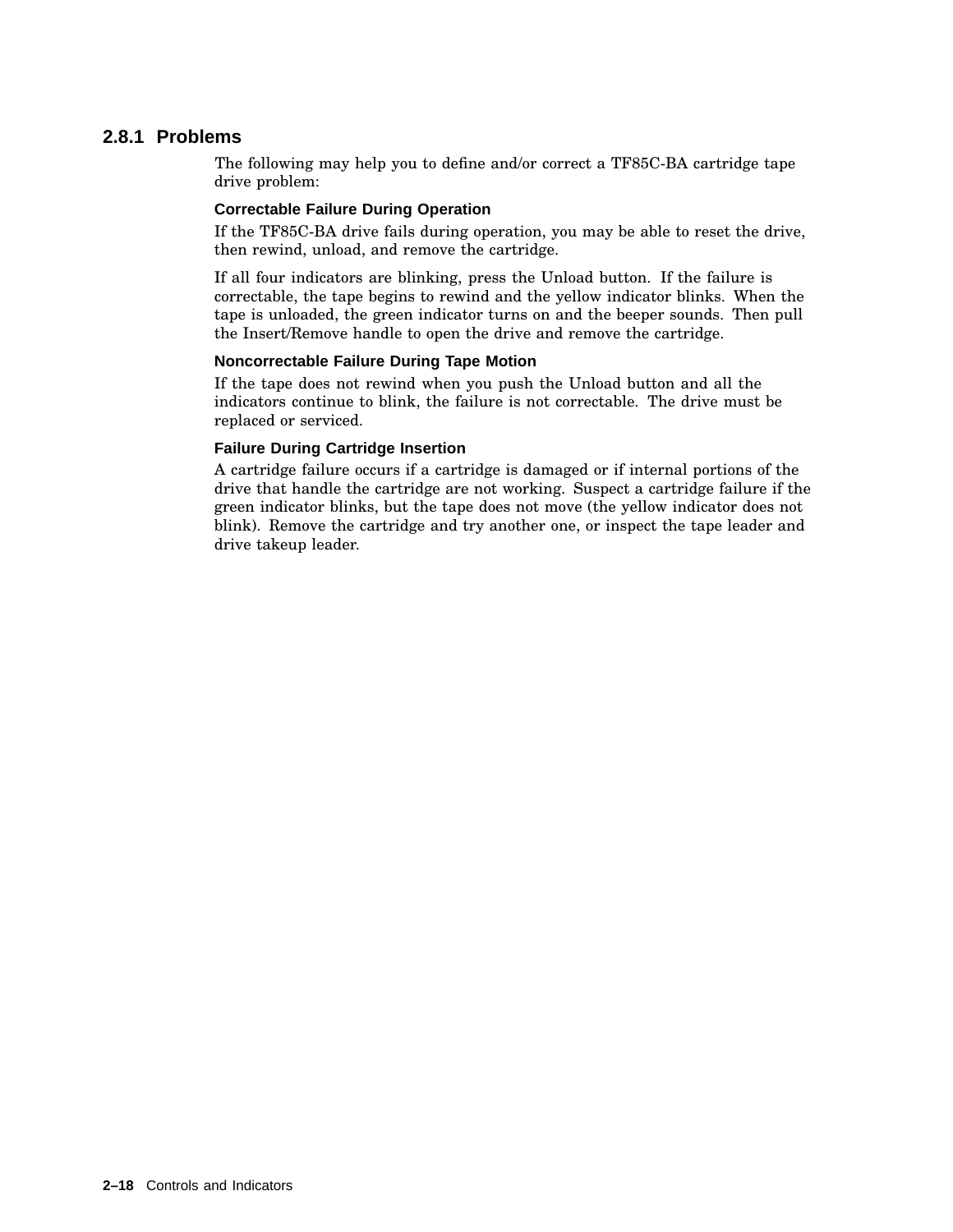### 2.8.1 Problems

The following may help you to define and/or correct a TF85C-BA cartridge tape drive problem:

#### Correctable Failure During Operation

If the TF85C-BA drive fails during operation, you may be able to reset the drive, then rewind, unload, and remove the cartridge.

If all four indicators are blinking, press the Unload button. If the failure is correctable, the tape begins to rewind and the yellow indicator blinks. When the tape is unloaded, the green indicator turns on and the beeper sounds. Then pull the Insert/Remove handle to open the drive and remove the cartridge.

#### Noncorrectable Failure During Tape Motion

If the tape does not rewind when you push the Unload button and all the indicators continue to blink, the failure is not correctable. The drive must be replaced or serviced.

#### Failure During Cartridge Insertion

A cartridge failure occurs if a cartridge is damaged or if internal portions of the drive that handle the cartridge are not working. Suspect a cartridge failure if the green indicator blinks, but the tape does not move (the yellow indicator does not blink). Remove the cartridge and try another one, or inspect the tape leader and drive takeup leader.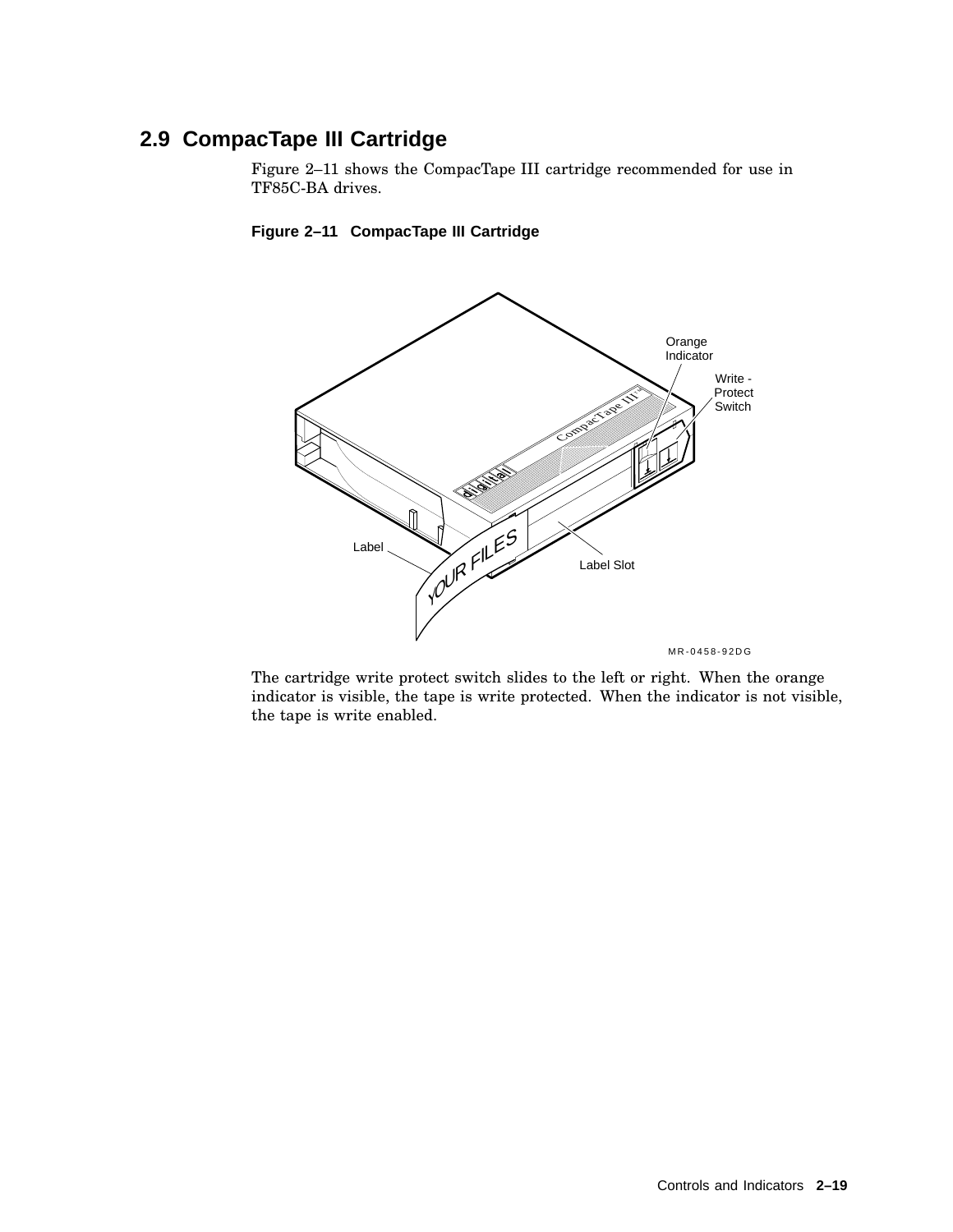## 2.9 CompacTape III Cartridge

Figure 2–11 shows the CompacTape III cartridge recommended for use in TF85C-BA drives.

**Figure 2–11 CompacTape III Cartridge**

The cartridge write protect switch slides to the left or right. When the orange indicator is visible, the tape is write protected. When the indicator is not visible, the tape is write enabled.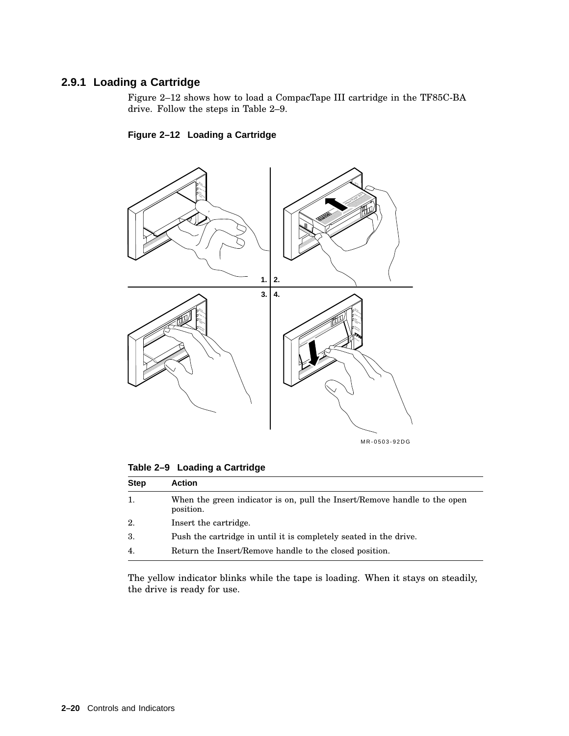### 2.9.1 Loading a Cartridge

Figure 2–12 shows how to load a CompacTape III cartridge in the TF85C-BA drive. Follow the steps in Table 2–9.

**Figure 2–12 Loading a Cartridge**

**Table 2–9 Loading a Cartridge**

| Step | Action |
| --- | --- |
| 1. | When the green indicator is on, pull the Insert/Remove handle to the open position. |
| 2. | Insert the cartridge. |
| 3. | Push the cartridge in until it is completely seated in the drive. |
| 4. | Return the Insert/Remove handle to the closed position. |

The yellow indicator blinks while the tape is loading. When it stays on steadily, the drive is ready for use.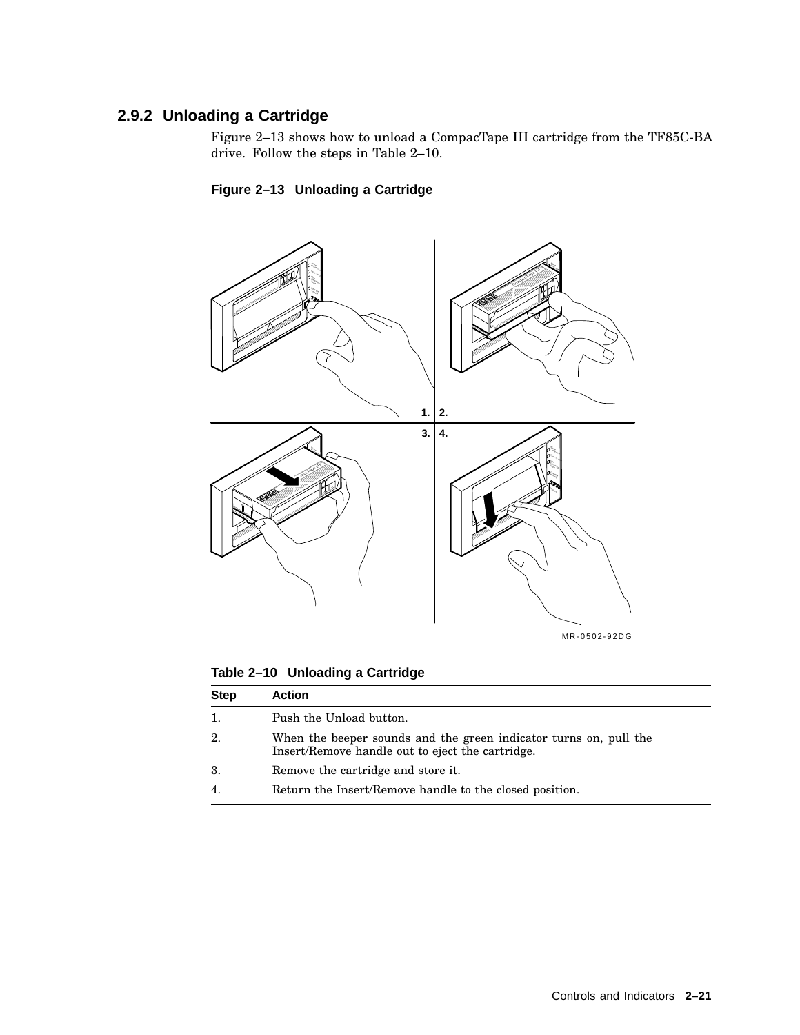### 2.9.2 Unloading a Cartridge

Figure 2–13 shows how to unload a CompacTape III cartridge from the TF85C-BA drive. Follow the steps in Table 2–10.

**Figure 2–13 Unloading a Cartridge**

**Table 2–10 Unloading a Cartridge**

| Step | Action |
|---|---|
| 1. | Push the Unload button. |
| 2. | When the beeper sounds and the green indicator turns on, pull the Insert/Remove handle out to eject the cartridge. |
| 3. | Remove the cartridge and store it. |
| 4. | Return the Insert/Remove handle to the closed position. |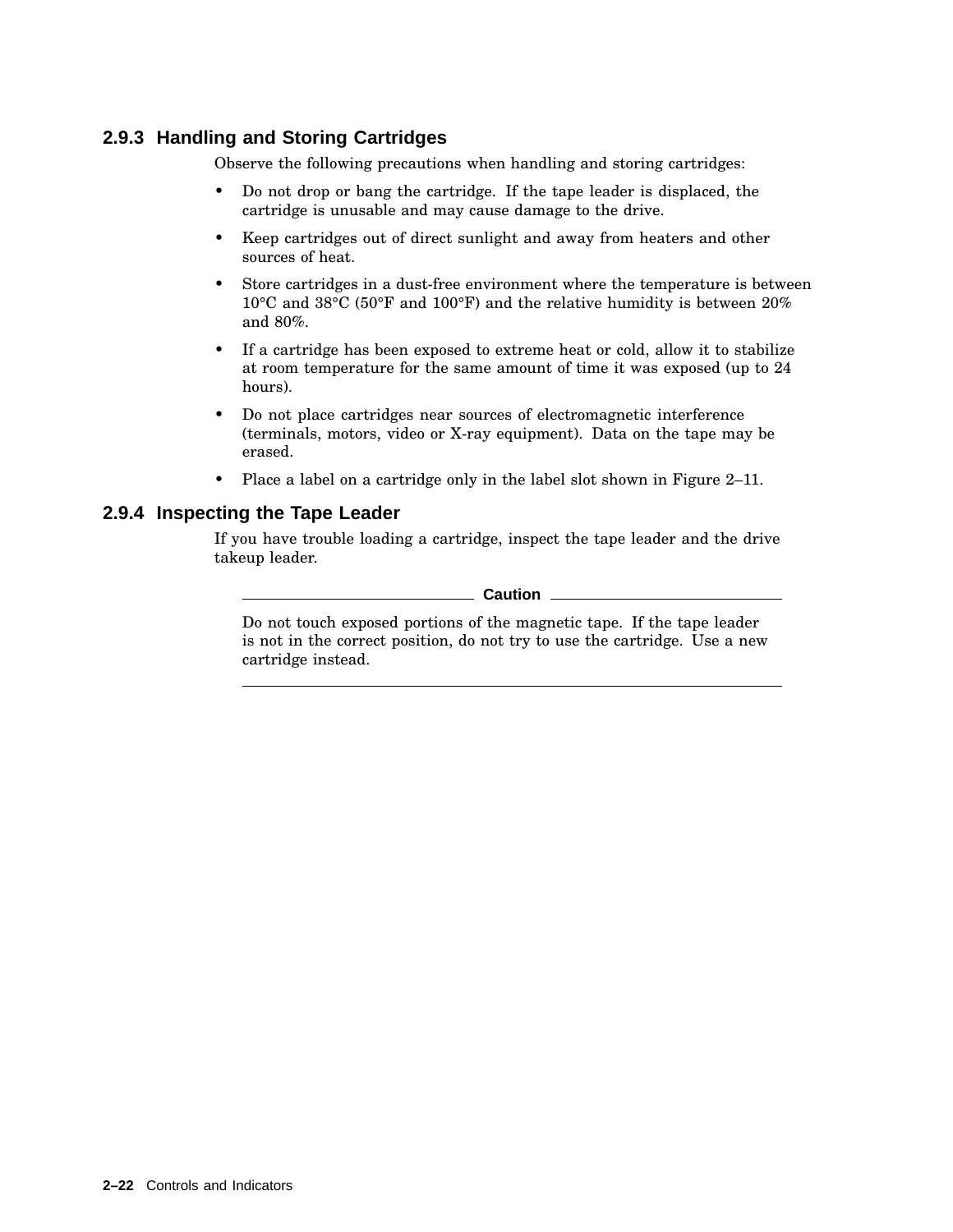### 2.9.3 Handling and Storing Cartridges

Observe the following precautions when handling and storing cartridges:

- Do not drop or bang the cartridge. If the tape leader is displaced, the cartridge is unusable and may cause damage to the drive.
- Keep cartridges out of direct sunlight and away from heaters and other sources of heat.
- Store cartridges in a dust-free environment where the temperature is between 10°C and 38°C (50°F and 100°F) and the relative humidity is between 20% and 80%.
- If a cartridge has been exposed to extreme heat or cold, allow it to stabilize at room temperature for the same amount of time it was exposed (up to 24 hours).
- Do not place cartridges near sources of electromagnetic interference (terminals, motors, video or X-ray equipment). Data on the tape may be erased.
- Place a label on a cartridge only in the label slot shown in Figure 2–11.

### 2.9.4 Inspecting the Tape Leader

If you have trouble loading a cartridge, inspect the tape leader and the drive takeup leader.

**Caution**

Do not touch exposed portions of the magnetic tape. If the tape leader is not in the correct position, do not try to use the cartridge. Use a new cartridge instead.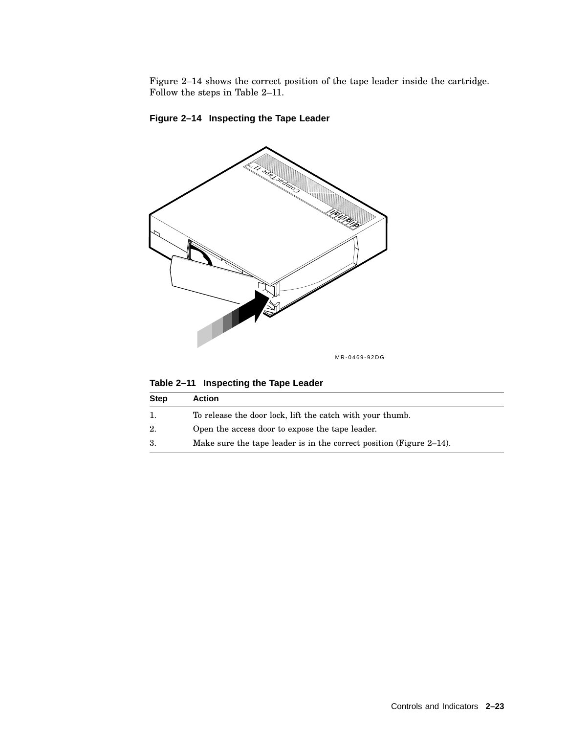Figure 2–14 shows the correct position of the tape leader inside the cartridge. Follow the steps in Table 2–11.

**Figure 2–14 Inspecting the Tape Leader**

MR-0469-92DG

**Table 2–11 Inspecting the Tape Leader**

| Step | Action |
|---|---|
| 1. | To release the door lock, lift the catch with your thumb. |
| 2. | Open the access door to expose the tape leader. |
| 3. | Make sure the tape leader is in the correct position (Figure 2–14). |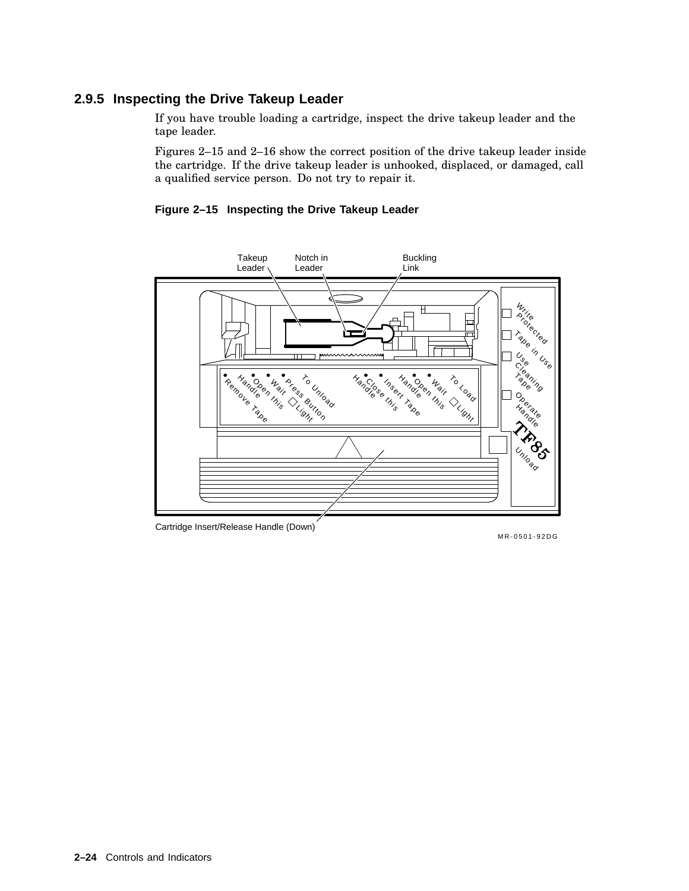### 2.9.5 Inspecting the Drive Takeup Leader

If you have trouble loading a cartridge, inspect the drive takeup leader and the tape leader.

Figures 2–15 and 2–16 show the correct position of the drive takeup leader inside the cartridge. If the drive takeup leader is unhooked, displaced, or damaged, call a qualified service person. Do not try to repair it.

**Figure 2–15 Inspecting the Drive Takeup Leader**

Takeup Leader

Notch in Leader

Buckling Link

Cartridge Insert/Release Handle (Down)

MR-0501-92DG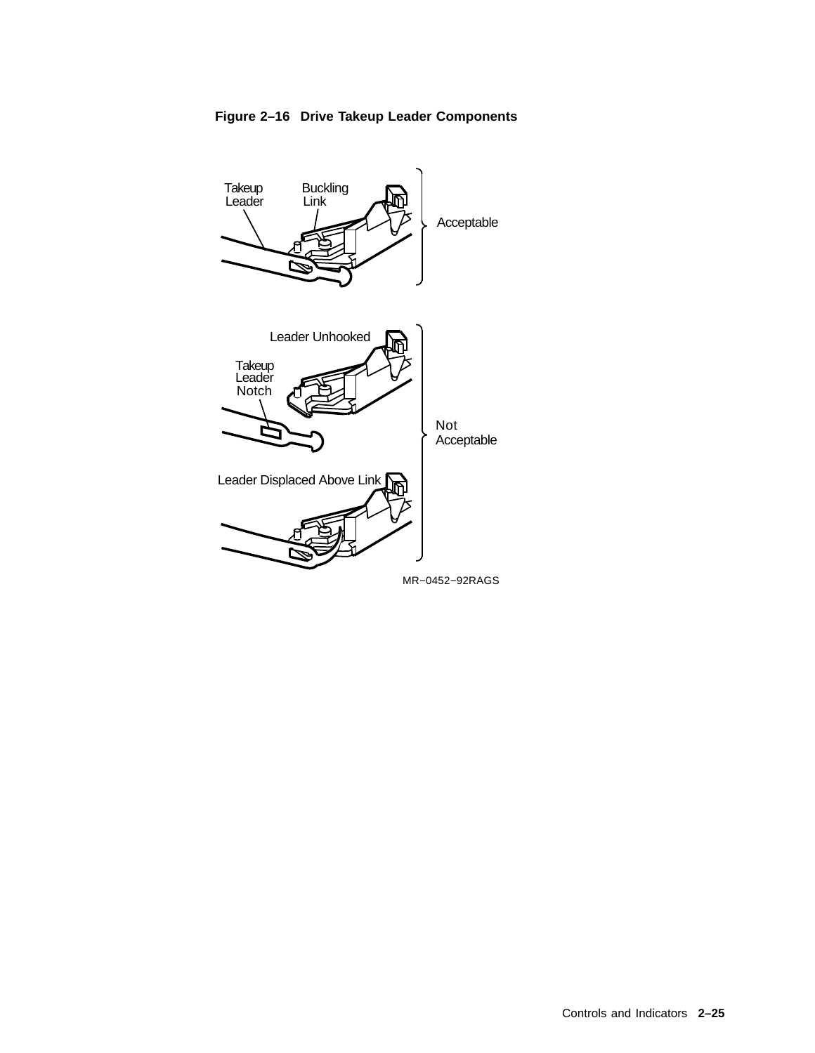**Figure 2–16 Drive Takeup Leader Components**

Takeup Leader

Buckling Link

Acceptable

Leader Unhooked

Takeup Leader Notch

Not Acceptable

Leader Displaced Above Link

MR−0452−92RAGS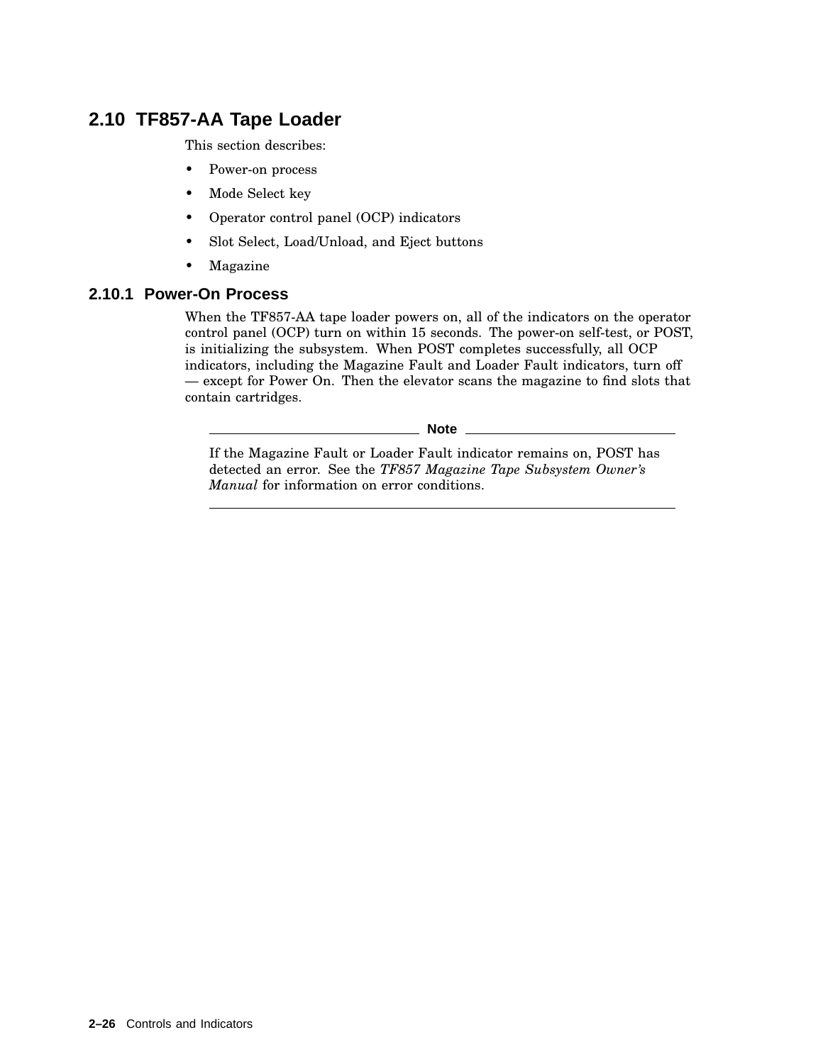## 2.10 TF857-AA Tape Loader

This section describes:

- Power-on process
- Mode Select key
- Operator control panel (OCP) indicators
- Slot Select, Load/Unload, and Eject buttons
- Magazine

### 2.10.1 Power-On Process

When the TF857-AA tape loader powers on, all of the indicators on the operator control panel (OCP) turn on within 15 seconds. The power-on self-test, or POST, is initializing the subsystem. When POST completes successfully, all OCP indicators, including the Magazine Fault and Loader Fault indicators, turn off — except for Power On. Then the elevator scans the magazine to find slots that contain cartridges.

---

**Note**

If the Magazine Fault or Loader Fault indicator remains on, POST has detected an error. See the *TF857 Magazine Tape Subsystem Owner's Manual* for information on error conditions.

---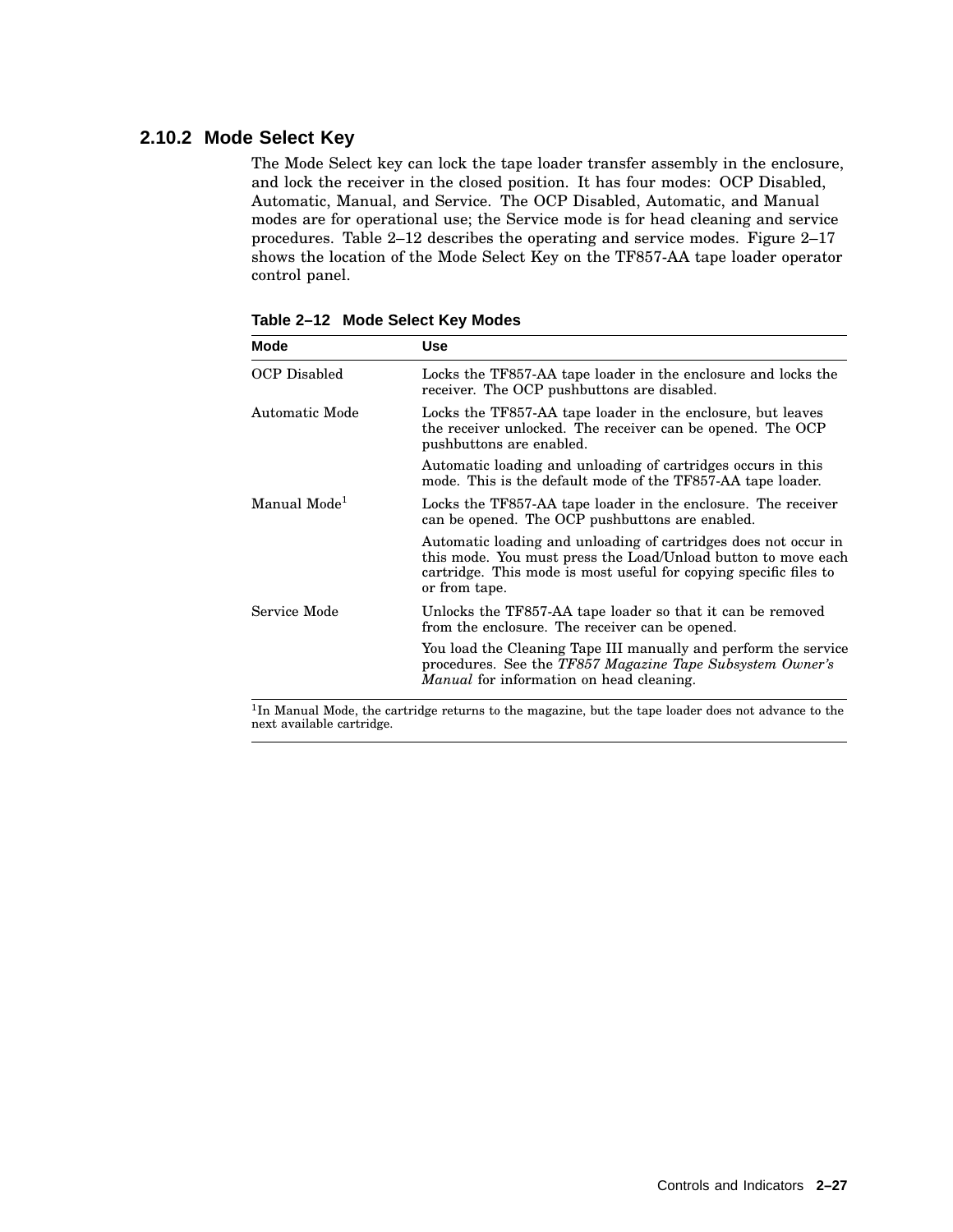### 2.10.2 Mode Select Key

The Mode Select key can lock the tape loader transfer assembly in the enclosure, and lock the receiver in the closed position. It has four modes: OCP Disabled, Automatic, Manual, and Service. The OCP Disabled, Automatic, and Manual modes are for operational use; the Service mode is for head cleaning and service procedures. Table 2–12 describes the operating and service modes. Figure 2–17 shows the location of the Mode Select Key on the TF857-AA tape loader operator control panel.

**Table 2–12 Mode Select Key Modes**

| Mode | Use |
|---|---|
| OCP Disabled | Locks the TF857-AA tape loader in the enclosure and locks the receiver. The OCP pushbuttons are disabled. |
| Automatic Mode | Locks the TF857-AA tape loader in the enclosure, but leaves the receiver unlocked. The receiver can be opened. The OCP pushbuttons are enabled. |
| | Automatic loading and unloading of cartridges occurs in this mode. This is the default mode of the TF857-AA tape loader. |
| Manual Mode[1] | Locks the TF857-AA tape loader in the enclosure. The receiver can be opened. The OCP pushbuttons are enabled. |
| | Automatic loading and unloading of cartridges does not occur in this mode. You must press the Load/Unload button to move each cartridge. This mode is most useful for copying specific files to or from tape. |
| Service Mode | Unlocks the TF857-AA tape loader so that it can be removed from the enclosure. The receiver can be opened. |
| | You load the Cleaning Tape III manually and perform the service procedures. See the *TF857 Magazine Tape Subsystem Owner's Manual* for information on head cleaning. |

[1]In Manual Mode, the cartridge returns to the magazine, but the tape loader does not advance to the next available cartridge.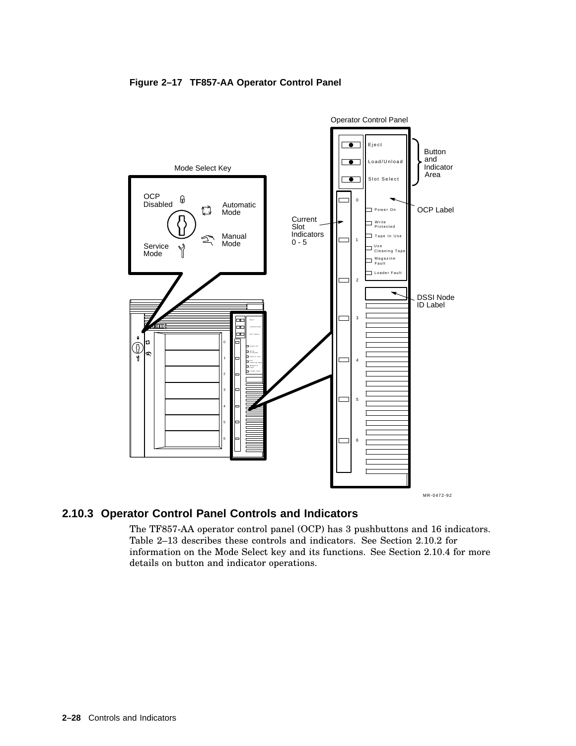**Figure 2–17 TF857-AA Operator Control Panel**

## 2.10.3 Operator Control Panel Controls and Indicators

The TF857-AA operator control panel (OCP) has 3 pushbuttons and 16 indicators. Table 2–13 describes these controls and indicators. See Section 2.10.2 for information on the Mode Select key and its functions. See Section 2.10.4 for more details on button and indicator operations.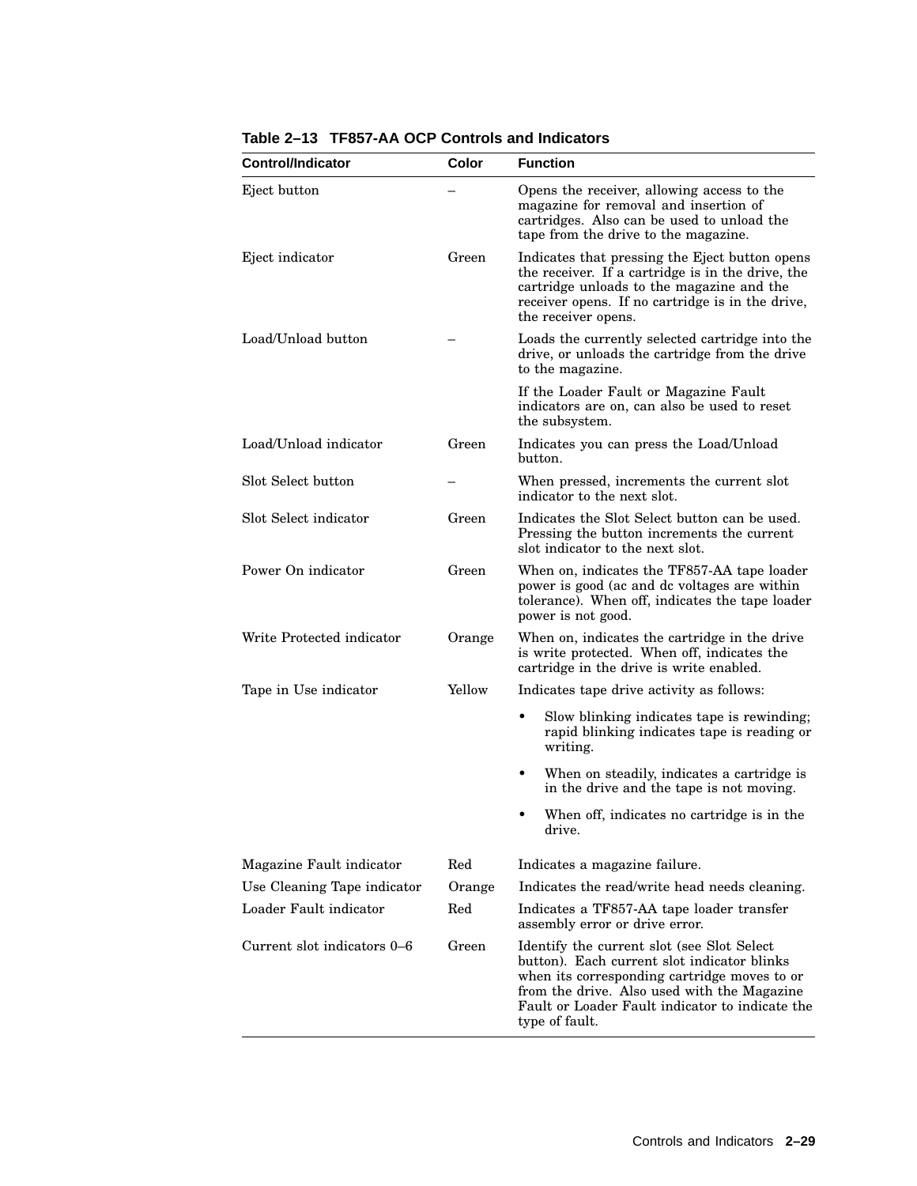**Table 2–13 TF857-AA OCP Controls and Indicators**

| Control/Indicator | Color | Function |
|---|---|---|
| Eject button | – | Opens the receiver, allowing access to the magazine for removal and insertion of cartridges. Also can be used to unload the tape from the drive to the magazine. |
| Eject indicator | Green | Indicates that pressing the Eject button opens the receiver. If a cartridge is in the drive, the cartridge unloads to the magazine and the receiver opens. If no cartridge is in the drive, the receiver opens. |
| Load/Unload button | – | Loads the currently selected cartridge into the drive, or unloads the cartridge from the drive to the magazine.<br><br>If the Loader Fault or Magazine Fault indicators are on, can also be used to reset the subsystem. |
| Load/Unload indicator | Green | Indicates you can press the Load/Unload button. |
| Slot Select button | – | When pressed, increments the current slot indicator to the next slot. |
| Slot Select indicator | Green | Indicates the Slot Select button can be used. Pressing the button increments the current slot indicator to the next slot. |
| Power On indicator | Green | When on, indicates the TF857-AA tape loader power is good (ac and dc voltages are within tolerance). When off, indicates the tape loader power is not good. |
| Write Protected indicator | Orange | When on, indicates the cartridge in the drive is write protected. When off, indicates the cartridge in the drive is write enabled. |
| Tape in Use indicator | Yellow | Indicates tape drive activity as follows:<br>• Slow blinking indicates tape is rewinding; rapid blinking indicates tape is reading or writing.<br>• When on steadily, indicates a cartridge is in the drive and the tape is not moving.<br>• When off, indicates no cartridge is in the drive. |
| Magazine Fault indicator | Red | Indicates a magazine failure. |
| Use Cleaning Tape indicator | Orange | Indicates the read/write head needs cleaning. |
| Loader Fault indicator | Red | Indicates a TF857-AA tape loader transfer assembly error or drive error. |
| Current slot indicators 0–6 | Green | Identify the current slot (see Slot Select button). Each current slot indicator blinks when its corresponding cartridge moves to or from the drive. Also used with the Magazine Fault or Loader Fault indicator to indicate the type of fault. |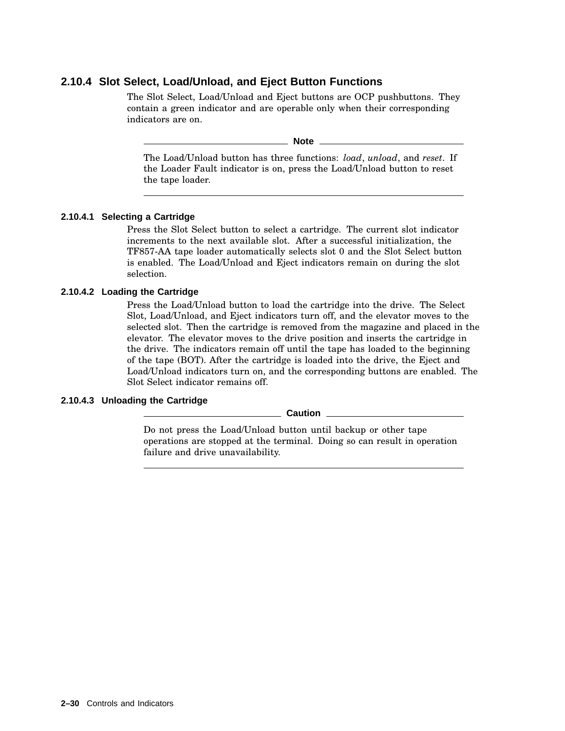### 2.10.4 Slot Select, Load/Unload, and Eject Button Functions

The Slot Select, Load/Unload and Eject buttons are OCP pushbuttons. They contain a green indicator and are operable only when their corresponding indicators are on.

---

**Note**

The Load/Unload button has three functions: *load*, *unload*, and *reset*. If the Loader Fault indicator is on, press the Load/Unload button to reset the tape loader.

---

#### 2.10.4.1 Selecting a Cartridge

Press the Slot Select button to select a cartridge. The current slot indicator increments to the next available slot. After a successful initialization, the TF857-AA tape loader automatically selects slot 0 and the Slot Select button is enabled. The Load/Unload and Eject indicators remain on during the slot selection.

#### 2.10.4.2 Loading the Cartridge

Press the Load/Unload button to load the cartridge into the drive. The Select Slot, Load/Unload, and Eject indicators turn off, and the elevator moves to the selected slot. Then the cartridge is removed from the magazine and placed in the elevator. The elevator moves to the drive position and inserts the cartridge in the drive. The indicators remain off until the tape has loaded to the beginning of the tape (BOT). After the cartridge is loaded into the drive, the Eject and Load/Unload indicators turn on, and the corresponding buttons are enabled. The Slot Select indicator remains off.

#### 2.10.4.3 Unloading the Cartridge

---

**Caution**

Do not press the Load/Unload button until backup or other tape operations are stopped at the terminal. Doing so can result in operation failure and drive unavailability.

---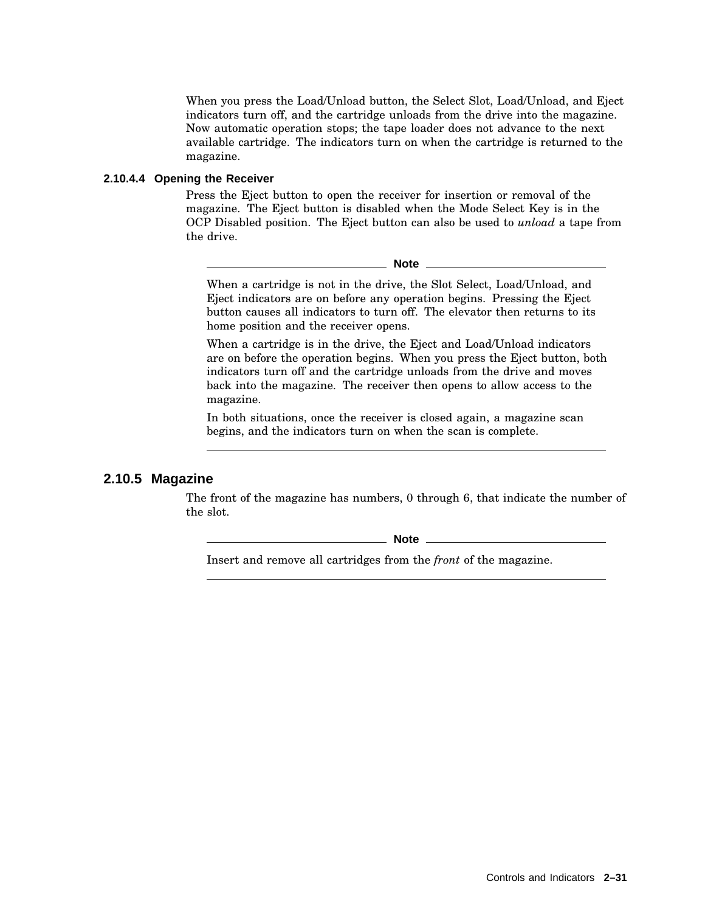When you press the Load/Unload button, the Select Slot, Load/Unload, and Eject indicators turn off, and the cartridge unloads from the drive into the magazine. Now automatic operation stops; the tape loader does not advance to the next available cartridge. The indicators turn on when the cartridge is returned to the magazine.

#### 2.10.4.4 Opening the Receiver

Press the Eject button to open the receiver for insertion or removal of the magazine. The Eject button is disabled when the Mode Select Key is in the OCP Disabled position. The Eject button can also be used to *unload* a tape from the drive.

---

**Note**

When a cartridge is not in the drive, the Slot Select, Load/Unload, and Eject indicators are on before any operation begins. Pressing the Eject button causes all indicators to turn off. The elevator then returns to its home position and the receiver opens.

When a cartridge is in the drive, the Eject and Load/Unload indicators are on before the operation begins. When you press the Eject button, both indicators turn off and the cartridge unloads from the drive and moves back into the magazine. The receiver then opens to allow access to the magazine.

In both situations, once the receiver is closed again, a magazine scan begins, and the indicators turn on when the scan is complete.

---

### 2.10.5 Magazine

The front of the magazine has numbers, 0 through 6, that indicate the number of the slot.

---

**Note**

Insert and remove all cartridges from the *front* of the magazine.

---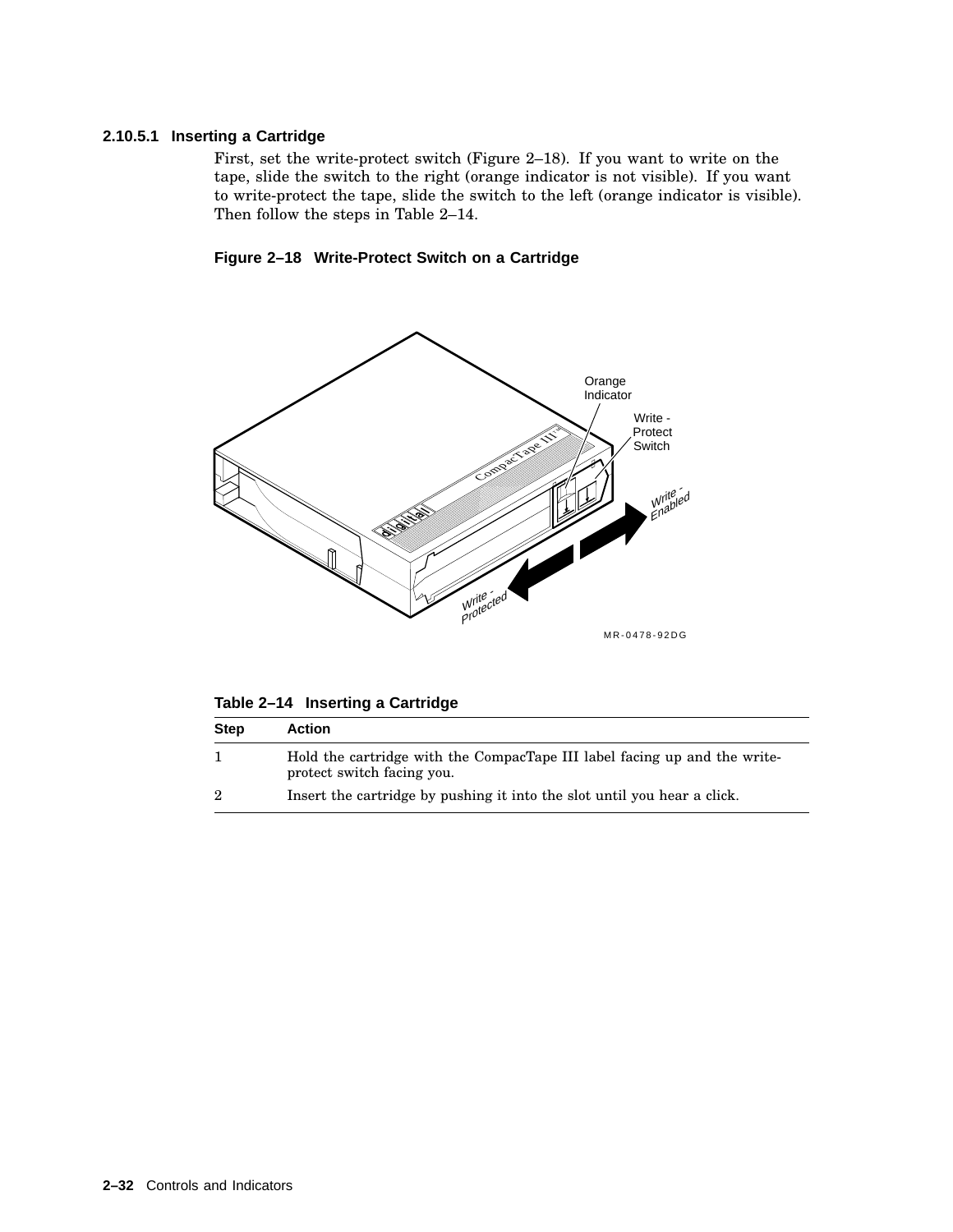#### 2.10.5.1 Inserting a Cartridge

First, set the write-protect switch (Figure 2–18). If you want to write on the tape, slide the switch to the right (orange indicator is not visible). If you want to write-protect the tape, slide the switch to the left (orange indicator is visible). Then follow the steps in Table 2–14.

**Figure 2–18 Write-Protect Switch on a Cartridge**

**Table 2–14 Inserting a Cartridge**

| Step | Action |
|---|---|
| 1 | Hold the cartridge with the CompacTape III label facing up and the write-protect switch facing you. |
| 2 | Insert the cartridge by pushing it into the slot until you hear a click. |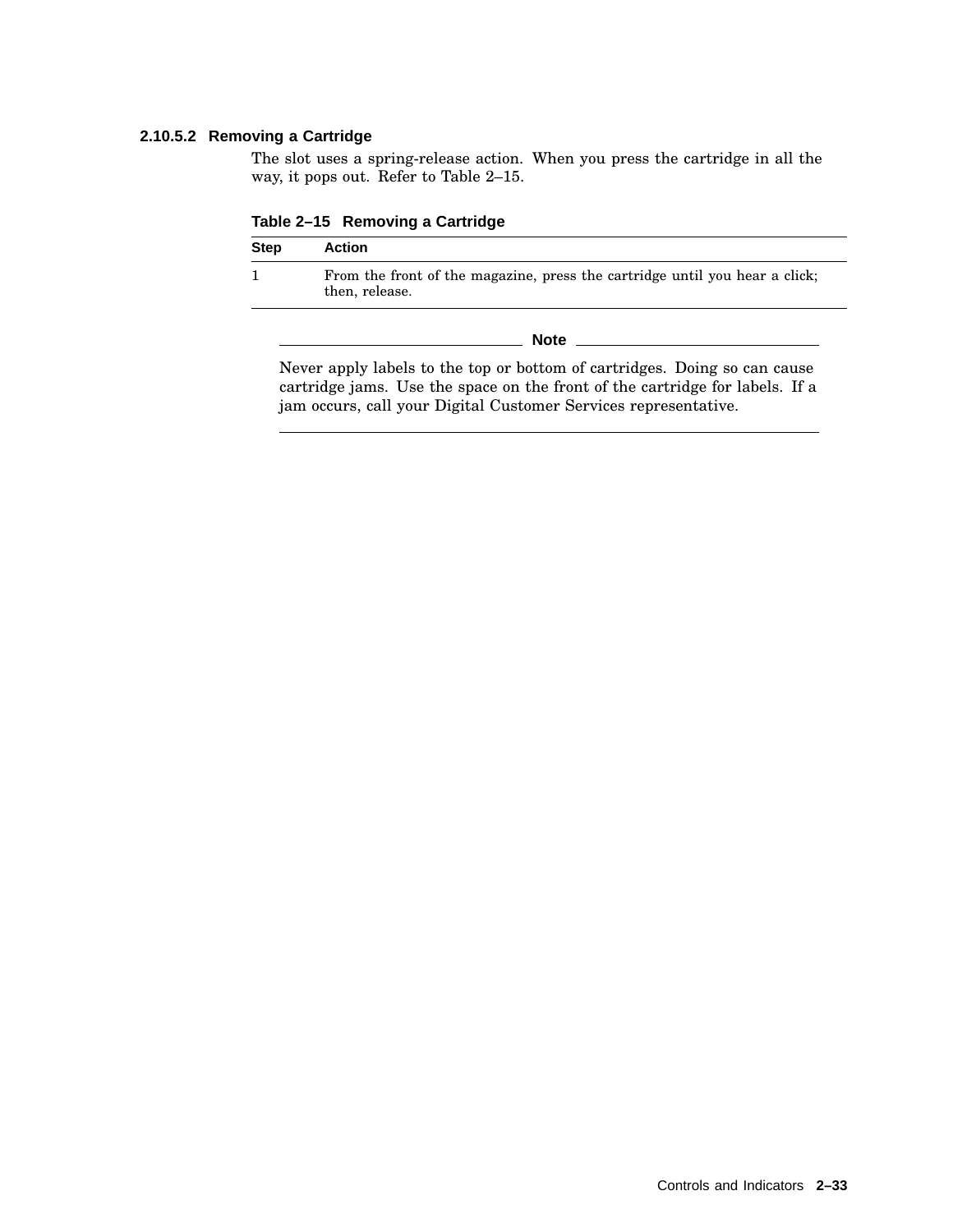#### 2.10.5.2 Removing a Cartridge

The slot uses a spring-release action. When you press the cartridge in all the way, it pops out. Refer to Table 2–15.

**Table 2–15 Removing a Cartridge**

| Step | Action |
|---|---|
| 1 | From the front of the magazine, press the cartridge until you hear a click; then, release. |

---

**Note**

Never apply labels to the top or bottom of cartridges. Doing so can cause cartridge jams. Use the space on the front of the cartridge for labels. If a jam occurs, call your Digital Customer Services representative.

---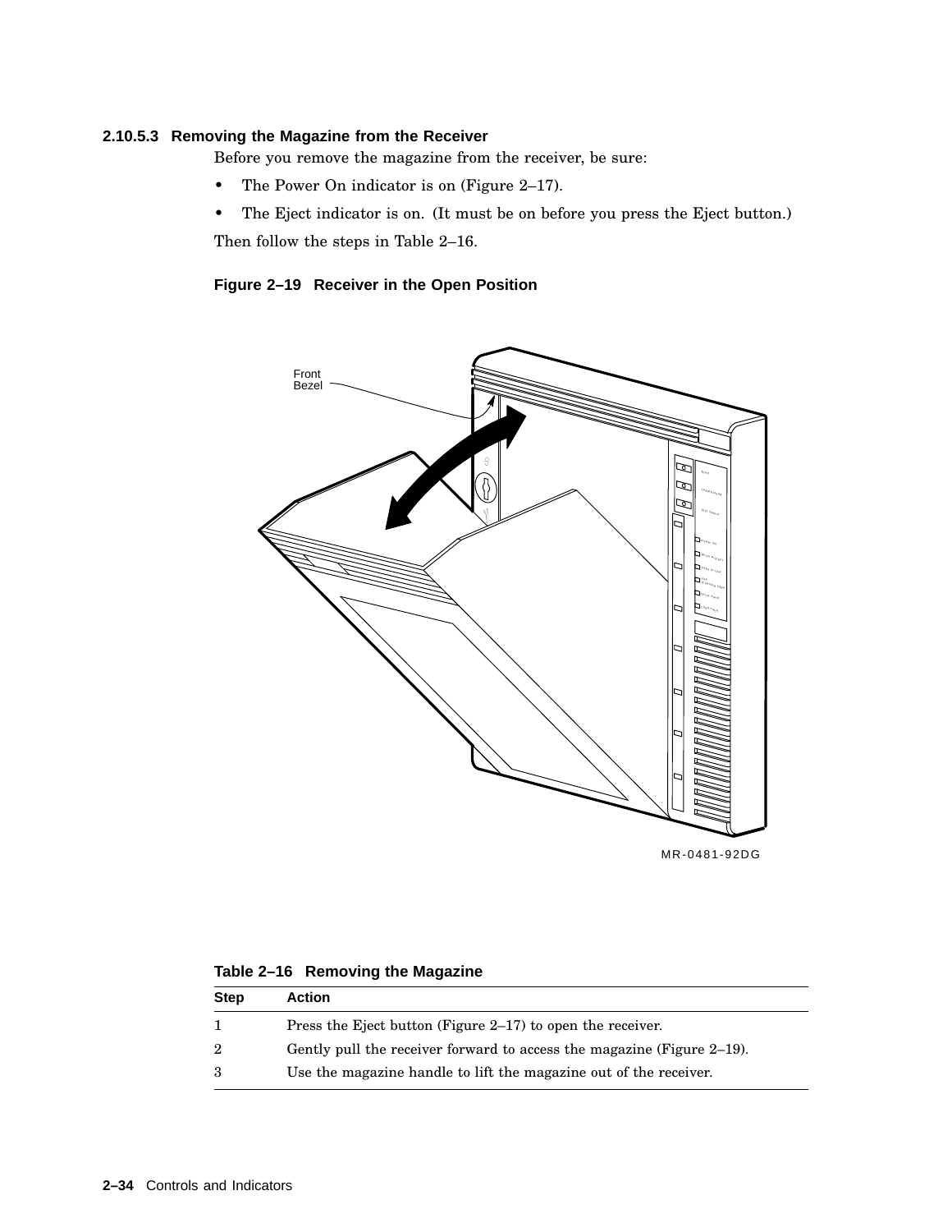#### 2.10.5.3 Removing the Magazine from the Receiver

Before you remove the magazine from the receiver, be sure:

- The Power On indicator is on (Figure 2–17).
- The Eject indicator is on. (It must be on before you press the Eject button.)

Then follow the steps in Table 2–16.

**Figure 2–19 Receiver in the Open Position**

**Table 2–16 Removing the Magazine**

| Step | Action |
|---|---|
| 1 | Press the Eject button (Figure 2–17) to open the receiver. |
| 2 | Gently pull the receiver forward to access the magazine (Figure 2–19). |
| 3 | Use the magazine handle to lift the magazine out of the receiver. |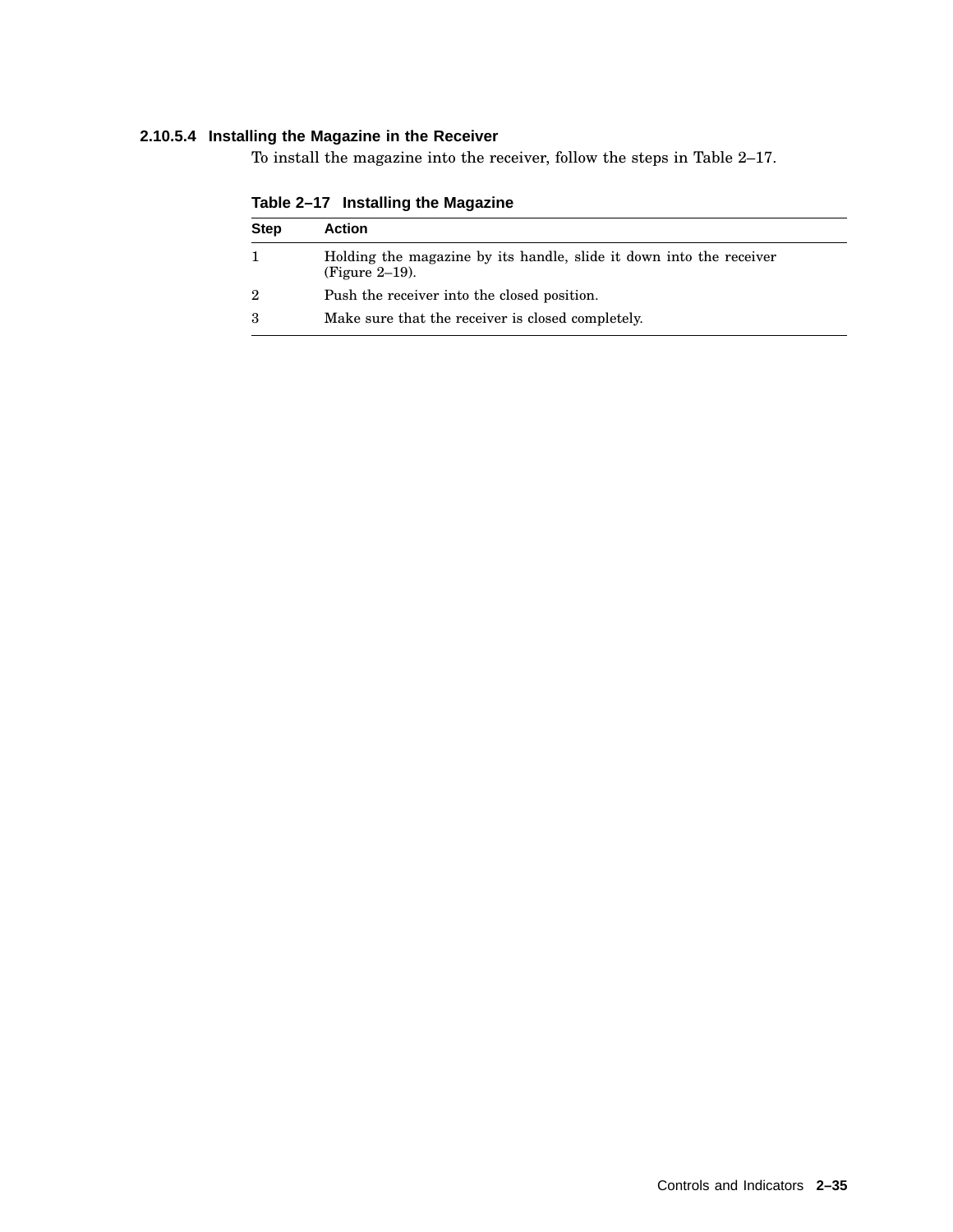#### 2.10.5.4 Installing the Magazine in the Receiver

To install the magazine into the receiver, follow the steps in Table 2–17.

**Table 2–17 Installing the Magazine**

| Step | Action |
| --- | --- |
| 1 | Holding the magazine by its handle, slide it down into the receiver (Figure 2–19). |
| 2 | Push the receiver into the closed position. |
| 3 | Make sure that the receiver is closed completely. |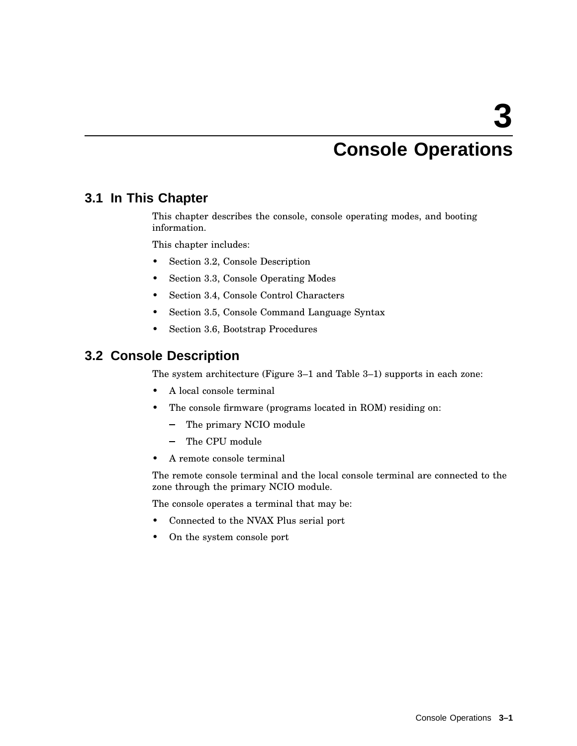# 3 Console Operations

## 3.1 In This Chapter

This chapter describes the console, console operating modes, and booting information.

This chapter includes:

- Section 3.2, Console Description
- Section 3.3, Console Operating Modes
- Section 3.4, Console Control Characters
- Section 3.5, Console Command Language Syntax
- Section 3.6, Bootstrap Procedures

## 3.2 Console Description

The system architecture (Figure 3–1 and Table 3–1) supports in each zone:

- A local console terminal
- The console firmware (programs located in ROM) residing on:
  - The primary NCIO module
  - The CPU module
- A remote console terminal

The remote console terminal and the local console terminal are connected to the zone through the primary NCIO module.

The console operates a terminal that may be:

- Connected to the NVAX Plus serial port
- On the system console port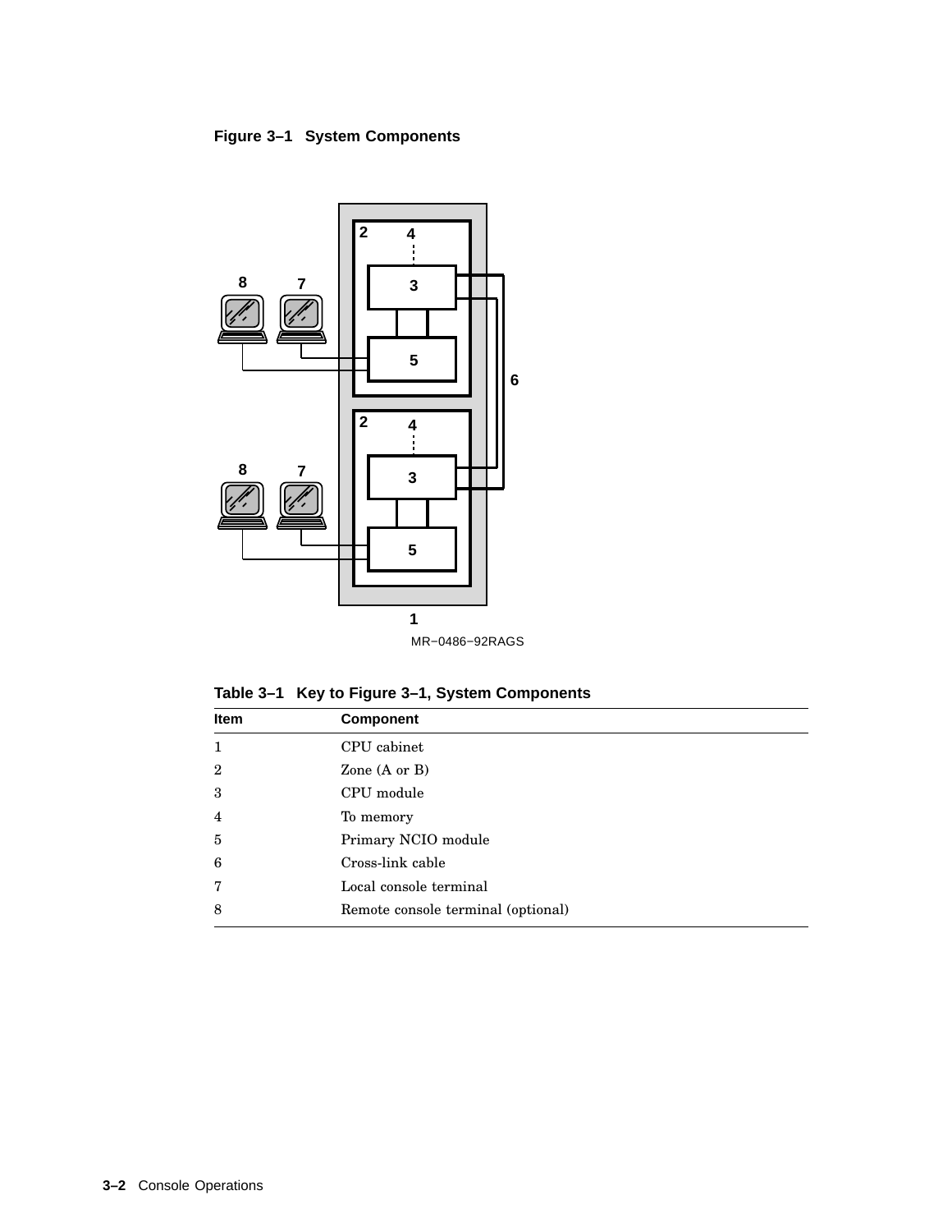**Figure 3–1 System Components**

MR−0486−92RAGS

**Table 3–1 Key to Figure 3–1, System Components**

| Item | Component |
|---|---|
| 1 | CPU cabinet |
| 2 | Zone (A or B) |
| 3 | CPU module |
| 4 | To memory |
| 5 | Primary NCIO module |
| 6 | Cross-link cable |
| 7 | Local console terminal |
| 8 | Remote console terminal (optional) |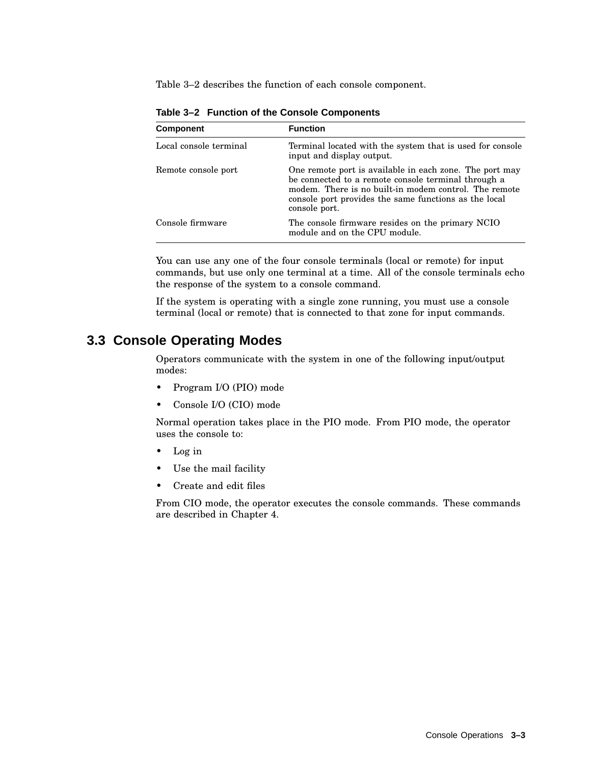Table 3–2 describes the function of each console component.

**Table 3–2 Function of the Console Components**

| Component | Function |
|---|---|
| Local console terminal | Terminal located with the system that is used for console input and display output. |
| Remote console port | One remote port is available in each zone. The port may be connected to a remote console terminal through a modem. There is no built-in modem control. The remote console port provides the same functions as the local console port. |
| Console firmware | The console firmware resides on the primary NCIO module and on the CPU module. |

You can use any one of the four console terminals (local or remote) for input commands, but use only one terminal at a time. All of the console terminals echo the response of the system to a console command.

If the system is operating with a single zone running, you must use a console terminal (local or remote) that is connected to that zone for input commands.

## 3.3 Console Operating Modes

Operators communicate with the system in one of the following input/output modes:

- Program I/O (PIO) mode
- Console I/O (CIO) mode

Normal operation takes place in the PIO mode. From PIO mode, the operator uses the console to:

- Log in
- Use the mail facility
- Create and edit files

From CIO mode, the operator executes the console commands. These commands are described in Chapter 4.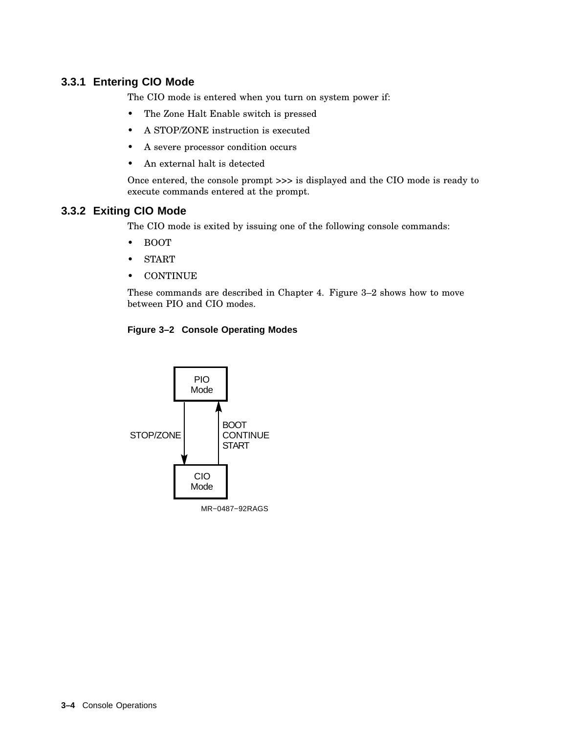### 3.3.1 Entering CIO Mode

The CIO mode is entered when you turn on system power if:

- The Zone Halt Enable switch is pressed
- A STOP/ZONE instruction is executed
- A severe processor condition occurs
- An external halt is detected

Once entered, the console prompt >>> is displayed and the CIO mode is ready to execute commands entered at the prompt.

### 3.3.2 Exiting CIO Mode

The CIO mode is exited by issuing one of the following console commands:

- BOOT
- START
- CONTINUE

These commands are described in Chapter 4. Figure 3–2 shows how to move between PIO and CIO modes.

**Figure 3–2 Console Operating Modes**

PIO Mode

STOP/ZONE

BOOT
CONTINUE
START

CIO Mode

MR−0487−92RAGS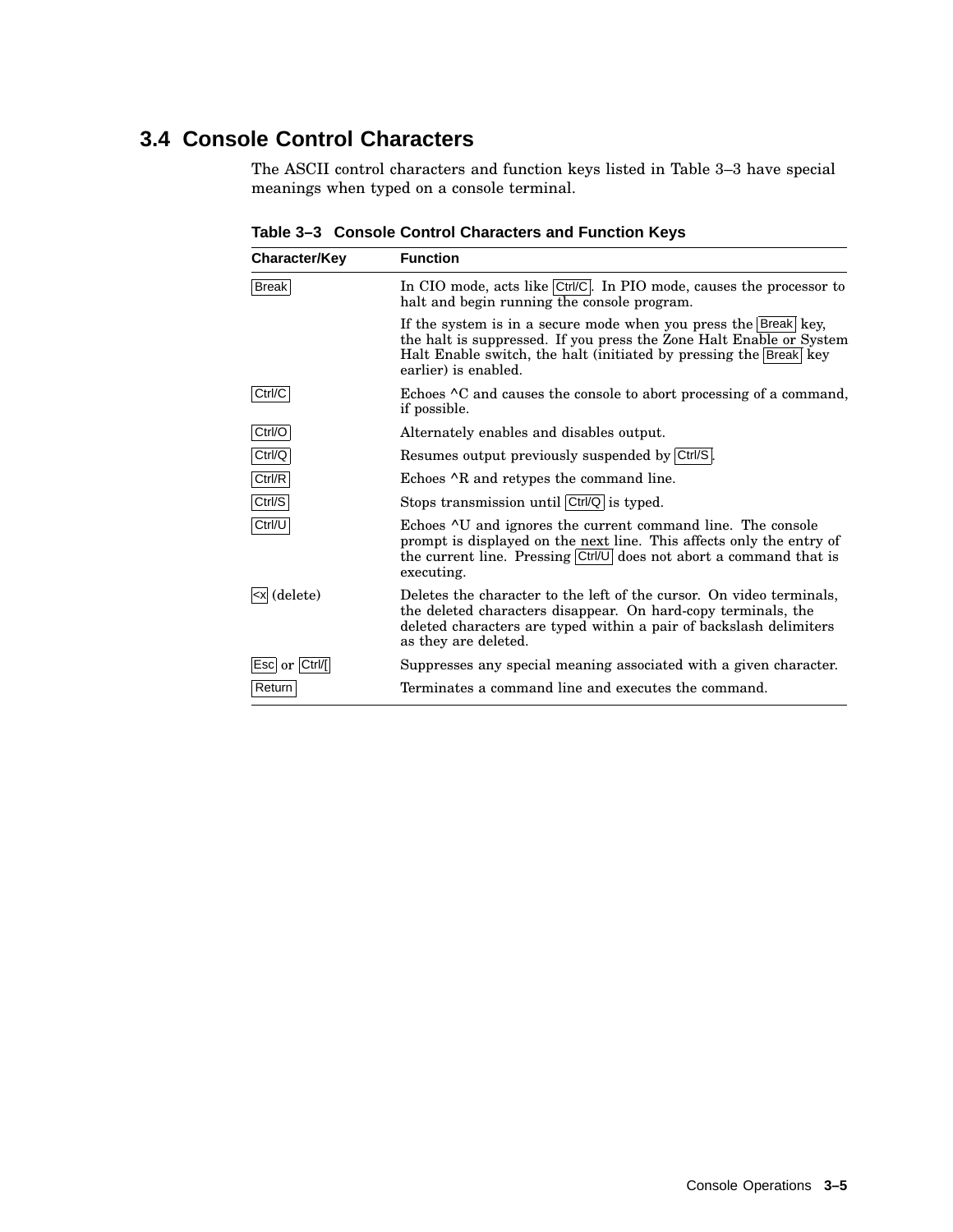## 3.4 Console Control Characters

The ASCII control characters and function keys listed in Table 3–3 have special meanings when typed on a console terminal.

**Table 3–3 Console Control Characters and Function Keys**

| Character/Key | Function |
|---|---|
| Break | In CIO mode, acts like Ctrl/C. In PIO mode, causes the processor to halt and begin running the console program. |
| | If the system is in a secure mode when you press the Break key, the halt is suppressed. If you press the Zone Halt Enable or System Halt Enable switch, the halt (initiated by pressing the Break key earlier) is enabled. |
| Ctrl/C | Echoes ^C and causes the console to abort processing of a command, if possible. |
| Ctrl/O | Alternately enables and disables output. |
| Ctrl/Q | Resumes output previously suspended by Ctrl/S. |
| Ctrl/R | Echoes ^R and retypes the command line. |
| Ctrl/S | Stops transmission until Ctrl/Q is typed. |
| Ctrl/U | Echoes ^U and ignores the current command line. The console prompt is displayed on the next line. This affects only the entry of the current line. Pressing Ctrl/U does not abort a command that is executing. |
| <x (delete) | Deletes the character to the left of the cursor. On video terminals, the deleted characters disappear. On hard-copy terminals, the deleted characters are typed within a pair of backslash delimiters as they are deleted. |
| Esc or Ctrl/[ | Suppresses any special meaning associated with a given character. |
| Return | Terminates a command line and executes the command. |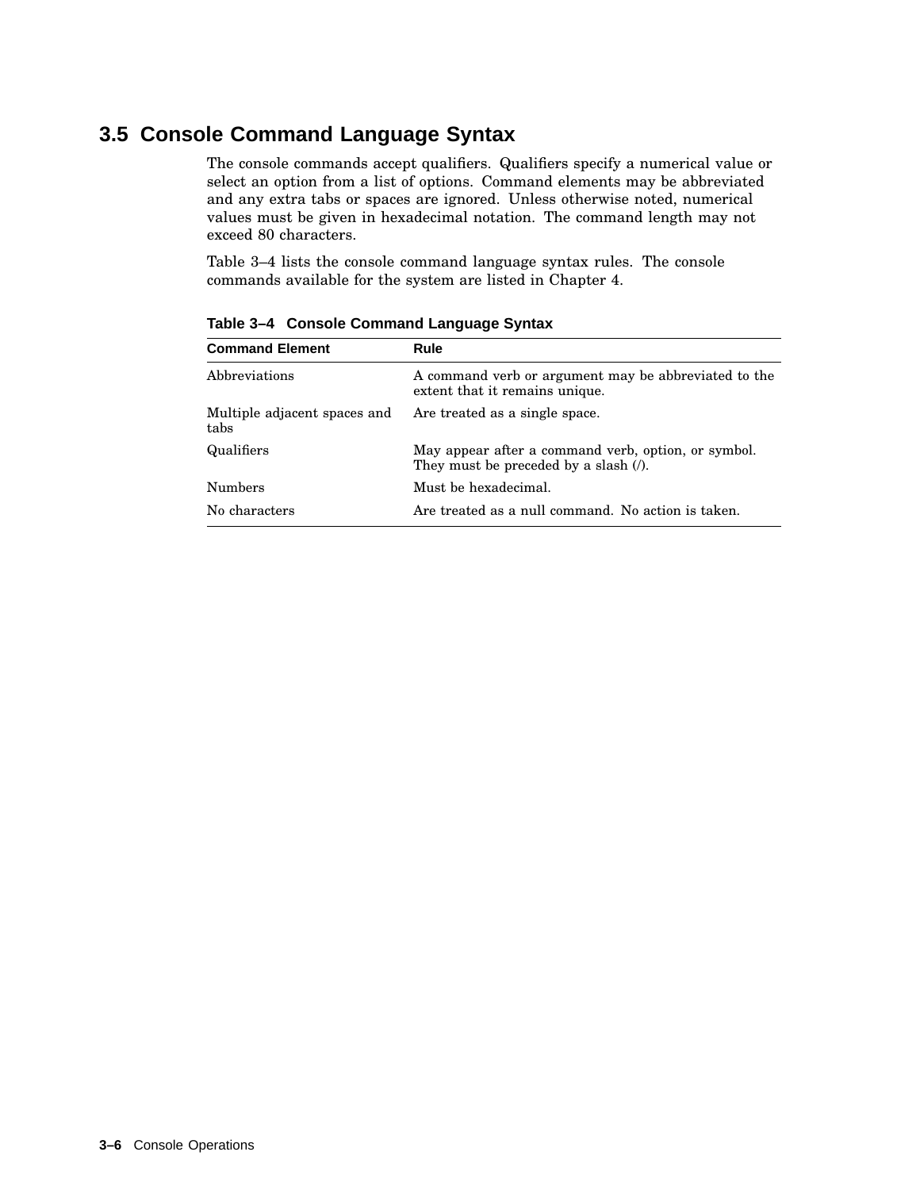## 3.5 Console Command Language Syntax

The console commands accept qualifiers. Qualifiers specify a numerical value or select an option from a list of options. Command elements may be abbreviated and any extra tabs or spaces are ignored. Unless otherwise noted, numerical values must be given in hexadecimal notation. The command length may not exceed 80 characters.

Table 3–4 lists the console command language syntax rules. The console commands available for the system are listed in Chapter 4.

**Table 3–4 Console Command Language Syntax**

| Command Element | Rule |
|---|---|
| Abbreviations | A command verb or argument may be abbreviated to the extent that it remains unique. |
| Multiple adjacent spaces and tabs | Are treated as a single space. |
| Qualifiers | May appear after a command verb, option, or symbol. They must be preceded by a slash (/). |
| Numbers | Must be hexadecimal. |
| No characters | Are treated as a null command. No action is taken. |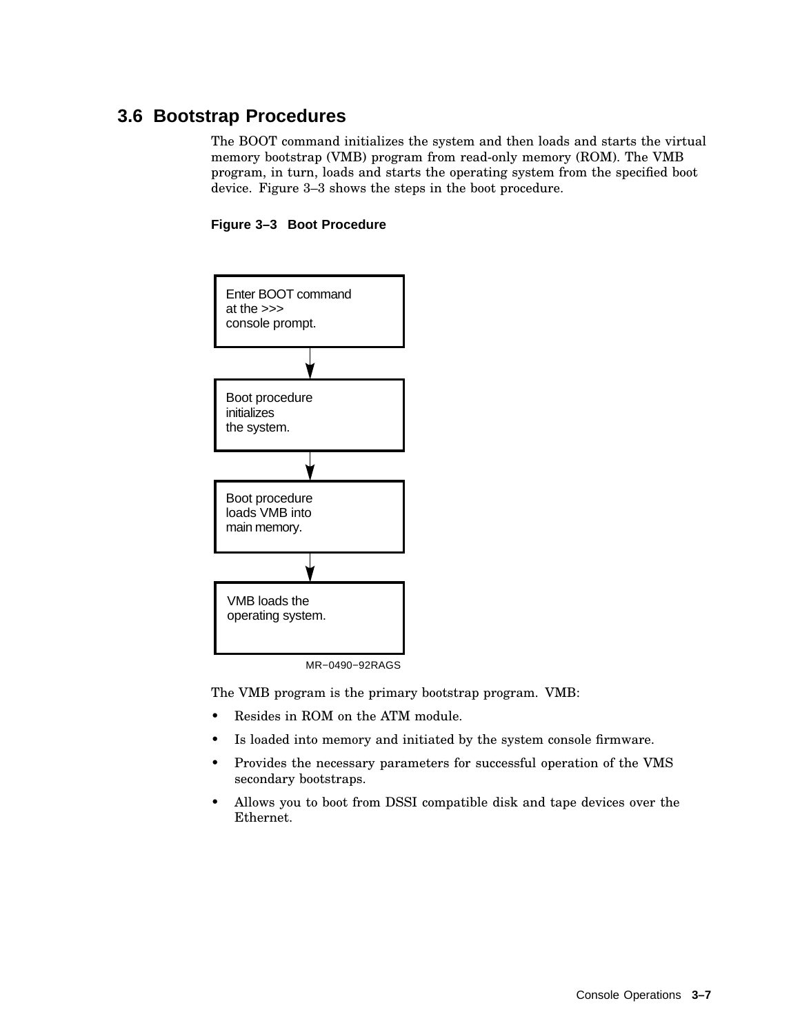## 3.6 Bootstrap Procedures

The BOOT command initializes the system and then loads and starts the virtual memory bootstrap (VMB) program from read-only memory (ROM). The VMB program, in turn, loads and starts the operating system from the specified boot device. Figure 3–3 shows the steps in the boot procedure.

**Figure 3–3 Boot Procedure**

Enter BOOT command at the >>> console prompt.

↓

Boot procedure initializes the system.

↓

Boot procedure loads VMB into main memory.

↓

VMB loads the operating system.

MR−0490−92RAGS

The VMB program is the primary bootstrap program. VMB:

- Resides in ROM on the ATM module.
- Is loaded into memory and initiated by the system console firmware.
- Provides the necessary parameters for successful operation of the VMS secondary bootstraps.
- Allows you to boot from DSSI compatible disk and tape devices over the Ethernet.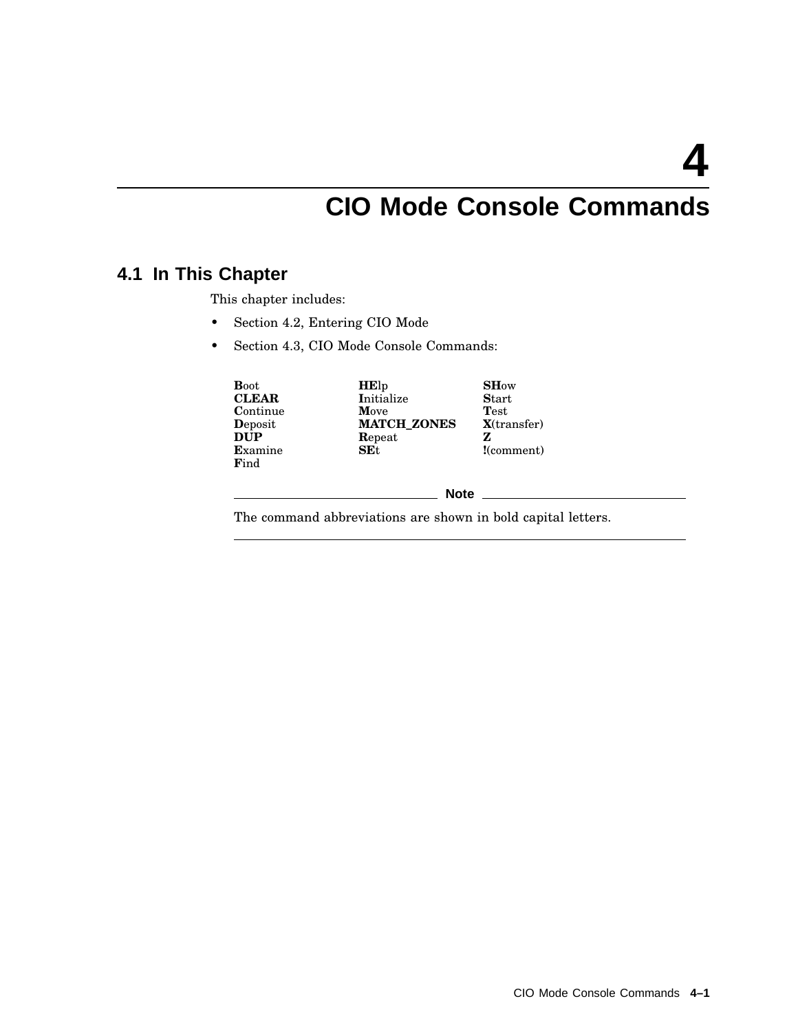# 4 CIO Mode Console Commands

## 4.1 In This Chapter

This chapter includes:

- Section 4.2, Entering CIO Mode
- Section 4.3, CIO Mode Console Commands:

| | | |
|---|---|---|
| **B**oot | **HE**lp | **SH**ow |
| **CLEAR** | **I**nitialize | **S**tart |
| **C**ontinue | **M**ove | **T**est |
| **D**eposit | **MATCH_ZONES** | **X**(transfer) |
| **DUP** | **R**epeat | **Z** |
| **E**xamine | **SE**t | **!**(comment) |
| **F**ind | | |

---

**Note**

The command abbreviations are shown in bold capital letters.

---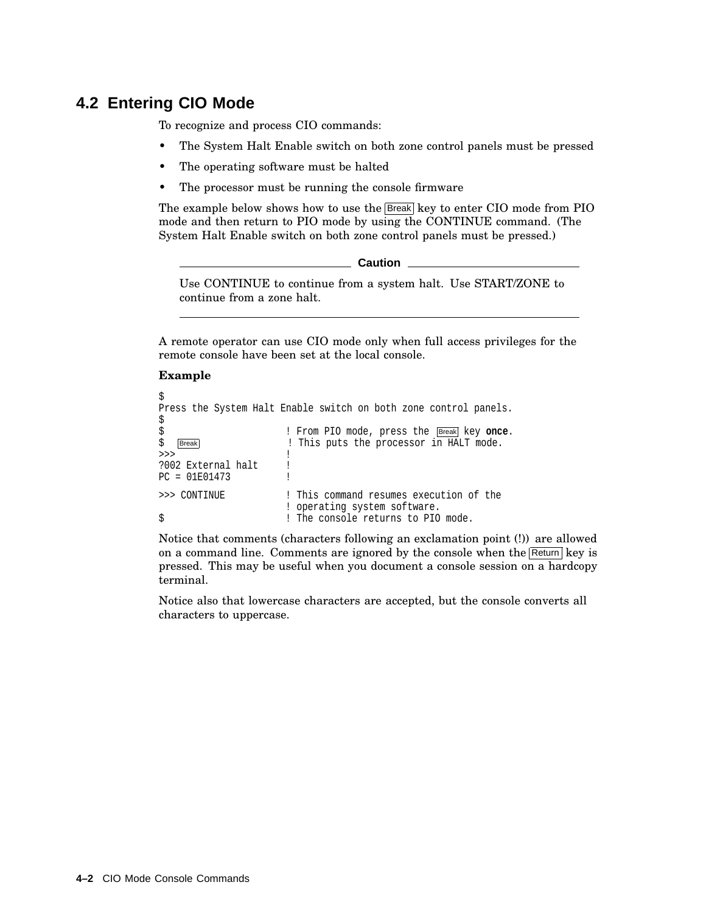## 4.2 Entering CIO Mode

To recognize and process CIO commands:

- The System Halt Enable switch on both zone control panels must be pressed
- The operating software must be halted
- The processor must be running the console firmware

The example below shows how to use the Break key to enter CIO mode from PIO mode and then return to PIO mode by using the CONTINUE command. (The System Halt Enable switch on both zone control panels must be pressed.)

**Caution**

Use CONTINUE to continue from a system halt. Use START/ZONE to continue from a zone halt.

---

A remote operator can use CIO mode only when full access privileges for the remote console have been set at the local console.

**Example**

```
$
Press the System Halt Enable switch on both zone control panels.
$
$                       ! From PIO mode, press the Break key once.
$  Break                ! This puts the processor in HALT mode.
>>>                     !
?002 External halt      !
PC = 01E01473           !

>>> CONTINUE            ! This command resumes execution of the
                        ! operating system software.
$                       ! The console returns to PIO mode.
```

Notice that comments (characters following an exclamation point (!)) are allowed on a command line. Comments are ignored by the console when the Return key is pressed. This may be useful when you document a console session on a hardcopy terminal.

Notice also that lowercase characters are accepted, but the console converts all characters to uppercase.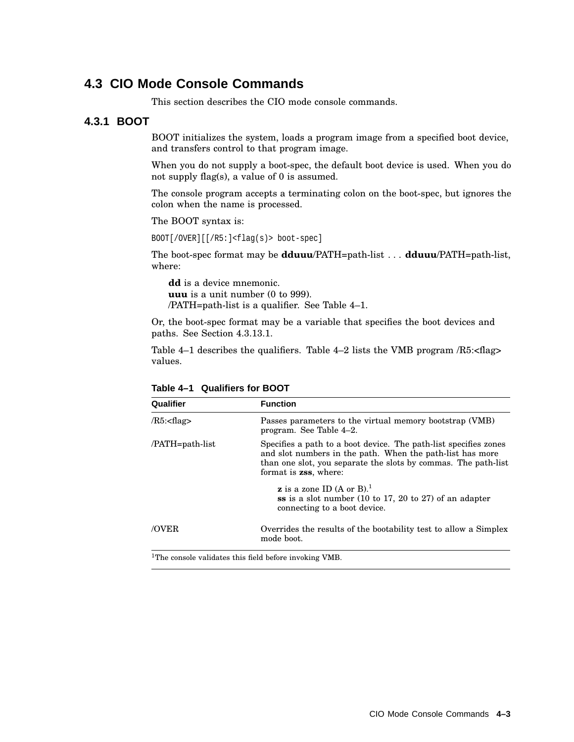## 4.3 CIO Mode Console Commands

This section describes the CIO mode console commands.

### 4.3.1 BOOT

BOOT initializes the system, loads a program image from a specified boot device, and transfers control to that program image.

When you do not supply a boot-spec, the default boot device is used. When you do not supply flag(s), a value of 0 is assumed.

The console program accepts a terminating colon on the boot-spec, but ignores the colon when the name is processed.

The BOOT syntax is:

```
BOOT[/OVER][[/R5:]<flag(s)> boot-spec]
```

The boot-spec format may be **dduuu**/PATH=path-list . . . **dduuu**/PATH=path-list, where:

**dd** is a device mnemonic.
**uuu** is a unit number (0 to 999).
/PATH=path-list is a qualifier. See Table 4–1.

Or, the boot-spec format may be a variable that specifies the boot devices and paths. See Section 4.3.13.1.

Table 4–1 describes the qualifiers. Table 4–2 lists the VMB program /R5:<flag> values.

**Table 4–1 Qualifiers for BOOT**

| Qualifier | Function |
|---|---|
| /R5:<flag> | Passes parameters to the virtual memory bootstrap (VMB) program. See Table 4–2. |
| /PATH=path-list | Specifies a path to a boot device. The path-list specifies zones and slot numbers in the path. When the path-list has more than one slot, you separate the slots by commas. The path-list format is **zss**, where: **z** is a zone ID (A or B).[1] **ss** is a slot number (10 to 17, 20 to 27) of an adapter connecting to a boot device. |
| /OVER | Overrides the results of the bootability test to allow a Simplex mode boot. |

[1]The console validates this field before invoking VMB.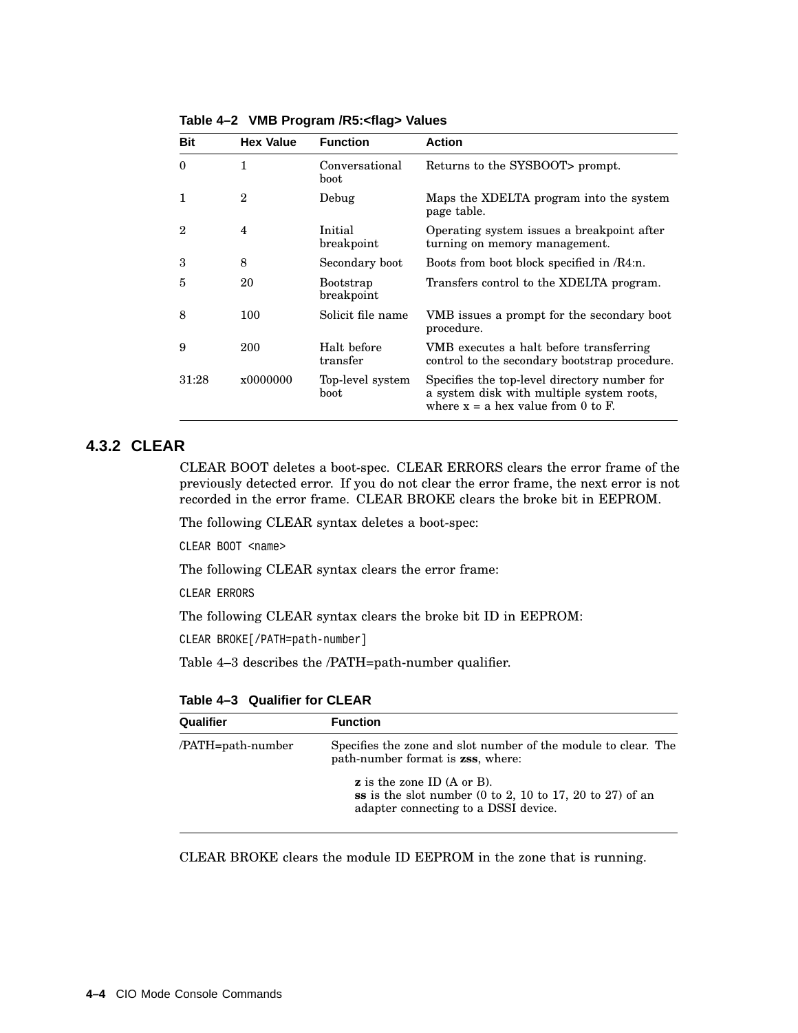**Table 4–2 VMB Program /R5:<flag> Values**

| Bit | Hex Value | Function | Action |
|---|---|---|---|
| 0 | 1 | Conversational boot | Returns to the SYSBOOT> prompt. |
| 1 | 2 | Debug | Maps the XDELTA program into the system page table. |
| 2 | 4 | Initial breakpoint | Operating system issues a breakpoint after turning on memory management. |
| 3 | 8 | Secondary boot | Boots from boot block specified in /R4:n. |
| 5 | 20 | Bootstrap breakpoint | Transfers control to the XDELTA program. |
| 8 | 100 | Solicit file name | VMB issues a prompt for the secondary boot procedure. |
| 9 | 200 | Halt before transfer | VMB executes a halt before transferring control to the secondary bootstrap procedure. |
| 31:28 | x0000000 | Top-level system boot | Specifies the top-level directory number for a system disk with multiple system roots, where x = a hex value from 0 to F. |

### 4.3.2 CLEAR

CLEAR BOOT deletes a boot-spec. CLEAR ERRORS clears the error frame of the previously detected error. If you do not clear the error frame, the next error is not recorded in the error frame. CLEAR BROKE clears the broke bit in EEPROM.

The following CLEAR syntax deletes a boot-spec:

```
CLEAR BOOT <name>
```

The following CLEAR syntax clears the error frame:

```
CLEAR ERRORS
```

The following CLEAR syntax clears the broke bit ID in EEPROM:

```
CLEAR BROKE[/PATH=path-number]
```

Table 4–3 describes the /PATH=path-number qualifier.

**Table 4–3 Qualifier for CLEAR**

| Qualifier | Function |
|---|---|
| /PATH=path-number | Specifies the zone and slot number of the module to clear. The path-number format is **zss**, where:<br><br>**z** is the zone ID (A or B).<br>**ss** is the slot number (0 to 2, 10 to 17, 20 to 27) of an adapter connecting to a DSSI device. |

CLEAR BROKE clears the module ID EEPROM in the zone that is running.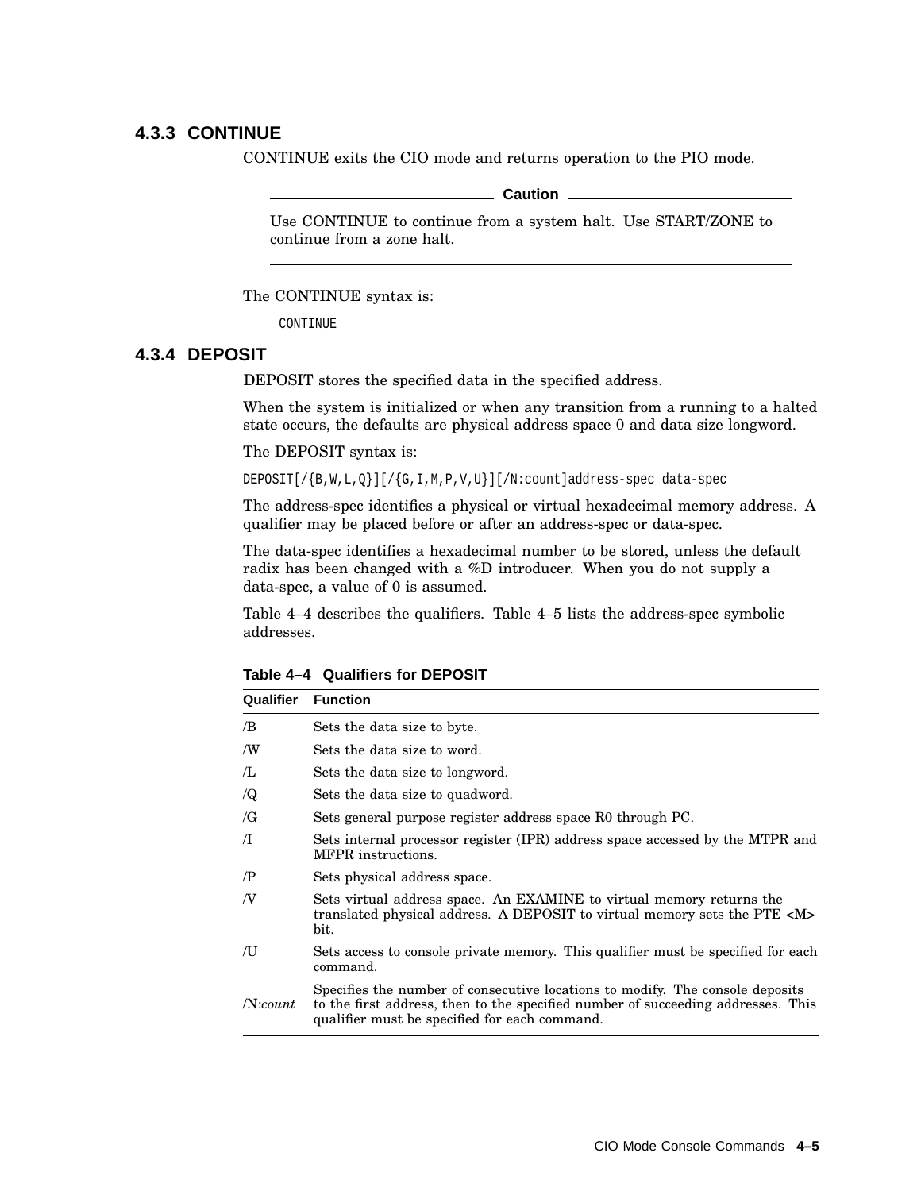### 4.3.3 CONTINUE

CONTINUE exits the CIO mode and returns operation to the PIO mode.

**Caution**

Use CONTINUE to continue from a system halt. Use START/ZONE to continue from a zone halt.

The CONTINUE syntax is:

```
CONTINUE
```

### 4.3.4 DEPOSIT

DEPOSIT stores the specified data in the specified address.

When the system is initialized or when any transition from a running to a halted state occurs, the defaults are physical address space 0 and data size longword.

The DEPOSIT syntax is:

```
DEPOSIT[/{B,W,L,Q}][/{G,I,M,P,V,U}][/N:count]address-spec data-spec
```

The address-spec identifies a physical or virtual hexadecimal memory address. A qualifier may be placed before or after an address-spec or data-spec.

The data-spec identifies a hexadecimal number to be stored, unless the default radix has been changed with a %D introducer. When you do not supply a data-spec, a value of 0 is assumed.

Table 4–4 describes the qualifiers. Table 4–5 lists the address-spec symbolic addresses.

**Table 4–4 Qualifiers for DEPOSIT**

| Qualifier | Function |
|---|---|
| /B | Sets the data size to byte. |
| /W | Sets the data size to word. |
| /L | Sets the data size to longword. |
| /Q | Sets the data size to quadword. |
| /G | Sets general purpose register address space R0 through PC. |
| /I | Sets internal processor register (IPR) address space accessed by the MTPR and MFPR instructions. |
| /P | Sets physical address space. |
| /V | Sets virtual address space. An EXAMINE to virtual memory returns the translated physical address. A DEPOSIT to virtual memory sets the PTE <M> bit. |
| /U | Sets access to console private memory. This qualifier must be specified for each command. |
| /N:*count* | Specifies the number of consecutive locations to modify. The console deposits to the first address, then to the specified number of succeeding addresses. This qualifier must be specified for each command. |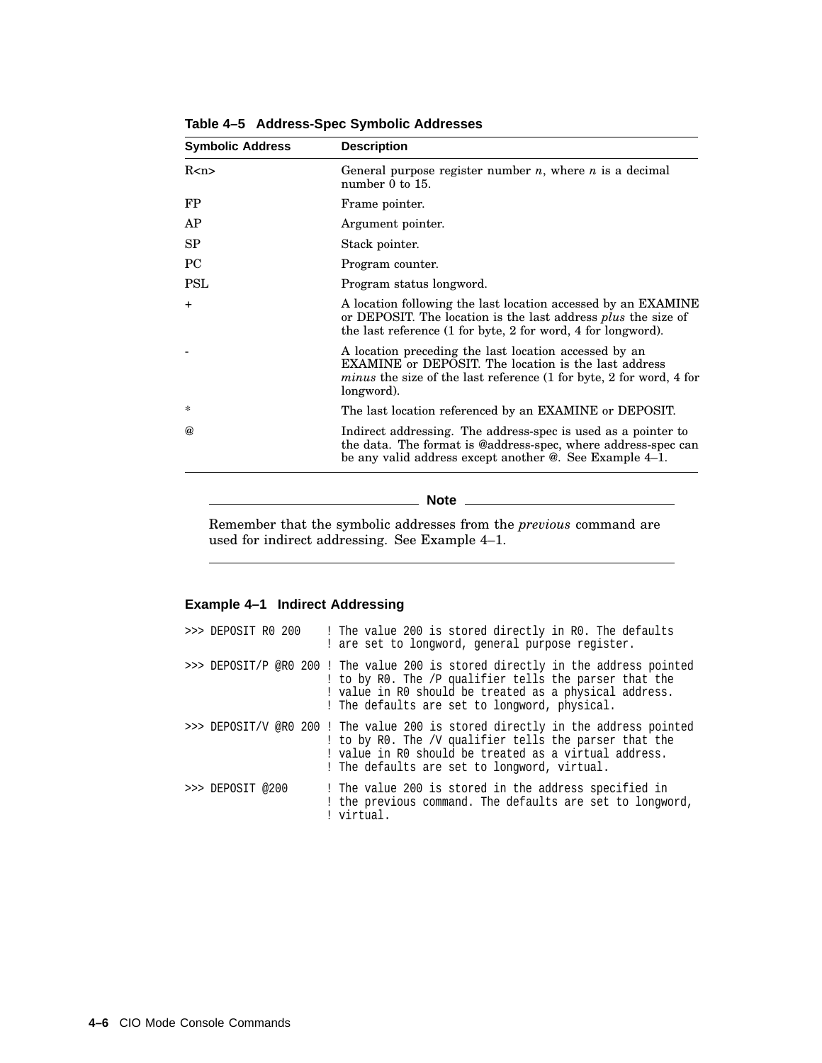**Table 4–5 Address-Spec Symbolic Addresses**

| Symbolic Address | Description |
|---|---|
| R<n> | General purpose register number *n*, where *n* is a decimal number 0 to 15. |
| FP | Frame pointer. |
| AP | Argument pointer. |
| SP | Stack pointer. |
| PC | Program counter. |
| PSL | Program status longword. |
| + | A location following the last location accessed by an EXAMINE or DEPOSIT. The location is the last address *plus* the size of the last reference (1 for byte, 2 for word, 4 for longword). |
| - | A location preceding the last location accessed by an EXAMINE or DEPOSIT. The location is the last address *minus* the size of the last reference (1 for byte, 2 for word, 4 for longword). |
| * | The last location referenced by an EXAMINE or DEPOSIT. |
| @ | Indirect addressing. The address-spec is used as a pointer to the data. The format is @address-spec, where address-spec can be any valid address except another @. See Example 4–1. |

---

**Note**

Remember that the symbolic addresses from the *previous* command are used for indirect addressing. See Example 4–1.

---

**Example 4–1 Indirect Addressing**

```
>>> DEPOSIT R0 200    ! The value 200 is stored directly in R0. The defaults
                      ! are set to longword, general purpose register.

>>> DEPOSIT/P @R0 200 ! The value 200 is stored directly in the address pointed
                      ! to by R0. The /P qualifier tells the parser that the
                      ! value in R0 should be treated as a physical address.
                      ! The defaults are set to longword, physical.

>>> DEPOSIT/V @R0 200 ! The value 200 is stored directly in the address pointed
                      ! to by R0. The /V qualifier tells the parser that the
                      ! value in R0 should be treated as a virtual address.
                      ! The defaults are set to longword, virtual.

>>> DEPOSIT @200      ! The value 200 is stored in the address specified in
                      ! the previous command. The defaults are set to longword,
                      ! virtual.
```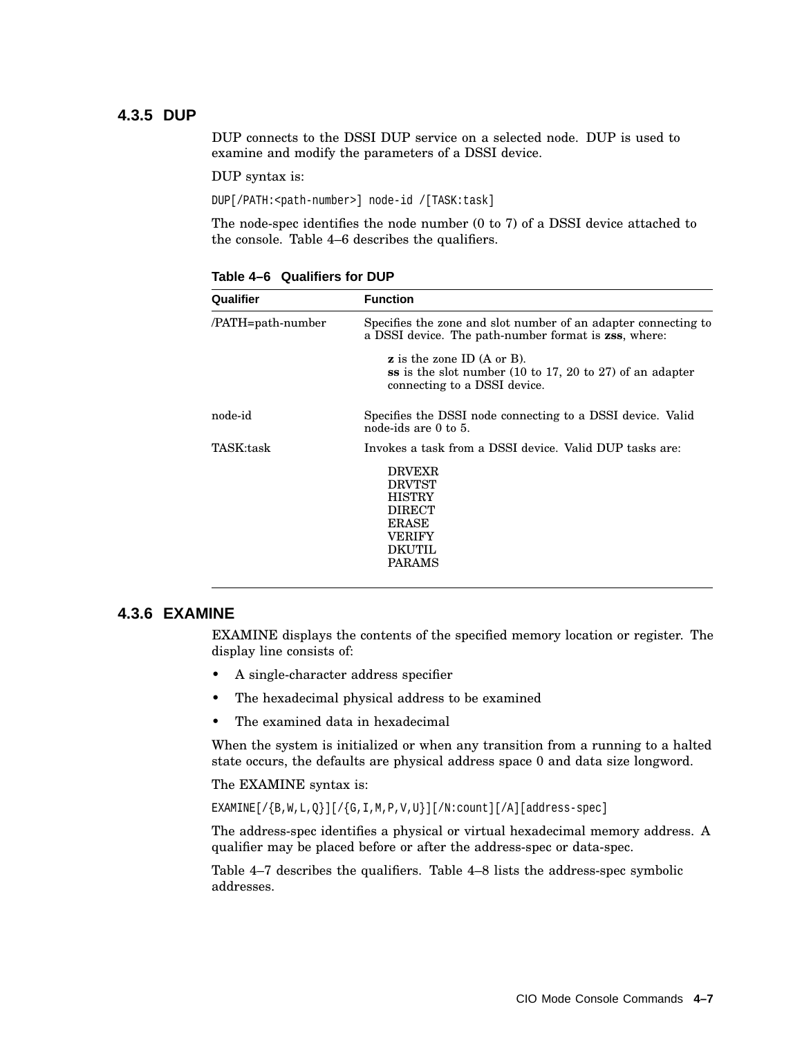### 4.3.5 DUP

DUP connects to the DSSI DUP service on a selected node. DUP is used to examine and modify the parameters of a DSSI device.

DUP syntax is:

```
DUP[/PATH:<path-number>] node-id /[TASK:task]
```

The node-spec identifies the node number (0 to 7) of a DSSI device attached to the console. Table 4–6 describes the qualifiers.

**Table 4–6 Qualifiers for DUP**

| Qualifier | Function |
|---|---|
| /PATH=path-number | Specifies the zone and slot number of an adapter connecting to a DSSI device. The path-number format is **zss**, where: **z** is the zone ID (A or B). **ss** is the slot number (10 to 17, 20 to 27) of an adapter connecting to a DSSI device. |
| node-id | Specifies the DSSI node connecting to a DSSI device. Valid node-ids are 0 to 5. |
| TASK:task | Invokes a task from a DSSI device. Valid DUP tasks are: DRVEXR, DRVTST, HISTRY, DIRECT, ERASE, VERIFY, DKUTIL, PARAMS |

### 4.3.6 EXAMINE

EXAMINE displays the contents of the specified memory location or register. The display line consists of:

- A single-character address specifier
- The hexadecimal physical address to be examined
- The examined data in hexadecimal

When the system is initialized or when any transition from a running to a halted state occurs, the defaults are physical address space 0 and data size longword.

The EXAMINE syntax is:

```
EXAMINE[/{B,W,L,Q}][/{G,I,M,P,V,U}][/N:count][/A][address-spec]
```

The address-spec identifies a physical or virtual hexadecimal memory address. A qualifier may be placed before or after the address-spec or data-spec.

Table 4–7 describes the qualifiers. Table 4–8 lists the address-spec symbolic addresses.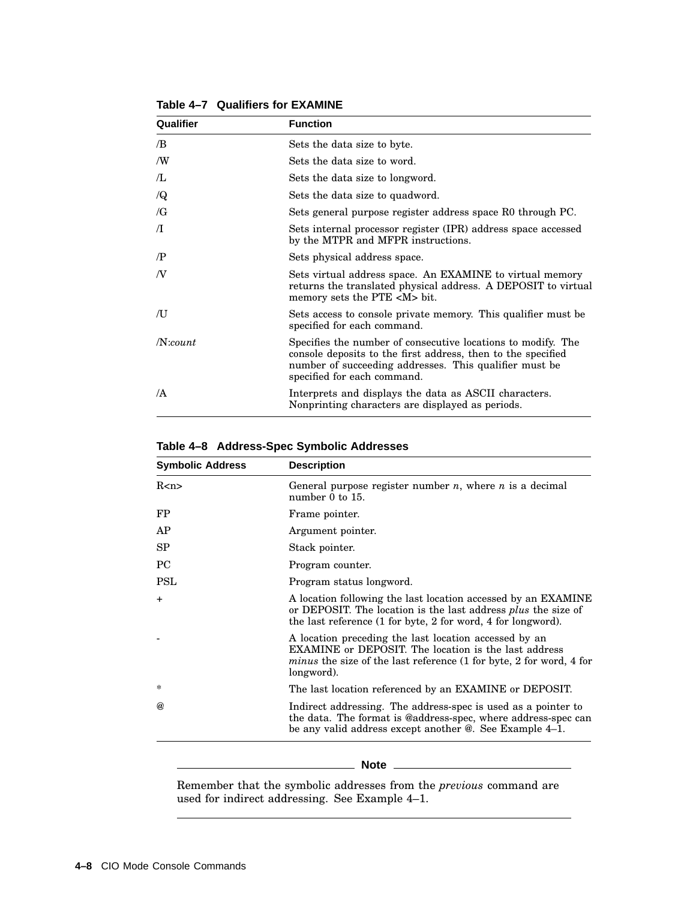**Table 4–7 Qualifiers for EXAMINE**

| Qualifier | Function |
|---|---|
| /B | Sets the data size to byte. |
| /W | Sets the data size to word. |
| /L | Sets the data size to longword. |
| /Q | Sets the data size to quadword. |
| /G | Sets general purpose register address space R0 through PC. |
| /I | Sets internal processor register (IPR) address space accessed by the MTPR and MFPR instructions. |
| /P | Sets physical address space. |
| /V | Sets virtual address space. An EXAMINE to virtual memory returns the translated physical address. A DEPOSIT to virtual memory sets the PTE <M> bit. |
| /U | Sets access to console private memory. This qualifier must be specified for each command. |
| /N:*count* | Specifies the number of consecutive locations to modify. The console deposits to the first address, then to the specified number of succeeding addresses. This qualifier must be specified for each command. |
| /A | Interprets and displays the data as ASCII characters. Nonprinting characters are displayed as periods. |

**Table 4–8 Address-Spec Symbolic Addresses**

| Symbolic Address | Description |
|---|---|
| R<n> | General purpose register number *n*, where *n* is a decimal number 0 to 15. |
| FP | Frame pointer. |
| AP | Argument pointer. |
| SP | Stack pointer. |
| PC | Program counter. |
| PSL | Program status longword. |
| + | A location following the last location accessed by an EXAMINE or DEPOSIT. The location is the last address *plus* the size of the last reference (1 for byte, 2 for word, 4 for longword). |
| - | A location preceding the last location accessed by an EXAMINE or DEPOSIT. The location is the last address *minus* the size of the last reference (1 for byte, 2 for word, 4 for longword). |
| * | The last location referenced by an EXAMINE or DEPOSIT. |
| @ | Indirect addressing. The address-spec is used as a pointer to the data. The format is @address-spec, where address-spec can be any valid address except another @. See Example 4–1. |

**Note**

Remember that the symbolic addresses from the *previous* command are used for indirect addressing. See Example 4–1.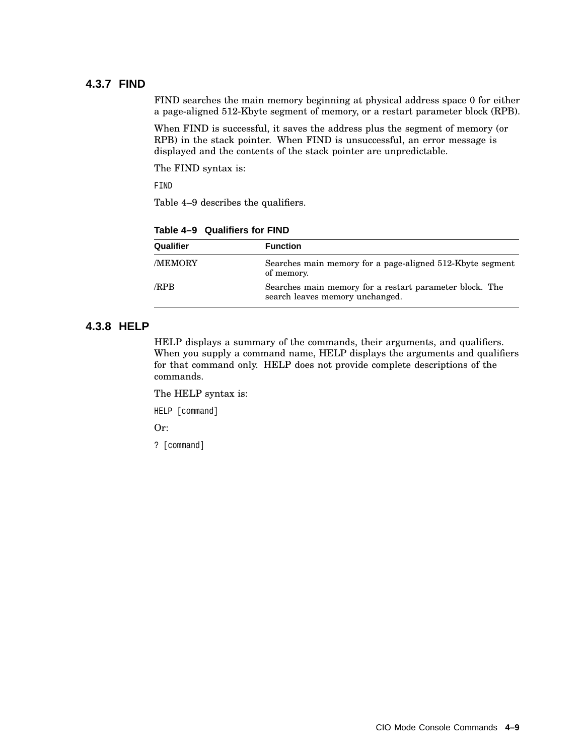### 4.3.7 FIND

FIND searches the main memory beginning at physical address space 0 for either a page-aligned 512-Kbyte segment of memory, or a restart parameter block (RPB).

When FIND is successful, it saves the address plus the segment of memory (or RPB) in the stack pointer. When FIND is unsuccessful, an error message is displayed and the contents of the stack pointer are unpredictable.

The FIND syntax is:

```
FIND
```

Table 4–9 describes the qualifiers.

**Table 4–9 Qualifiers for FIND**

| Qualifier | Function |
|---|---|
| /MEMORY | Searches main memory for a page-aligned 512-Kbyte segment of memory. |
| /RPB | Searches main memory for a restart parameter block. The search leaves memory unchanged. |

### 4.3.8 HELP

HELP displays a summary of the commands, their arguments, and qualifiers. When you supply a command name, HELP displays the arguments and qualifiers for that command only. HELP does not provide complete descriptions of the commands.

The HELP syntax is:

```
HELP [command]
```

Or:

```
? [command]
```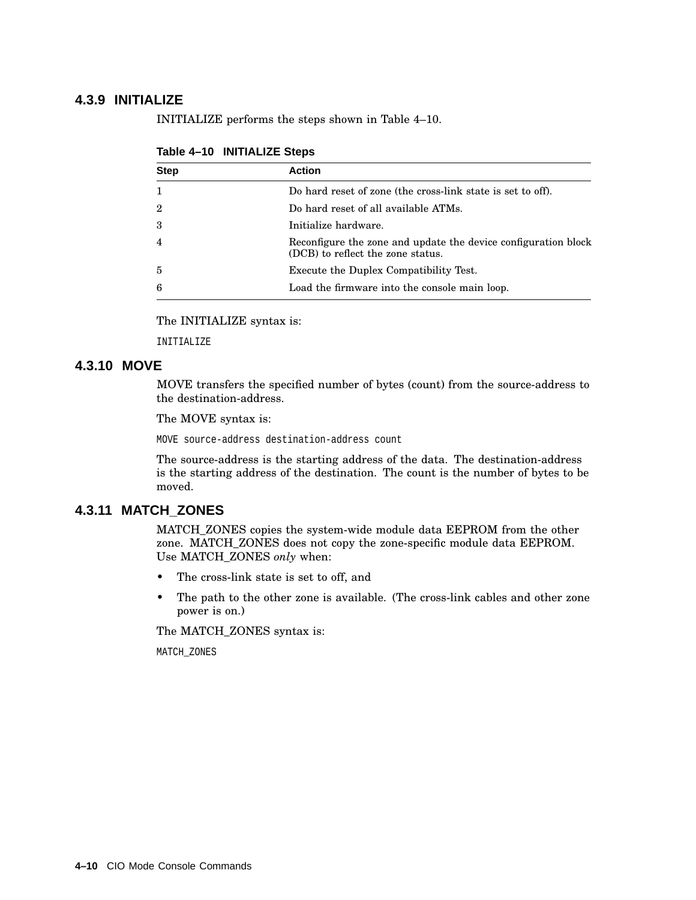### 4.3.9 INITIALIZE

INITIALIZE performs the steps shown in Table 4–10.

**Table 4–10 INITIALIZE Steps**

| Step | Action |
|---|---|
| 1 | Do hard reset of zone (the cross-link state is set to off). |
| 2 | Do hard reset of all available ATMs. |
| 3 | Initialize hardware. |
| 4 | Reconfigure the zone and update the device configuration block (DCB) to reflect the zone status. |
| 5 | Execute the Duplex Compatibility Test. |
| 6 | Load the firmware into the console main loop. |

The INITIALIZE syntax is:

```
INITIALIZE
```

### 4.3.10 MOVE

MOVE transfers the specified number of bytes (count) from the source-address to the destination-address.

The MOVE syntax is:

```
MOVE source-address destination-address count
```

The source-address is the starting address of the data. The destination-address is the starting address of the destination. The count is the number of bytes to be moved.

### 4.3.11 MATCH_ZONES

MATCH_ZONES copies the system-wide module data EEPROM from the other zone. MATCH_ZONES does not copy the zone-specific module data EEPROM. Use MATCH_ZONES *only* when:

- The cross-link state is set to off, and
- The path to the other zone is available. (The cross-link cables and other zone power is on.)

The MATCH_ZONES syntax is:

```
MATCH_ZONES
```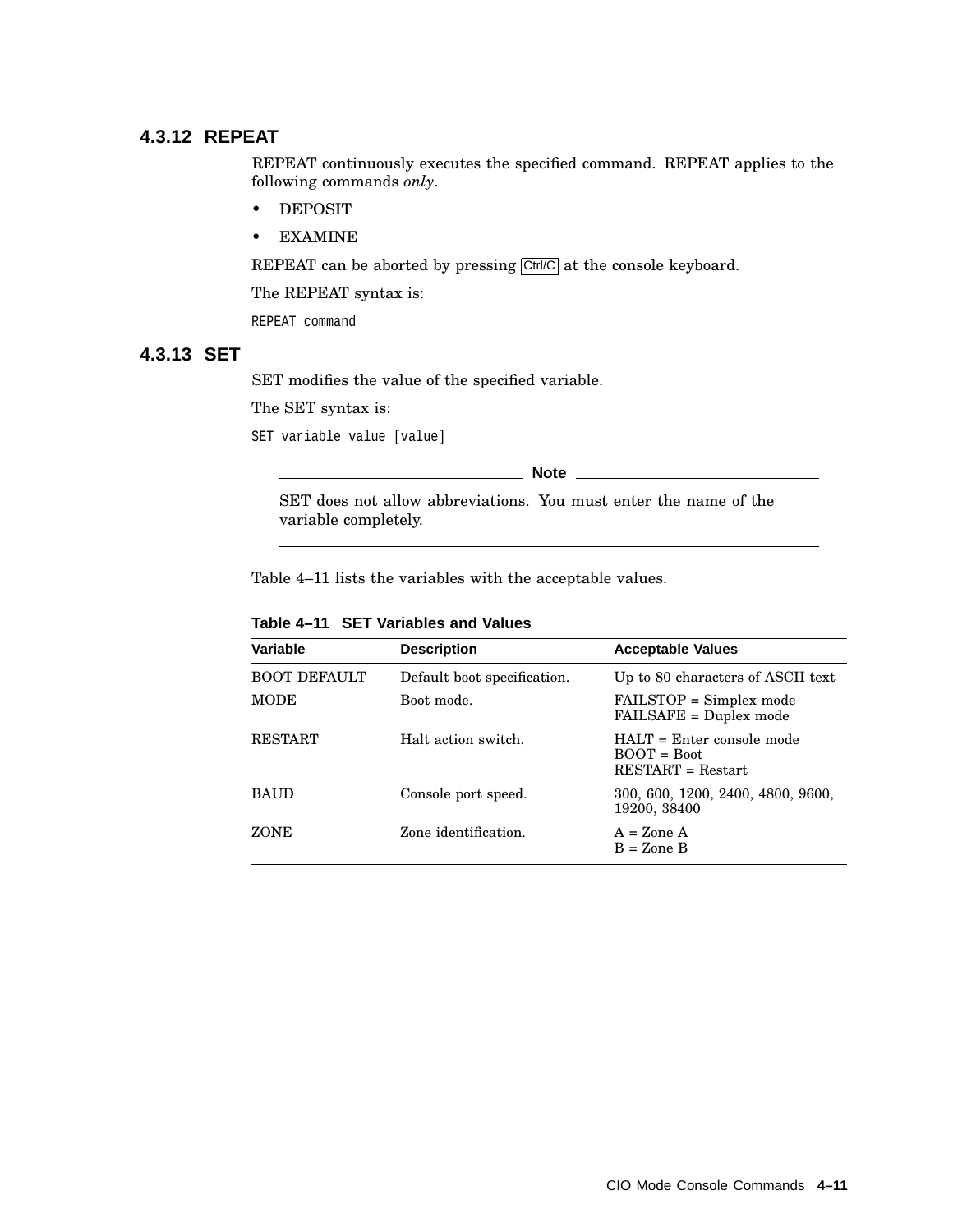### 4.3.12 REPEAT

REPEAT continuously executes the specified command. REPEAT applies to the following commands *only*.

- DEPOSIT
- EXAMINE

REPEAT can be aborted by pressing Ctrl/C at the console keyboard.

The REPEAT syntax is:

```
REPEAT command
```

### 4.3.13 SET

SET modifies the value of the specified variable.

The SET syntax is:

```
SET variable value [value]
```

---

**Note**

SET does not allow abbreviations. You must enter the name of the variable completely.

---

Table 4–11 lists the variables with the acceptable values.

**Table 4–11 SET Variables and Values**

| Variable | Description | Acceptable Values |
|---|---|---|
| BOOT DEFAULT | Default boot specification. | Up to 80 characters of ASCII text |
| MODE | Boot mode. | FAILSTOP = Simplex mode<br>FAILSAFE = Duplex mode |
| RESTART | Halt action switch. | HALT = Enter console mode<br>BOOT = Boot<br>RESTART = Restart |
| BAUD | Console port speed. | 300, 600, 1200, 2400, 4800, 9600, 19200, 38400 |
| ZONE | Zone identification. | A = Zone A<br>B = Zone B |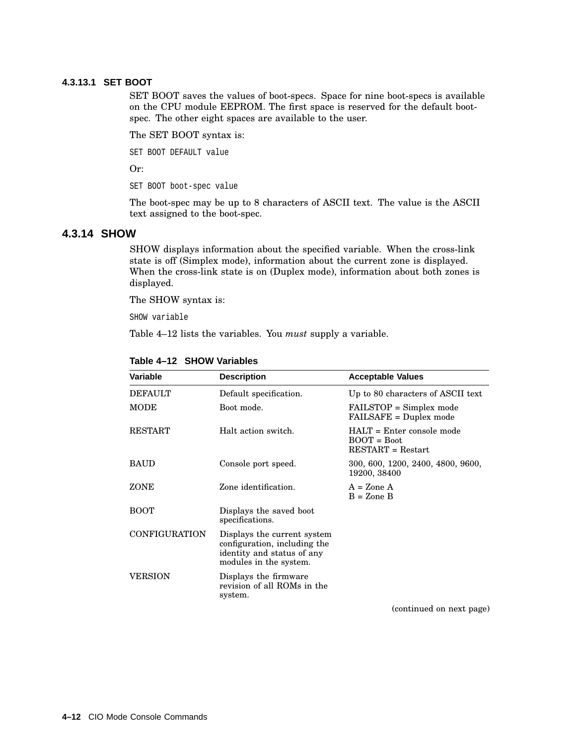#### 4.3.13.1 SET BOOT

SET BOOT saves the values of boot-specs. Space for nine boot-specs is available on the CPU module EEPROM. The first space is reserved for the default boot-spec. The other eight spaces are available to the user.

The SET BOOT syntax is:

```
SET BOOT DEFAULT value
```

Or:

```
SET BOOT boot-spec value
```

The boot-spec may be up to 8 characters of ASCII text. The value is the ASCII text assigned to the boot-spec.

### 4.3.14 SHOW

SHOW displays information about the specified variable. When the cross-link state is off (Simplex mode), information about the current zone is displayed. When the cross-link state is on (Duplex mode), information about both zones is displayed.

The SHOW syntax is:

```
SHOW variable
```

Table 4–12 lists the variables. You *must* supply a variable.

**Table 4–12 SHOW Variables**

| Variable | Description | Acceptable Values |
|---|---|---|
| DEFAULT | Default specification. | Up to 80 characters of ASCII text |
| MODE | Boot mode. | FAILSTOP = Simplex mode<br>FAILSAFE = Duplex mode |
| RESTART | Halt action switch. | HALT = Enter console mode<br>BOOT = Boot<br>RESTART = Restart |
| BAUD | Console port speed. | 300, 600, 1200, 2400, 4800, 9600, 19200, 38400 |
| ZONE | Zone identification. | A = Zone A<br>B = Zone B |
| BOOT | Displays the saved boot specifications. | |
| CONFIGURATION | Displays the current system configuration, including the identity and status of any modules in the system. | |
| VERSION | Displays the firmware revision of all ROMs in the system. | |

(continued on next page)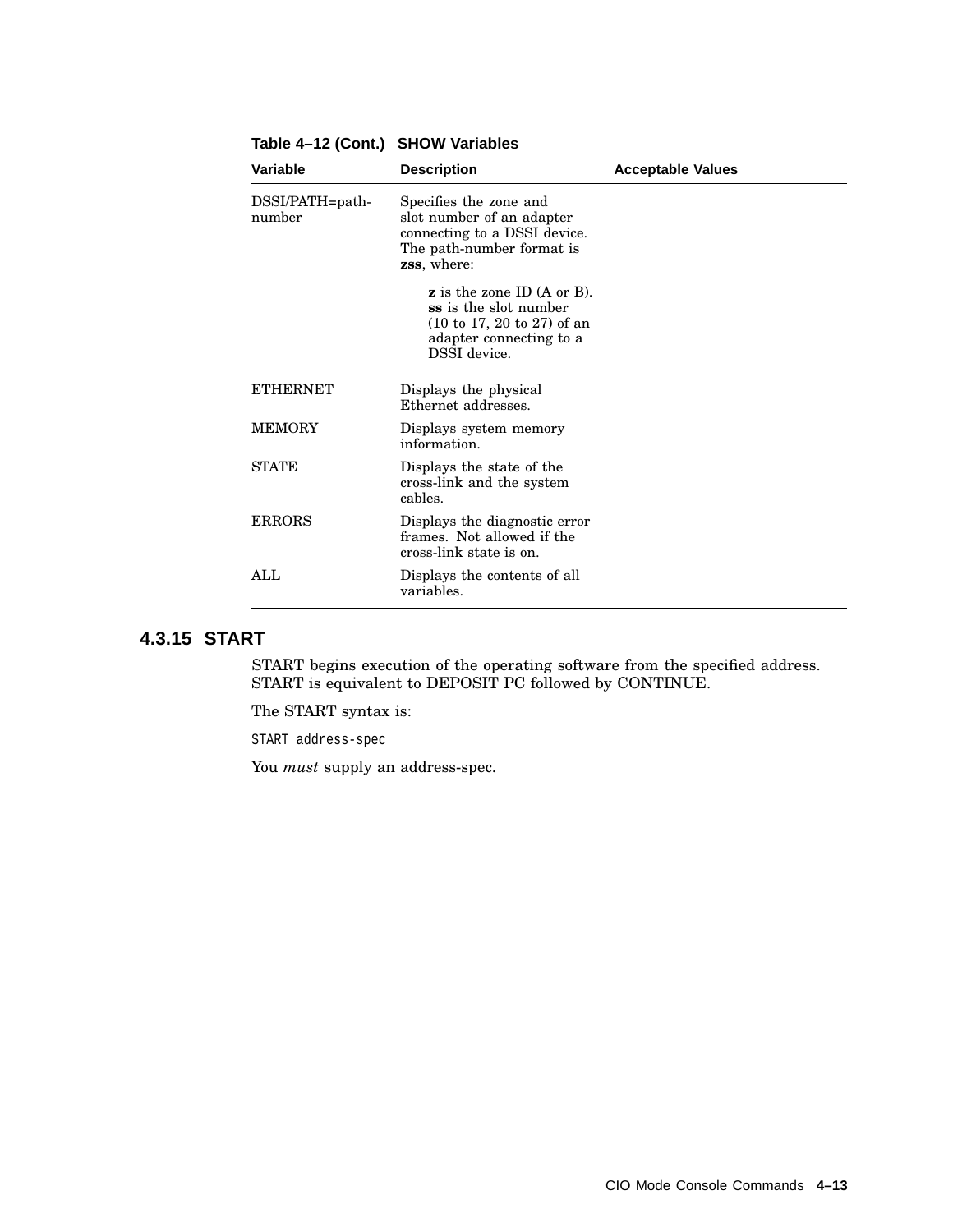**Table 4–12 (Cont.) SHOW Variables**

| Variable | Description | Acceptable Values |
|---|---|---|
| DSSI/PATH=path-number | Specifies the zone and slot number of an adapter connecting to a DSSI device. The path-number format is **zss**, where:<br><br>**z** is the zone ID (A or B).<br>**ss** is the slot number (10 to 17, 20 to 27) of an adapter connecting to a DSSI device. | |
| ETHERNET | Displays the physical Ethernet addresses. | |
| MEMORY | Displays system memory information. | |
| STATE | Displays the state of the cross-link and the system cables. | |
| ERRORS | Displays the diagnostic error frames. Not allowed if the cross-link state is on. | |
| ALL | Displays the contents of all variables. | |

### 4.3.15 START

START begins execution of the operating software from the specified address. START is equivalent to DEPOSIT PC followed by CONTINUE.

The START syntax is:

```
START address-spec
```

You *must* supply an address-spec.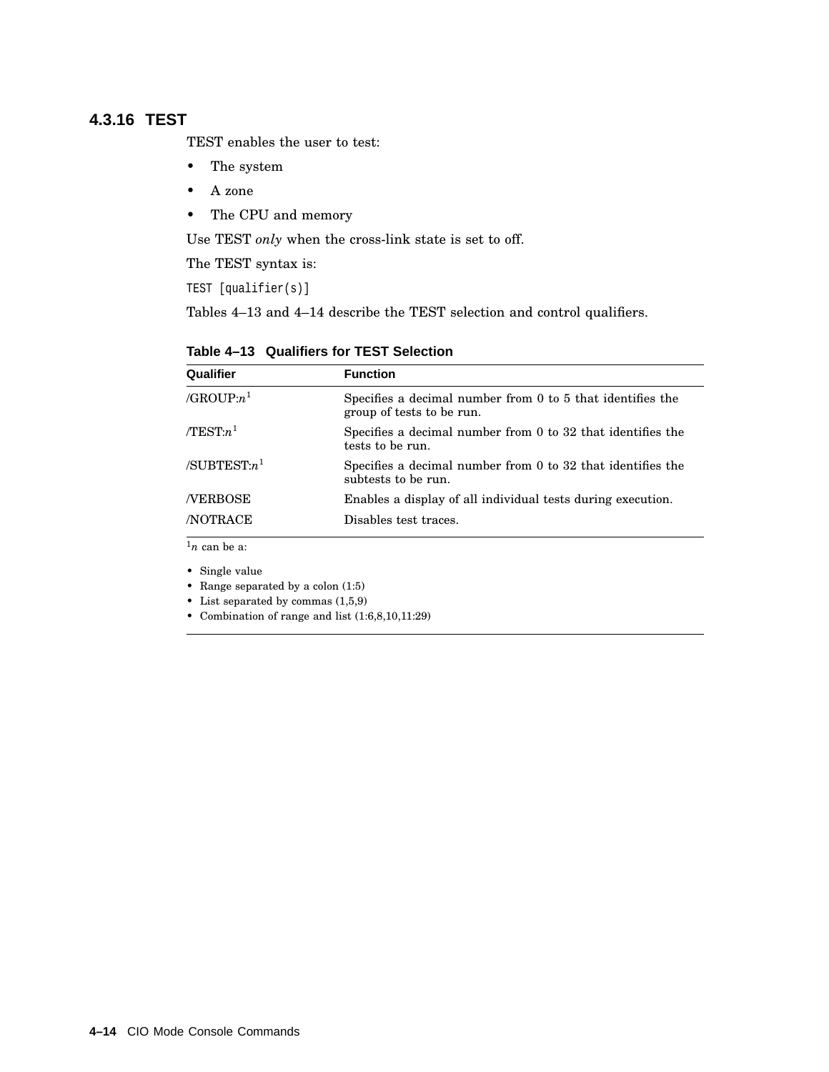### 4.3.16 TEST

TEST enables the user to test:

- The system
- A zone
- The CPU and memory

Use TEST *only* when the cross-link state is set to off.

The TEST syntax is:

```
TEST [qualifier(s)]
```

Tables 4–13 and 4–14 describe the TEST selection and control qualifiers.

**Table 4–13 Qualifiers for TEST Selection**

| Qualifier | Function |
|---|---|
| /GROUP:*n*[1] | Specifies a decimal number from 0 to 5 that identifies the group of tests to be run. |
| /TEST:*n*[1] | Specifies a decimal number from 0 to 32 that identifies the tests to be run. |
| /SUBTEST:*n*[1] | Specifies a decimal number from 0 to 32 that identifies the subtests to be run. |
| /VERBOSE | Enables a display of all individual tests during execution. |
| /NOTRACE | Disables test traces. |

[1]*n* can be a:

- Single value
- Range separated by a colon (1:5)
- List separated by commas (1,5,9)
- Combination of range and list (1:6,8,10,11:29)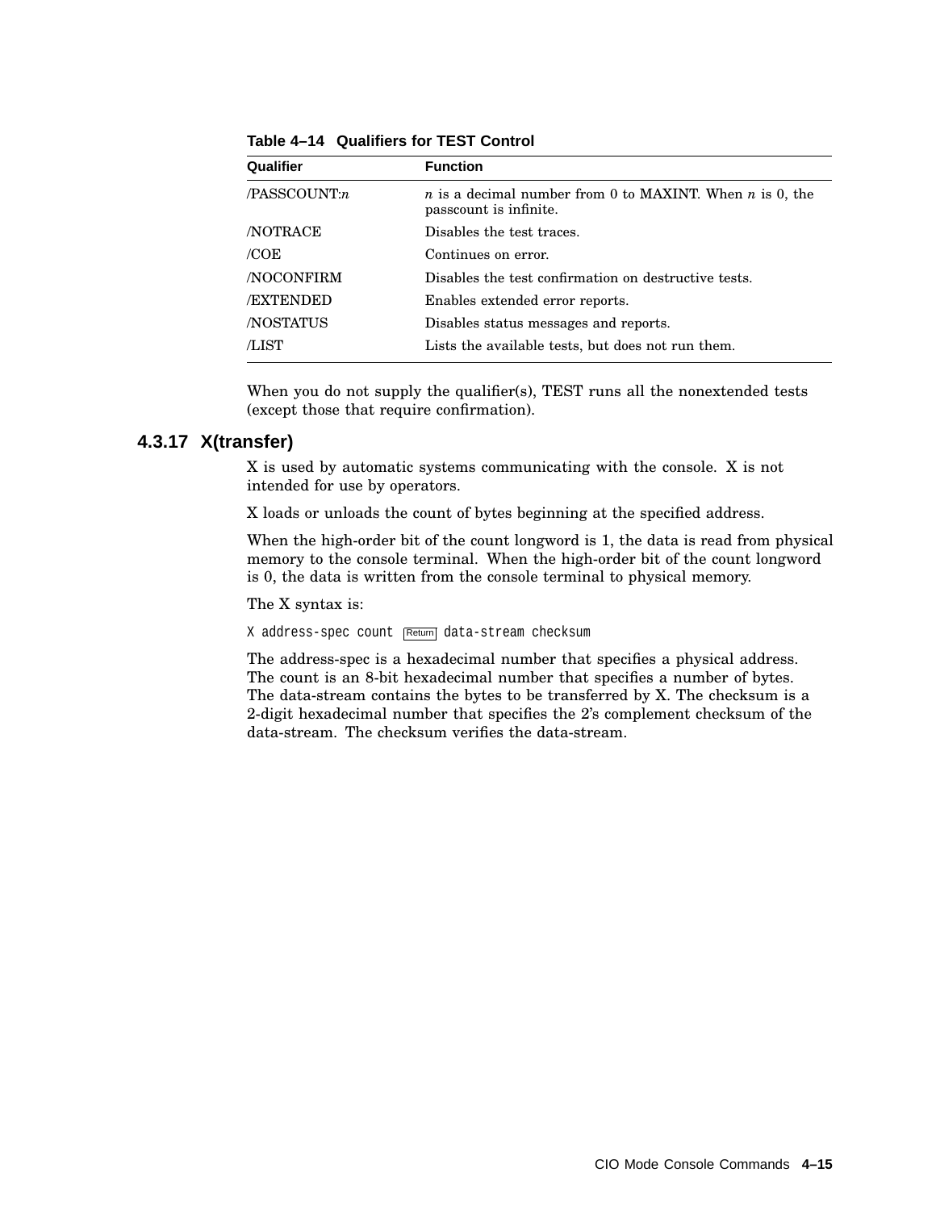**Table 4–14 Qualifiers for TEST Control**

| Qualifier | Function |
|---|---|
| /PASSCOUNT:*n* | *n* is a decimal number from 0 to MAXINT. When *n* is 0, the passcount is infinite. |
| /NOTRACE | Disables the test traces. |
| /COE | Continues on error. |
| /NOCONFIRM | Disables the test confirmation on destructive tests. |
| /EXTENDED | Enables extended error reports. |
| /NOSTATUS | Disables status messages and reports. |
| /LIST | Lists the available tests, but does not run them. |

When you do not supply the qualifier(s), TEST runs all the nonextended tests (except those that require confirmation).

### 4.3.17 X(transfer)

X is used by automatic systems communicating with the console. X is not intended for use by operators.

X loads or unloads the count of bytes beginning at the specified address.

When the high-order bit of the count longword is 1, the data is read from physical memory to the console terminal. When the high-order bit of the count longword is 0, the data is written from the console terminal to physical memory.

The X syntax is:

```
X address-spec count [Return] data-stream checksum
```

The address-spec is a hexadecimal number that specifies a physical address. The count is an 8-bit hexadecimal number that specifies a number of bytes. The data-stream contains the bytes to be transferred by X. The checksum is a 2-digit hexadecimal number that specifies the 2's complement checksum of the data-stream. The checksum verifies the data-stream.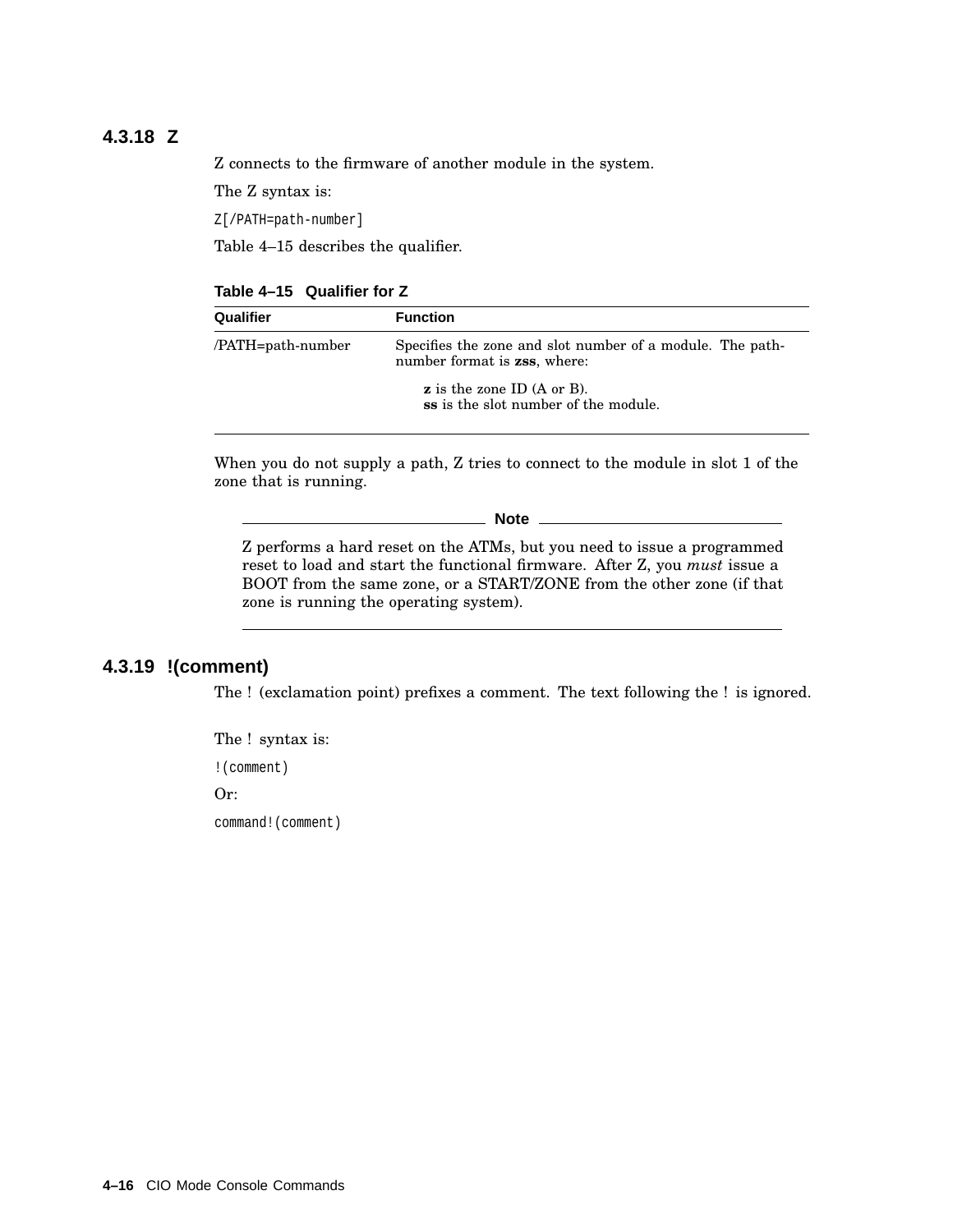### 4.3.18 Z

Z connects to the firmware of another module in the system.

The Z syntax is:

```
Z[/PATH=path-number]
```

Table 4–15 describes the qualifier.

**Table 4–15 Qualifier for Z**

| Qualifier | Function |
| --- | --- |
| /PATH=path-number | Specifies the zone and slot number of a module. The path-number format is **zss**, where: **z** is the zone ID (A or B). **ss** is the slot number of the module. |

When you do not supply a path, Z tries to connect to the module in slot 1 of the zone that is running.

> **Note**
>
> Z performs a hard reset on the ATMs, but you need to issue a programmed reset to load and start the functional firmware. After Z, you *must* issue a BOOT from the same zone, or a START/ZONE from the other zone (if that zone is running the operating system).

### 4.3.19 !(comment)

The ! (exclamation point) prefixes a comment. The text following the ! is ignored.

The ! syntax is:

```
!(comment)
```

Or:

```
command!(comment)
```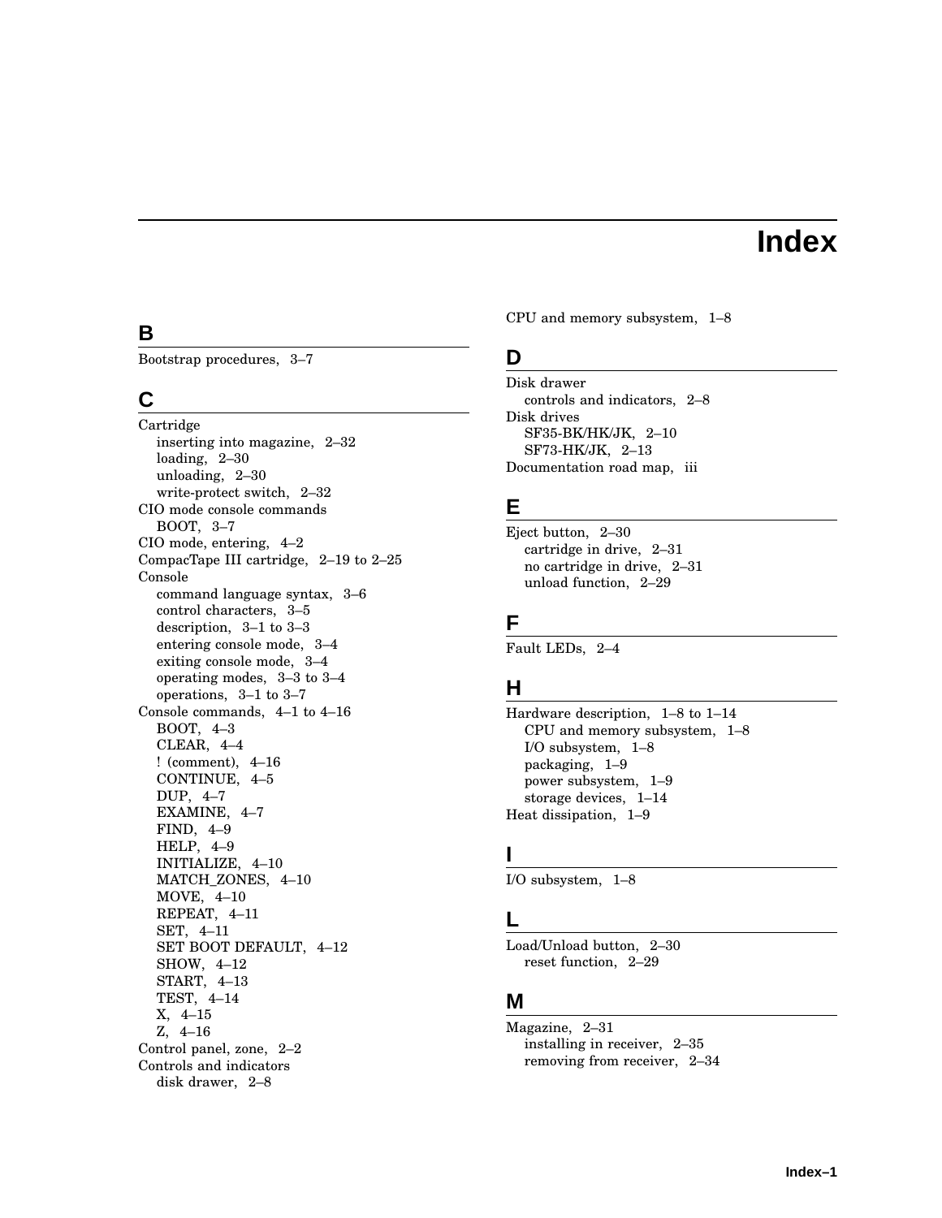# Index

## B

Bootstrap procedures, 3–7

## C

Cartridge
- inserting into magazine, 2–32
- loading, 2–30
- unloading, 2–30
- write-protect switch, 2–32

CIO mode console commands
- BOOT, 3–7

CIO mode, entering, 4–2

CompacTape III cartridge, 2–19 to 2–25

Console
- command language syntax, 3–6
- control characters, 3–5
- description, 3–1 to 3–3
- entering console mode, 3–4
- exiting console mode, 3–4
- operating modes, 3–3 to 3–4
- operations, 3–1 to 3–7

Console commands, 4–1 to 4–16
- BOOT, 4–3
- CLEAR, 4–4
- ! (comment), 4–16
- CONTINUE, 4–5
- DUP, 4–7
- EXAMINE, 4–7
- FIND, 4–9
- HELP, 4–9
- INITIALIZE, 4–10
- MATCH_ZONES, 4–10
- MOVE, 4–10
- REPEAT, 4–11
- SET, 4–11
- SET BOOT DEFAULT, 4–12
- SHOW, 4–12
- START, 4–13
- TEST, 4–14
- X, 4–15
- Z, 4–16

Control panel, zone, 2–2

Controls and indicators
- disk drawer, 2–8

CPU and memory subsystem, 1–8

## D

Disk drawer
- controls and indicators, 2–8

Disk drives
- SF35-BK/HK/JK, 2–10
- SF73-HK/JK, 2–13

Documentation road map, iii

## E

Eject button, 2–30
- cartridge in drive, 2–31
- no cartridge in drive, 2–31
- unload function, 2–29

## F

Fault LEDs, 2–4

## H

Hardware description, 1–8 to 1–14
- CPU and memory subsystem, 1–8
- I/O subsystem, 1–8
- packaging, 1–9
- power subsystem, 1–9
- storage devices, 1–14

Heat dissipation, 1–9

## I

I/O subsystem, 1–8

## L

Load/Unload button, 2–30
- reset function, 2–29

## M

Magazine, 2–31
- installing in receiver, 2–35
- removing from receiver, 2–34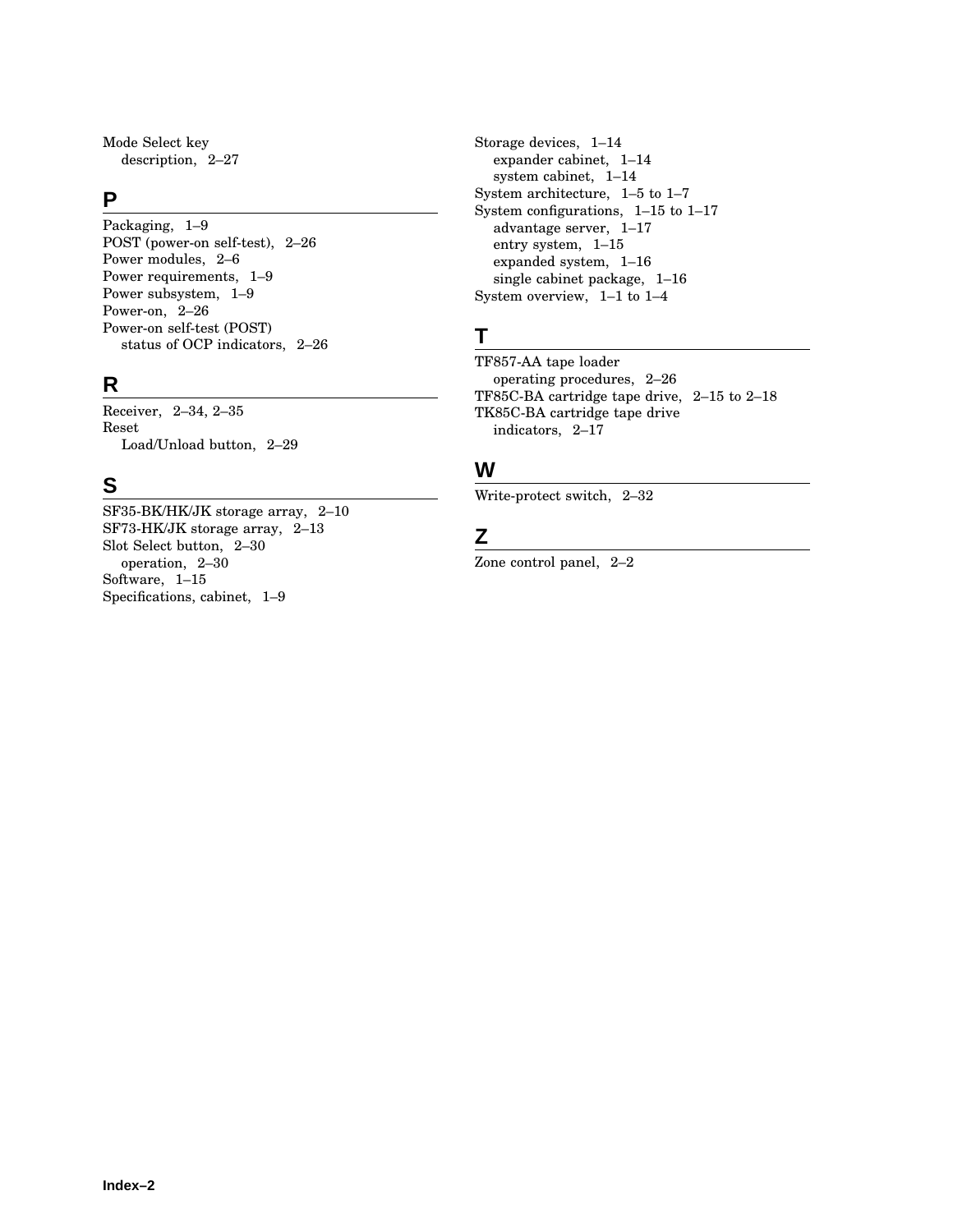Mode Select key
  description, 2–27

## P

Packaging, 1–9
POST (power-on self-test), 2–26
Power modules, 2–6
Power requirements, 1–9
Power subsystem, 1–9
Power-on, 2–26
Power-on self-test (POST)
  status of OCP indicators, 2–26

## R

Receiver, 2–34, 2–35
Reset
  Load/Unload button, 2–29

## S

SF35-BK/HK/JK storage array, 2–10
SF73-HK/JK storage array, 2–13
Slot Select button, 2–30
  operation, 2–30
Software, 1–15
Specifications, cabinet, 1–9
Storage devices, 1–14
  expander cabinet, 1–14
  system cabinet, 1–14
System architecture, 1–5 to 1–7
System configurations, 1–15 to 1–17
  advantage server, 1–17
  entry system, 1–15
  expanded system, 1–16
  single cabinet package, 1–16
System overview, 1–1 to 1–4

## T

TF857-AA tape loader
  operating procedures, 2–26
TF85C-BA cartridge tape drive, 2–15 to 2–18
TK85C-BA cartridge tape drive
  indicators, 2–17

## W

Write-protect switch, 2–32

## Z

Zone control panel, 2–2